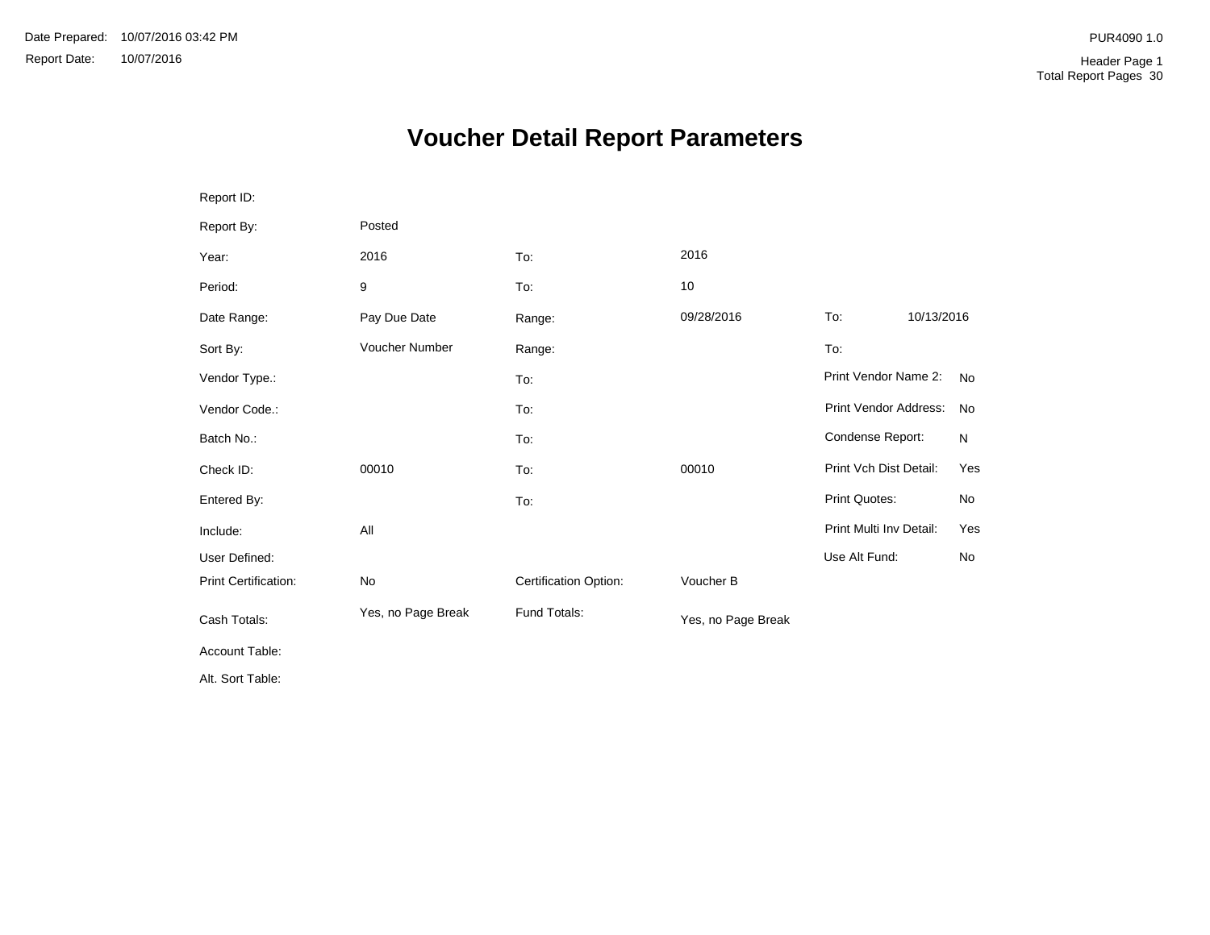Date Prepared: 10/07/2016 03:42 PM

Report Date: 10/07/2016

PUR4090 1.0

Header Page 1

Total Report Pages 30

# Voucher Detail Report Parameters

| | | | | | |
|---|---|---|---|---|---|
| Report ID: | | | | | |
| Report By: | Posted | | | | |
| Year: | 2016 | To: | 2016 | | |
| Period: | 9 | To: | 10 | | |
| Date Range: | Pay Due Date | Range: | 09/28/2016 | To: | 10/13/2016 |
| Sort By: | Voucher Number | Range: | | To: | |
| Vendor Type.: | | To: | | Print Vendor Name 2: | No |
| Vendor Code.: | | To: | | Print Vendor Address: | No |
| Batch No.: | | To: | | Condense Report: | N |
| Check ID: | 00010 | To: | 00010 | Print Vch Dist Detail: | Yes |
| Entered By: | | To: | | Print Quotes: | No |
| Include: | All | | | Print Multi Inv Detail: | Yes |
| User Defined: | | | | Use Alt Fund: | No |
| Print Certification: | No | Certification Option: | Voucher B | | |
| Cash Totals: | Yes, no Page Break | Fund Totals: | Yes, no Page Break | | |
| Account Table: | | | | | |
| Alt. Sort Table: | | | | | |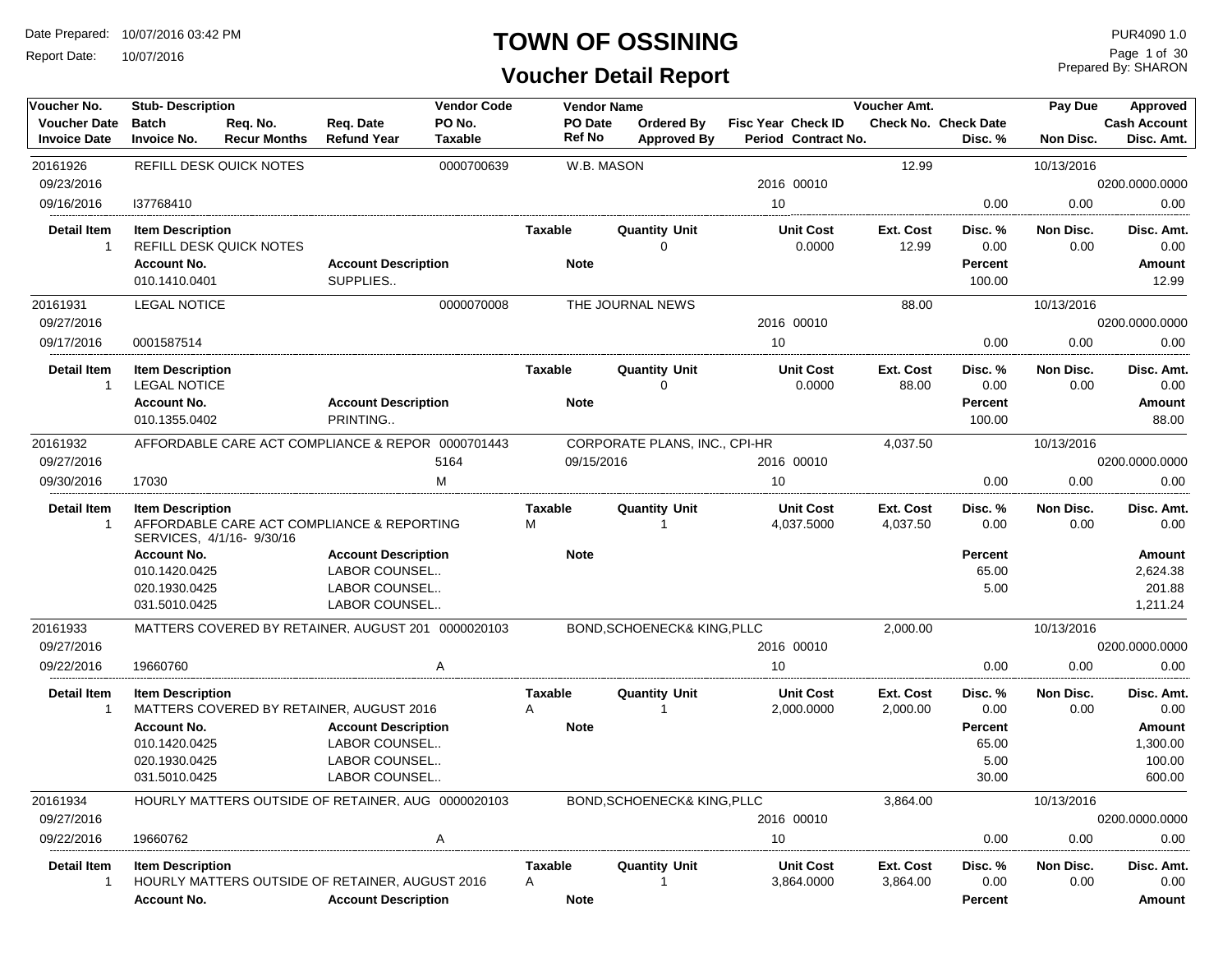# TOWN OF OSSINING

## Voucher Detail Report

Date Prepared: 10/07/2016 03:42 PM
Report Date: 10/07/2016

PUR4090 1.0
Prepared By: SHARON

| Voucher No. / Voucher Date / Invoice Date | Stub-Description / Batch / Invoice No. | Req. No. / Recur Months | Req. Date / Refund Year | Vendor Code / PO No. / Taxable | Vendor Name / PO Date / Ref No | Ordered By / Approved By | Fisc Year / Period | Check ID / Contract No. | Voucher Amt. / Check No. | Check Date / Disc. % | Pay Due / Non Disc. | Approved / Cash Account / Disc. Amt. |
|---|---|---|---|---|---|---|---|---|---|---|---|---|
| 20161926 | REFILL DESK QUICK NOTES | | | 0000700639 | W.B. MASON | | | | 12.99 | | 10/13/2016 | |
| 09/23/2016 | | | | | | | 2016 | 00010 | | | | 0200.0000.0000 |
| 09/16/2016 | I37768410 | | | | | | 10 | | | 0.00 | 0.00 | 0.00 |

| Detail Item | Item Description | Taxable | Quantity | Unit | Unit Cost | Ext. Cost | Disc. % | Non Disc. | Disc. Amt. |
|---|---|---|---|---|---|---|---|---|---|
| 1 | REFILL DESK QUICK NOTES | | 0 | | 0.0000 | 12.99 | 0.00 | 0.00 | 0.00 |

| Account No. | Account Description | Note | Percent | Amount |
|---|---|---|---|---|
| 010.1410.0401 | SUPPLIES.. | | 100.00 | 12.99 |

| Voucher No. / Voucher Date / Invoice Date | Stub-Description / Batch / Invoice No. | Req. No. / Recur Months | Req. Date / Refund Year | Vendor Code / PO No. / Taxable | Vendor Name / PO Date / Ref No | Ordered By / Approved By | Fisc Year / Period | Check ID / Contract No. | Voucher Amt. / Check No. | Check Date / Disc. % | Pay Due / Non Disc. | Approved / Cash Account / Disc. Amt. |
|---|---|---|---|---|---|---|---|---|---|---|---|---|
| 20161931 | LEGAL NOTICE | | | 0000070008 | THE JOURNAL NEWS | | | | 88.00 | | 10/13/2016 | |
| 09/27/2016 | | | | | | | 2016 | 00010 | | | | 0200.0000.0000 |
| 09/17/2016 | 0001587514 | | | | | | 10 | | | 0.00 | 0.00 | 0.00 |

| Detail Item | Item Description | Taxable | Quantity | Unit | Unit Cost | Ext. Cost | Disc. % | Non Disc. | Disc. Amt. |
|---|---|---|---|---|---|---|---|---|---|
| 1 | LEGAL NOTICE | | 0 | | 0.0000 | 88.00 | 0.00 | 0.00 | 0.00 |

| Account No. | Account Description | Note | Percent | Amount |
|---|---|---|---|---|
| 010.1355.0402 | PRINTING.. | | 100.00 | 88.00 |

| Voucher No. / Voucher Date / Invoice Date | Stub-Description / Batch / Invoice No. | Req. No. / Recur Months | Req. Date / Refund Year | Vendor Code / PO No. / Taxable | Vendor Name / PO Date / Ref No | Ordered By / Approved By | Fisc Year / Period | Check ID / Contract No. | Voucher Amt. / Check No. | Check Date / Disc. % | Pay Due / Non Disc. | Approved / Cash Account / Disc. Amt. |
|---|---|---|---|---|---|---|---|---|---|---|---|---|
| 20161932 | AFFORDABLE CARE ACT COMPLIANCE & REPOR | | | 0000701443 | CORPORATE PLANS, INC., CPI-HR | | | | 4,037.50 | | 10/13/2016 | |
| 09/27/2016 | | | | 5164 | 09/15/2016 | | 2016 | 00010 | | | | 0200.0000.0000 |
| 09/30/2016 | 17030 | | | M | | | 10 | | | 0.00 | 0.00 | 0.00 |

| Detail Item | Item Description | Taxable | Quantity | Unit | Unit Cost | Ext. Cost | Disc. % | Non Disc. | Disc. Amt. |
|---|---|---|---|---|---|---|---|---|---|
| 1 | AFFORDABLE CARE ACT COMPLIANCE & REPORTING SERVICES, 4/1/16- 9/30/16 | M | 1 | | 4,037.5000 | 4,037.50 | 0.00 | 0.00 | 0.00 |

| Account No. | Account Description | Note | Percent | Amount |
|---|---|---|---|---|
| 010.1420.0425 | LABOR COUNSEL.. | | 65.00 | 2,624.38 |
| 020.1930.0425 | LABOR COUNSEL.. | | 5.00 | 201.88 |
| 031.5010.0425 | LABOR COUNSEL.. | | | 1,211.24 |

| Voucher No. / Voucher Date / Invoice Date | Stub-Description / Batch / Invoice No. | Req. No. / Recur Months | Req. Date / Refund Year | Vendor Code / PO No. / Taxable | Vendor Name / PO Date / Ref No | Ordered By / Approved By | Fisc Year / Period | Check ID / Contract No. | Voucher Amt. / Check No. | Check Date / Disc. % | Pay Due / Non Disc. | Approved / Cash Account / Disc. Amt. |
|---|---|---|---|---|---|---|---|---|---|---|---|---|
| 20161933 | MATTERS COVERED BY RETAINER, AUGUST 201 | | | 0000020103 | BOND,SCHOENECK& KING,PLLC | | | | 2,000.00 | | 10/13/2016 | |
| 09/27/2016 | | | | | | | 2016 | 00010 | | | | 0200.0000.0000 |
| 09/22/2016 | 19660760 | | | A | | | 10 | | | 0.00 | 0.00 | 0.00 |

| Detail Item | Item Description | Taxable | Quantity | Unit | Unit Cost | Ext. Cost | Disc. % | Non Disc. | Disc. Amt. |
|---|---|---|---|---|---|---|---|---|---|
| 1 | MATTERS COVERED BY RETAINER, AUGUST 2016 | A | 1 | | 2,000.0000 | 2,000.00 | 0.00 | 0.00 | 0.00 |

| Account No. | Account Description | Note | Percent | Amount |
|---|---|---|---|---|
| 010.1420.0425 | LABOR COUNSEL.. | | 65.00 | 1,300.00 |
| 020.1930.0425 | LABOR COUNSEL.. | | 5.00 | 100.00 |
| 031.5010.0425 | LABOR COUNSEL.. | | 30.00 | 600.00 |

| Voucher No. / Voucher Date / Invoice Date | Stub-Description / Batch / Invoice No. | Req. No. / Recur Months | Req. Date / Refund Year | Vendor Code / PO No. / Taxable | Vendor Name / PO Date / Ref No | Ordered By / Approved By | Fisc Year / Period | Check ID / Contract No. | Voucher Amt. / Check No. | Check Date / Disc. % | Pay Due / Non Disc. | Approved / Cash Account / Disc. Amt. |
|---|---|---|---|---|---|---|---|---|---|---|---|---|
| 20161934 | HOURLY MATTERS OUTSIDE OF RETAINER, AUG | | | 0000020103 | BOND,SCHOENECK& KING,PLLC | | | | 3,864.00 | | 10/13/2016 | |
| 09/27/2016 | | | | | | | 2016 | 00010 | | | | 0200.0000.0000 |
| 09/22/2016 | 19660762 | | | A | | | 10 | | | 0.00 | 0.00 | 0.00 |

| Detail Item | Item Description | Taxable | Quantity | Unit | Unit Cost | Ext. Cost | Disc. % | Non Disc. | Disc. Amt. |
|---|---|---|---|---|---|---|---|---|---|
| 1 | HOURLY MATTERS OUTSIDE OF RETAINER, AUGUST 2016 | A | 1 | | 3,864.0000 | 3,864.00 | 0.00 | 0.00 | 0.00 |

| Account No. | Account Description | Note | Percent | Amount |
|---|---|---|---|---|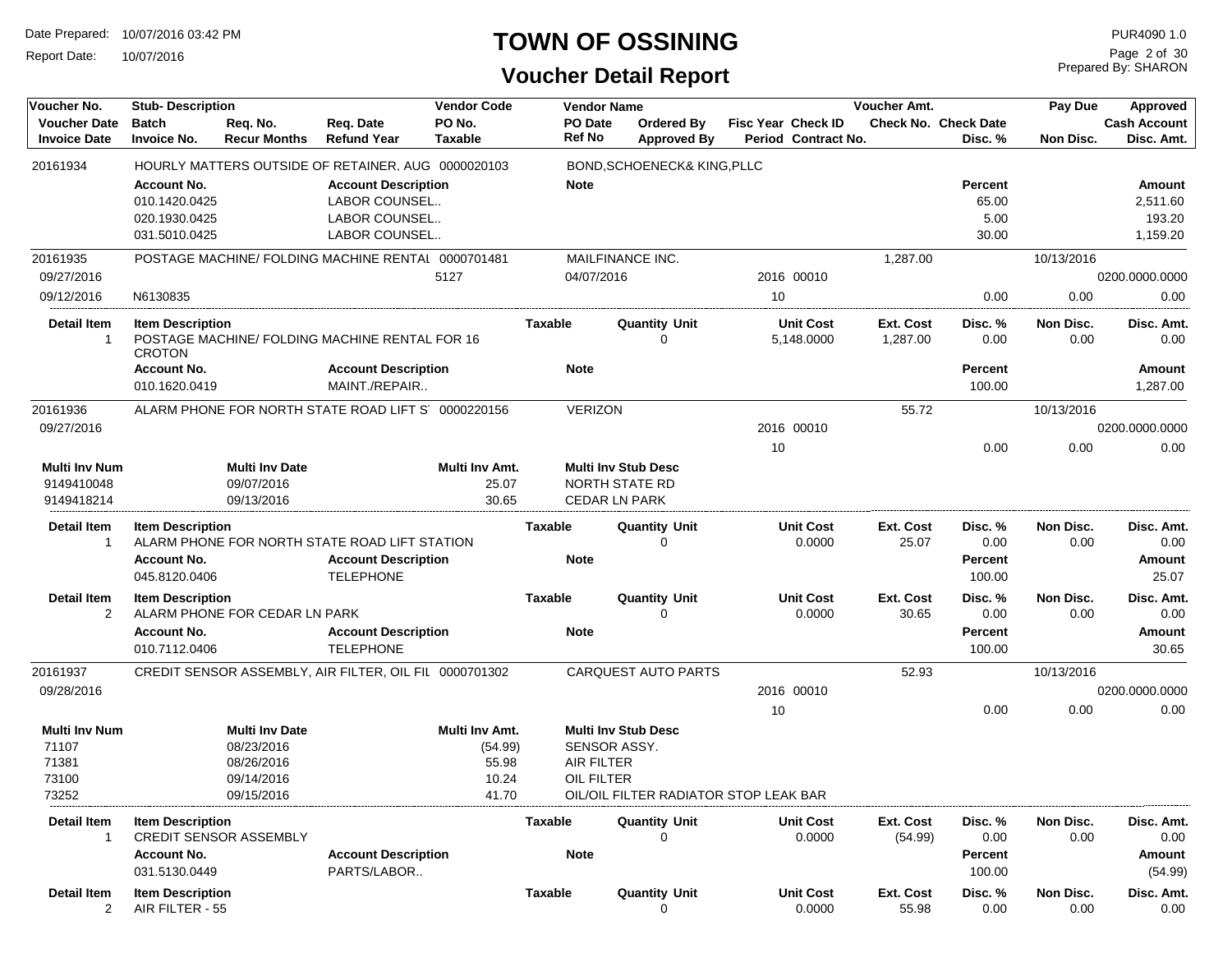# TOWN OF OSSINING

## Voucher Detail Report

Date Prepared: 10/07/2016 03:42 PM
Report Date: 10/07/2016

PUR4090 1.0
Prepared By: SHARON

| Voucher No. | Stub- Description | | | Vendor Code | Vendor Name | | | Voucher Amt. | | Pay Due | Approved |
|---|---|---|---|---|---|---|---|---|---|---|---|
| Voucher Date | Batch | Req. No. | Req. Date | PO No. | PO Date | Ordered By | Fisc Year Check ID | Check No. Check Date | | | Cash Account |
| Invoice Date | Invoice No. | Recur Months | Refund Year | Taxable | Ref No | Approved By | Period Contract No. | | Disc. % | Non Disc. | Disc. Amt. |

**20161934** — HOURLY MATTERS OUTSIDE OF RETAINER, AUG — 0000020103 — BOND,SCHOENECK& KING,PLLC

| Account No. | Account Description | Note | Percent | Amount |
|---|---|---|---|---|
| 010.1420.0425 | LABOR COUNSEL.. | | 65.00 | 2,511.60 |
| 020.1930.0425 | LABOR COUNSEL.. | | 5.00 | 193.20 |
| 031.5010.0425 | LABOR COUNSEL.. | | 30.00 | 1,159.20 |

**20161935** — POSTAGE MACHINE/ FOLDING MACHINE RENTAL — 0000701481 — MAILFINANCE INC. — Voucher Amt. 1,287.00 — Pay Due 10/13/2016

| Voucher Date | PO No. | PO Date | Fisc Year Check ID | Cash Account |
|---|---|---|---|---|
| 09/27/2016 | 5127 | 04/07/2016 | 2016 00010 | 0200.0000.0000 |

| Invoice Date | Invoice No. | Period | Disc. % | Non Disc. | Disc. Amt. |
|---|---|---|---|---|---|
| 09/12/2016 | N6130835 | 10 | 0.00 | 0.00 | 0.00 |

| Detail Item | Item Description | Taxable | Quantity Unit | Unit Cost | Ext. Cost | Disc. % | Non Disc. | Disc. Amt. |
|---|---|---|---|---|---|---|---|---|
| 1 | POSTAGE MACHINE/ FOLDING MACHINE RENTAL FOR 16 CROTON | | 0 | 5,148.0000 | 1,287.00 | 0.00 | 0.00 | 0.00 |

| Account No. | Account Description | Note | Percent | Amount |
|---|---|---|---|---|
| 010.1620.0419 | MAINT./REPAIR.. | | 100.00 | 1,287.00 |

**20161936** — ALARM PHONE FOR NORTH STATE ROAD LIFT S — 0000220156 — VERIZON — Voucher Amt. 55.72 — Pay Due 10/13/2016

| Voucher Date | Fisc Year Check ID | Period | Disc. % | Non Disc. | Disc. Amt. | Cash Account |
|---|---|---|---|---|---|---|
| 09/27/2016 | 2016 00010 | 10 | 0.00 | 0.00 | 0.00 | 0200.0000.0000 |

| Multi Inv Num | Multi Inv Date | Multi Inv Amt. | Multi Inv Stub Desc |
|---|---|---|---|
| 9149410048 | 09/07/2016 | 25.07 | NORTH STATE RD |
| 9149418214 | 09/13/2016 | 30.65 | CEDAR LN PARK |

| Detail Item | Item Description | Taxable | Quantity Unit | Unit Cost | Ext. Cost | Disc. % | Non Disc. | Disc. Amt. |
|---|---|---|---|---|---|---|---|---|
| 1 | ALARM PHONE FOR NORTH STATE ROAD LIFT STATION | | 0 | 0.0000 | 25.07 | 0.00 | 0.00 | 0.00 |

| Account No. | Account Description | Note | Percent | Amount |
|---|---|---|---|---|
| 045.8120.0406 | TELEPHONE | | 100.00 | 25.07 |

| Detail Item | Item Description | Taxable | Quantity Unit | Unit Cost | Ext. Cost | Disc. % | Non Disc. | Disc. Amt. |
|---|---|---|---|---|---|---|---|---|
| 2 | ALARM PHONE FOR CEDAR LN PARK | | 0 | 0.0000 | 30.65 | 0.00 | 0.00 | 0.00 |

| Account No. | Account Description | Note | Percent | Amount |
|---|---|---|---|---|
| 010.7112.0406 | TELEPHONE | | 100.00 | 30.65 |

**20161937** — CREDIT SENSOR ASSEMBLY, AIR FILTER, OIL FIL — 0000701302 — CARQUEST AUTO PARTS — Voucher Amt. 52.93 — Pay Due 10/13/2016

| Voucher Date | Fisc Year Check ID | Period | Disc. % | Non Disc. | Disc. Amt. | Cash Account |
|---|---|---|---|---|---|---|
| 09/28/2016 | 2016 00010 | 10 | 0.00 | 0.00 | 0.00 | 0200.0000.0000 |

| Multi Inv Num | Multi Inv Date | Multi Inv Amt. | Multi Inv Stub Desc |
|---|---|---|---|
| 71107 | 08/23/2016 | (54.99) | SENSOR ASSY. |
| 71381 | 08/26/2016 | 55.98 | AIR FILTER |
| 73100 | 09/14/2016 | 10.24 | OIL FILTER |
| 73252 | 09/15/2016 | 41.70 | OIL/OIL FILTER RADIATOR STOP LEAK BAR |

| Detail Item | Item Description | Taxable | Quantity Unit | Unit Cost | Ext. Cost | Disc. % | Non Disc. | Disc. Amt. |
|---|---|---|---|---|---|---|---|---|
| 1 | CREDIT SENSOR ASSEMBLY | | 0 | 0.0000 | (54.99) | 0.00 | 0.00 | 0.00 |

| Account No. | Account Description | Note | Percent | Amount |
|---|---|---|---|---|
| 031.5130.0449 | PARTS/LABOR.. | | 100.00 | (54.99) |

| Detail Item | Item Description | Taxable | Quantity Unit | Unit Cost | Ext. Cost | Disc. % | Non Disc. | Disc. Amt. |
|---|---|---|---|---|---|---|---|---|
| 2 | AIR FILTER - 55 | | 0 | 0.0000 | 55.98 | 0.00 | 0.00 | 0.00 |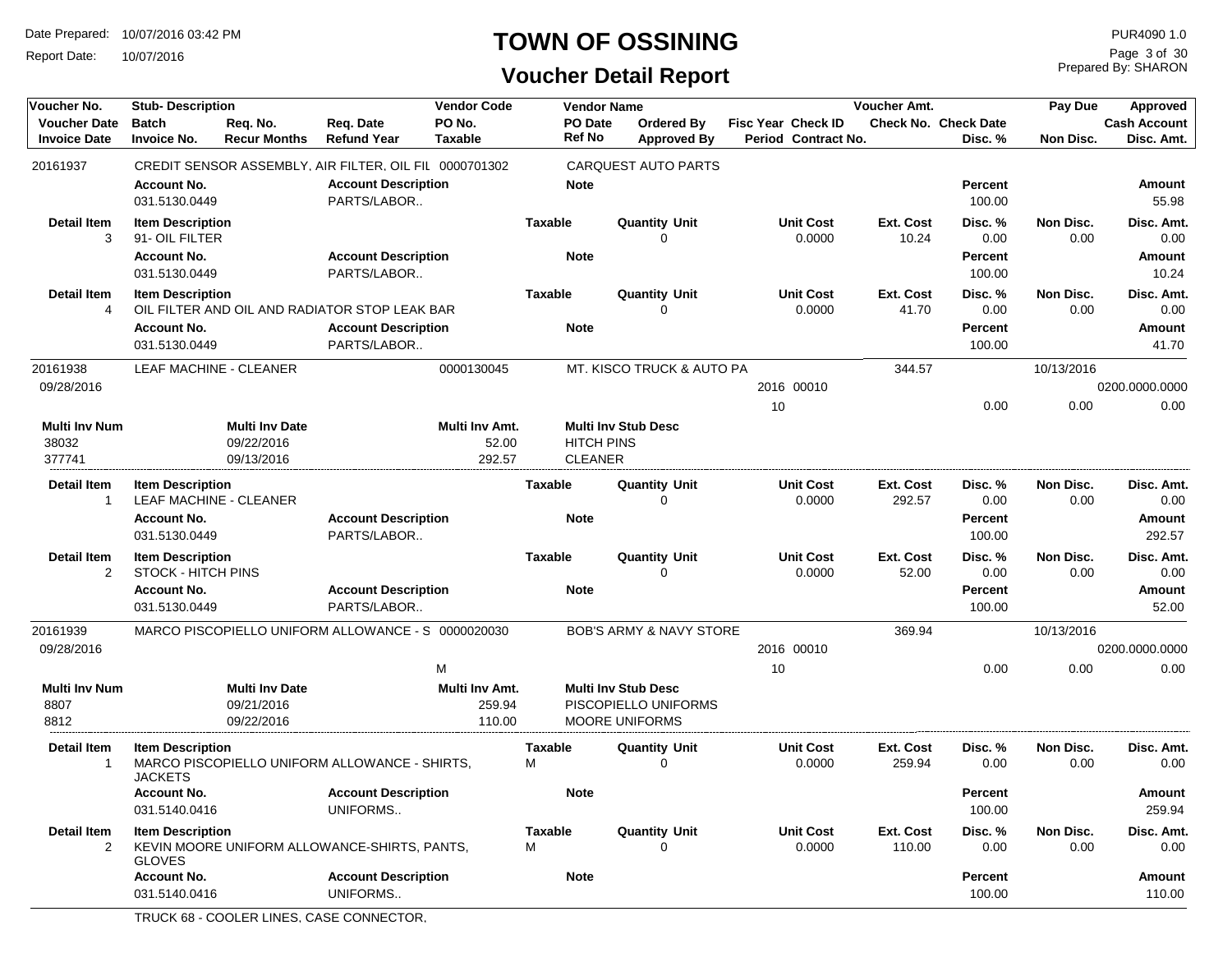# TOWN OF OSSINING

## Voucher Detail Report

Date Prepared: 10/07/2016 03:42 PM
Report Date: 10/07/2016

PUR4090 1.0
Prepared By: SHARON

| Voucher No. | Stub- Description | | | Vendor Code | Vendor Name | | | Voucher Amt. | | Pay Due | Approved |
|---|---|---|---|---|---|---|---|---|---|---|---|
| Voucher Date | Batch | Req. No. | Req. Date | PO No. | PO Date | Ordered By | Fisc Year Check ID | Check No. | Check Date | | Cash Account |
| Invoice Date | Invoice No. | Recur Months | Refund Year | Taxable | Ref No | Approved By | Period Contract No. | | Disc. % | Non Disc. | Disc. Amt. |

**20161937** — CREDIT SENSOR ASSEMBLY, AIR FILTER, OIL FIL — 0000701302 — CARQUEST AUTO PARTS

| Account No. | Account Description | Note | Percent | Amount |
|---|---|---|---|---|
| 031.5130.0449 | PARTS/LABOR.. | | 100.00 | 55.98 |

| Detail Item | Item Description | Taxable | Quantity Unit | Unit Cost | Ext. Cost | Disc. % | Non Disc. | Disc. Amt. |
|---|---|---|---|---|---|---|---|---|
| 3 | 91- OIL FILTER | | 0 | 0.0000 | 10.24 | 0.00 | 0.00 | 0.00 |

| Account No. | Account Description | Note | Percent | Amount |
|---|---|---|---|---|
| 031.5130.0449 | PARTS/LABOR.. | | 100.00 | 10.24 |

| Detail Item | Item Description | Taxable | Quantity Unit | Unit Cost | Ext. Cost | Disc. % | Non Disc. | Disc. Amt. |
|---|---|---|---|---|---|---|---|---|
| 4 | OIL FILTER AND OIL AND RADIATOR STOP LEAK BAR | | 0 | 0.0000 | 41.70 | 0.00 | 0.00 | 0.00 |

| Account No. | Account Description | Note | Percent | Amount |
|---|---|---|---|---|
| 031.5130.0449 | PARTS/LABOR.. | | 100.00 | 41.70 |

**20161938** — LEAF MACHINE - CLEANER — 0000130045 — MT. KISCO TRUCK & AUTO PA — Voucher Amt. 344.57 — Pay Due 10/13/2016
Voucher Date: 09/28/2016 — Fisc Year 2016, Check ID 00010 — Cash Account 0200.0000.0000
Period 10 — Disc. % 0.00 — Non Disc. 0.00 — Disc. Amt. 0.00

| Multi Inv Num | Multi Inv Date | Multi Inv Amt. | Multi Inv Stub Desc |
|---|---|---|---|
| 38032 | 09/22/2016 | 52.00 | HITCH PINS |
| 377741 | 09/13/2016 | 292.57 | CLEANER |

| Detail Item | Item Description | Taxable | Quantity Unit | Unit Cost | Ext. Cost | Disc. % | Non Disc. | Disc. Amt. |
|---|---|---|---|---|---|---|---|---|
| 1 | LEAF MACHINE - CLEANER | | 0 | 0.0000 | 292.57 | 0.00 | 0.00 | 0.00 |

| Account No. | Account Description | Note | Percent | Amount |
|---|---|---|---|---|
| 031.5130.0449 | PARTS/LABOR.. | | 100.00 | 292.57 |

| Detail Item | Item Description | Taxable | Quantity Unit | Unit Cost | Ext. Cost | Disc. % | Non Disc. | Disc. Amt. |
|---|---|---|---|---|---|---|---|---|
| 2 | STOCK - HITCH PINS | | 0 | 0.0000 | 52.00 | 0.00 | 0.00 | 0.00 |

| Account No. | Account Description | Note | Percent | Amount |
|---|---|---|---|---|
| 031.5130.0449 | PARTS/LABOR.. | | 100.00 | 52.00 |

**20161939** — MARCO PISCOPIELLO UNIFORM ALLOWANCE - S — 0000020030 — BOB'S ARMY & NAVY STORE — Voucher Amt. 369.94 — Pay Due 10/13/2016
Voucher Date: 09/28/2016 — Fisc Year 2016, Check ID 00010 — Cash Account 0200.0000.0000
Taxable: M — Period 10 — Disc. % 0.00 — Non Disc. 0.00 — Disc. Amt. 0.00

| Multi Inv Num | Multi Inv Date | Multi Inv Amt. | Multi Inv Stub Desc |
|---|---|---|---|
| 8807 | 09/21/2016 | 259.94 | PISCOPIELLO UNIFORMS |
| 8812 | 09/22/2016 | 110.00 | MOORE UNIFORMS |

| Detail Item | Item Description | Taxable | Quantity Unit | Unit Cost | Ext. Cost | Disc. % | Non Disc. | Disc. Amt. |
|---|---|---|---|---|---|---|---|---|
| 1 | MARCO PISCOPIELLO UNIFORM ALLOWANCE - SHIRTS, JACKETS | M | 0 | 0.0000 | 259.94 | 0.00 | 0.00 | 0.00 |

| Account No. | Account Description | Note | Percent | Amount |
|---|---|---|---|---|
| 031.5140.0416 | UNIFORMS.. | | 100.00 | 259.94 |

| Detail Item | Item Description | Taxable | Quantity Unit | Unit Cost | Ext. Cost | Disc. % | Non Disc. | Disc. Amt. |
|---|---|---|---|---|---|---|---|---|
| 2 | KEVIN MOORE UNIFORM ALLOWANCE-SHIRTS, PANTS, GLOVES | M | 0 | 0.0000 | 110.00 | 0.00 | 0.00 | 0.00 |

| Account No. | Account Description | Note | Percent | Amount |
|---|---|---|---|---|
| 031.5140.0416 | UNIFORMS.. | | 100.00 | 110.00 |

TRUCK 68 - COOLER LINES, CASE CONNECTOR,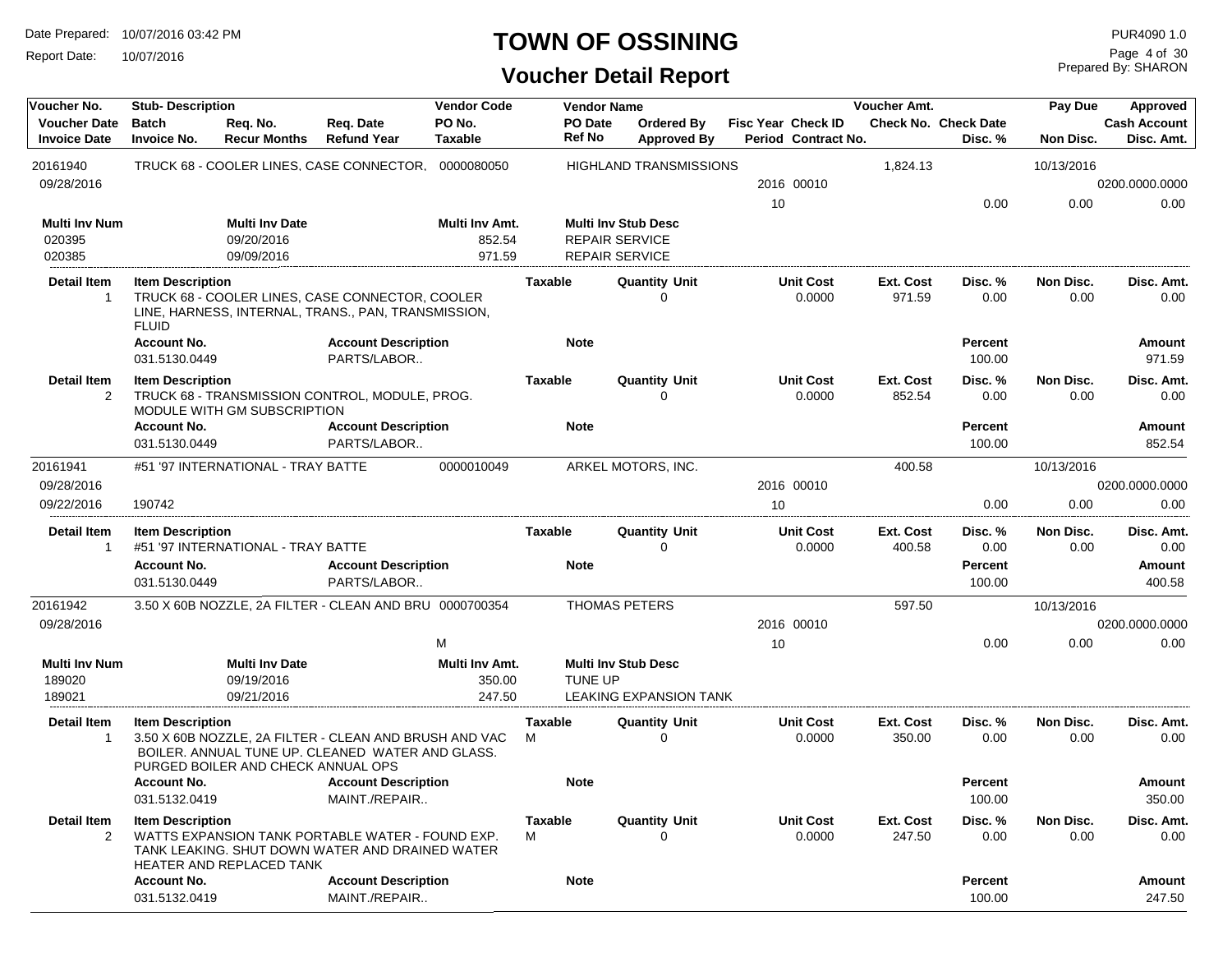# TOWN OF OSSINING

## Voucher Detail Report

| Voucher No. | Stub- Description | | | Vendor Code | Vendor Name | | | | Voucher Amt. | | Pay Due | Approved |
|---|---|---|---|---|---|---|---|---|---|---|---|---|
| Voucher Date | Batch | Req. No. | Req. Date | PO No. | PO Date | Ordered By | Fisc Year | Check ID | Check No. | Check Date | | Cash Account |
| Invoice Date | Invoice No. | Recur Months | Refund Year | Taxable | Ref No | Approved By | Period | Contract No. | | Disc. % | Non Disc. | Disc. Amt. |

**20161940** — TRUCK 68 - COOLER LINES, CASE CONNECTOR. — Vendor Code: 0000080050 — HIGHLAND TRANSMISSIONS — Voucher Amt.: 1,824.13 — Pay Due: 10/13/2016

Voucher Date: 09/28/2016 — Fisc Year: 2016 — Check ID: 00010 — Cash Account: 0200.0000.0000

Period: 10 — Disc. %: 0.00 — Non Disc.: 0.00 — Disc. Amt.: 0.00

| Multi Inv Num | Multi Inv Date | Multi Inv Amt. | Multi Inv Stub Desc |
|---|---|---|---|
| 020395 | 09/20/2016 | 852.54 | REPAIR SERVICE |
| 020385 | 09/09/2016 | 971.59 | REPAIR SERVICE |

| Detail Item | Item Description | Taxable | Quantity | Unit | Unit Cost | Ext. Cost | Disc. % | Non Disc. | Disc. Amt. |
|---|---|---|---|---|---|---|---|---|---|
| 1 | TRUCK 68 - COOLER LINES, CASE CONNECTOR, COOLER LINE, HARNESS, INTERNAL, TRANS., PAN, TRANSMISSION, FLUID | | 0 | | 0.0000 | 971.59 | 0.00 | 0.00 | 0.00 |

| Account No. | Account Description | Note | Percent | Amount |
|---|---|---|---|---|
| 031.5130.0449 | PARTS/LABOR.. | | 100.00 | 971.59 |

| Detail Item | Item Description | Taxable | Quantity | Unit | Unit Cost | Ext. Cost | Disc. % | Non Disc. | Disc. Amt. |
|---|---|---|---|---|---|---|---|---|---|
| 2 | TRUCK 68 - TRANSMISSION CONTROL, MODULE, PROG. MODULE WITH GM SUBSCRIPTION | | 0 | | 0.0000 | 852.54 | 0.00 | 0.00 | 0.00 |

| Account No. | Account Description | Note | Percent | Amount |
|---|---|---|---|---|
| 031.5130.0449 | PARTS/LABOR.. | | 100.00 | 852.54 |

---

**20161941** — #51 '97 INTERNATIONAL - TRAY BATTE — Vendor Code: 0000010049 — ARKEL MOTORS, INC. — Voucher Amt.: 400.58 — Pay Due: 10/13/2016

Voucher Date: 09/28/2016 — Fisc Year: 2016 — Check ID: 00010 — Cash Account: 0200.0000.0000

Invoice Date: 09/22/2016 — Invoice No.: 190742 — Period: 10 — Disc. %: 0.00 — Non Disc.: 0.00 — Disc. Amt.: 0.00

| Detail Item | Item Description | Taxable | Quantity | Unit | Unit Cost | Ext. Cost | Disc. % | Non Disc. | Disc. Amt. |
|---|---|---|---|---|---|---|---|---|---|
| 1 | #51 '97 INTERNATIONAL - TRAY BATTE | | 0 | | 0.0000 | 400.58 | 0.00 | 0.00 | 0.00 |

| Account No. | Account Description | Note | Percent | Amount |
|---|---|---|---|---|
| 031.5130.0449 | PARTS/LABOR.. | | 100.00 | 400.58 |

---

**20161942** — 3.50 X 60B NOZZLE, 2A FILTER - CLEAN AND BRU — Vendor Code: 0000700354 — THOMAS PETERS — Voucher Amt.: 597.50 — Pay Due: 10/13/2016

Voucher Date: 09/28/2016 — Fisc Year: 2016 — Check ID: 00010 — Cash Account: 0200.0000.0000

Taxable: M — Period: 10 — Disc. %: 0.00 — Non Disc.: 0.00 — Disc. Amt.: 0.00

| Multi Inv Num | Multi Inv Date | Multi Inv Amt. | Multi Inv Stub Desc |
|---|---|---|---|
| 189020 | 09/19/2016 | 350.00 | TUNE UP |
| 189021 | 09/21/2016 | 247.50 | LEAKING EXPANSION TANK |

| Detail Item | Item Description | Taxable | Quantity | Unit | Unit Cost | Ext. Cost | Disc. % | Non Disc. | Disc. Amt. |
|---|---|---|---|---|---|---|---|---|---|
| 1 | 3.50 X 60B NOZZLE, 2A FILTER - CLEAN AND BRUSH AND VAC BOILER. ANNUAL TUNE UP. CLEANED WATER AND GLASS. PURGED BOILER AND CHECK ANNUAL OPS | M | 0 | | 0.0000 | 350.00 | 0.00 | 0.00 | 0.00 |

| Account No. | Account Description | Note | Percent | Amount |
|---|---|---|---|---|
| 031.5132.0419 | MAINT./REPAIR.. | | 100.00 | 350.00 |

| Detail Item | Item Description | Taxable | Quantity | Unit | Unit Cost | Ext. Cost | Disc. % | Non Disc. | Disc. Amt. |
|---|---|---|---|---|---|---|---|---|---|
| 2 | WATTS EXPANSION TANK PORTABLE WATER - FOUND EXP. TANK LEAKING. SHUT DOWN WATER AND DRAINED WATER HEATER AND REPLACED TANK | M | 0 | | 0.0000 | 247.50 | 0.00 | 0.00 | 0.00 |

| Account No. | Account Description | Note | Percent | Amount |
|---|---|---|---|---|
| 031.5132.0419 | MAINT./REPAIR.. | | 100.00 | 247.50 |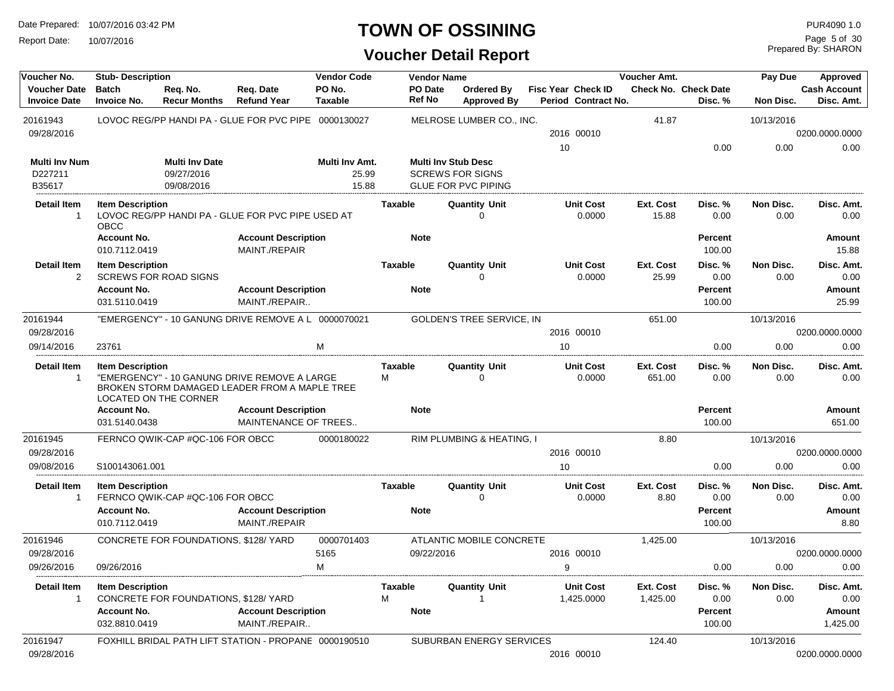# TOWN OF OSSINING

## Voucher Detail Report

Date Prepared: 10/07/2016 03:42 PM
Report Date: 10/07/2016

PUR4090 1.0
Prepared By: SHARON

| Voucher No. / Voucher Date / Invoice Date | Stub-Description / Batch / Invoice No. | Req. No. / Recur Months | Req. Date / Refund Year | Vendor Code / PO No. / Taxable | Vendor Name / PO Date / Ref No | Ordered By / Approved By | Fisc Year / Period | Check ID / Contract No. | Voucher Amt. / Check No. | Check Date / Disc. % | Pay Due / Non Disc. | Approved / Cash Account / Disc. Amt. |
|---|---|---|---|---|---|---|---|---|---|---|---|---|
| 20161943 | LOVOC REG/PP HANDI PA - GLUE FOR PVC PIPE | | | 0000130027 | MELROSE LUMBER CO., INC. | | | | 41.87 | | 10/13/2016 | |
| 09/28/2016 | | | | | | | 2016 | 00010 | | | | 0200.0000.0000 |
| | | | | | | | 10 | | | 0.00 | 0.00 | 0.00 |

| Multi Inv Num | Multi Inv Date | Multi Inv Amt. | Multi Inv Stub Desc |
|---|---|---|---|
| D227211 | 09/27/2016 | 25.99 | SCREWS FOR SIGNS |
| B35617 | 09/08/2016 | 15.88 | GLUE FOR PVC PIPING |

| Detail Item | Item Description | Taxable | Quantity | Unit | Unit Cost | Ext. Cost | Disc. % | Non Disc. | Disc. Amt. |
|---|---|---|---|---|---|---|---|---|---|
| 1 | LOVOC REG/PP HANDI PA - GLUE FOR PVC PIPE USED AT OBCC | | 0 | | 0.0000 | 15.88 | 0.00 | 0.00 | 0.00 |

| Account No. | Account Description | Note | Percent | Amount |
|---|---|---|---|---|
| 010.7112.0419 | MAINT./REPAIR | | 100.00 | 15.88 |

| Detail Item | Item Description | Taxable | Quantity | Unit | Unit Cost | Ext. Cost | Disc. % | Non Disc. | Disc. Amt. |
|---|---|---|---|---|---|---|---|---|---|
| 2 | SCREWS FOR ROAD SIGNS | | 0 | | 0.0000 | 25.99 | 0.00 | 0.00 | 0.00 |

| Account No. | Account Description | Note | Percent | Amount |
|---|---|---|---|---|
| 031.5110.0419 | MAINT./REPAIR.. | | 100.00 | 25.99 |

| Voucher No. / Voucher Date / Invoice Date | Stub-Description / Batch / Invoice No. | Req. No. / Recur Months | Req. Date / Refund Year | Vendor Code / PO No. / Taxable | Vendor Name / PO Date / Ref No | Ordered By / Approved By | Fisc Year / Period | Check ID / Contract No. | Voucher Amt. / Check No. | Check Date / Disc. % | Pay Due / Non Disc. | Approved / Cash Account / Disc. Amt. |
|---|---|---|---|---|---|---|---|---|---|---|---|---|
| 20161944 | "EMERGENCY" - 10 GANUNG DRIVE REMOVE A L | | | 0000070021 | GOLDEN'S TREE SERVICE, IN | | | | 651.00 | | 10/13/2016 | |
| 09/28/2016 | | | | | | | 2016 | 00010 | | | | 0200.0000.0000 |
| 09/14/2016 | 23761 | | | M | | | 10 | | | 0.00 | 0.00 | 0.00 |

| Detail Item | Item Description | Taxable | Quantity | Unit | Unit Cost | Ext. Cost | Disc. % | Non Disc. | Disc. Amt. |
|---|---|---|---|---|---|---|---|---|---|
| 1 | "EMERGENCY" - 10 GANUNG DRIVE REMOVE A LARGE BROKEN STORM DAMAGED LEADER FROM A MAPLE TREE LOCATED ON THE CORNER | M | 0 | | 0.0000 | 651.00 | 0.00 | 0.00 | 0.00 |

| Account No. | Account Description | Note | Percent | Amount |
|---|---|---|---|---|
| 031.5140.0438 | MAINTENANCE OF TREES.. | | 100.00 | 651.00 |

| Voucher No. / Voucher Date / Invoice Date | Stub-Description / Batch / Invoice No. | Req. No. / Recur Months | Req. Date / Refund Year | Vendor Code / PO No. / Taxable | Vendor Name / PO Date / Ref No | Ordered By / Approved By | Fisc Year / Period | Check ID / Contract No. | Voucher Amt. / Check No. | Check Date / Disc. % | Pay Due / Non Disc. | Approved / Cash Account / Disc. Amt. |
|---|---|---|---|---|---|---|---|---|---|---|---|---|
| 20161945 | FERNCO QWIK-CAP #QC-106 FOR OBCC | | | 0000180022 | RIM PLUMBING & HEATING, I | | | | 8.80 | | 10/13/2016 | |
| 09/28/2016 | | | | | | | 2016 | 00010 | | | | 0200.0000.0000 |
| 09/08/2016 | S100143061.001 | | | | | | 10 | | | 0.00 | 0.00 | 0.00 |

| Detail Item | Item Description | Taxable | Quantity | Unit | Unit Cost | Ext. Cost | Disc. % | Non Disc. | Disc. Amt. |
|---|---|---|---|---|---|---|---|---|---|
| 1 | FERNCO QWIK-CAP #QC-106 FOR OBCC | | 0 | | 0.0000 | 8.80 | 0.00 | 0.00 | 0.00 |

| Account No. | Account Description | Note | Percent | Amount |
|---|---|---|---|---|
| 010.7112.0419 | MAINT./REPAIR | | 100.00 | 8.80 |

| Voucher No. / Voucher Date / Invoice Date | Stub-Description / Batch / Invoice No. | Req. No. / Recur Months | Req. Date / Refund Year | Vendor Code / PO No. / Taxable | Vendor Name / PO Date / Ref No | Ordered By / Approved By | Fisc Year / Period | Check ID / Contract No. | Voucher Amt. / Check No. | Check Date / Disc. % | Pay Due / Non Disc. | Approved / Cash Account / Disc. Amt. |
|---|---|---|---|---|---|---|---|---|---|---|---|---|
| 20161946 | CONCRETE FOR FOUNDATIONS, $128/ YARD | | | 0000701403 | ATLANTIC MOBILE CONCRETE | | | | 1,425.00 | | 10/13/2016 | |
| 09/28/2016 | | | | 5165 | 09/22/2016 | | 2016 | 00010 | | | | 0200.0000.0000 |
| 09/26/2016 | 09/26/2016 | | | M | | | 9 | | | 0.00 | 0.00 | 0.00 |

| Detail Item | Item Description | Taxable | Quantity | Unit | Unit Cost | Ext. Cost | Disc. % | Non Disc. | Disc. Amt. |
|---|---|---|---|---|---|---|---|---|---|
| 1 | CONCRETE FOR FOUNDATIONS, $128/ YARD | M | 1 | | 1,425.0000 | 1,425.00 | 0.00 | 0.00 | 0.00 |

| Account No. | Account Description | Note | Percent | Amount |
|---|---|---|---|---|
| 032.8810.0419 | MAINT./REPAIR.. | | 100.00 | 1,425.00 |

| Voucher No. / Voucher Date / Invoice Date | Stub-Description / Batch / Invoice No. | Req. No. / Recur Months | Req. Date / Refund Year | Vendor Code / PO No. / Taxable | Vendor Name / PO Date / Ref No | Ordered By / Approved By | Fisc Year / Period | Check ID / Contract No. | Voucher Amt. / Check No. | Check Date / Disc. % | Pay Due / Non Disc. | Approved / Cash Account / Disc. Amt. |
|---|---|---|---|---|---|---|---|---|---|---|---|---|
| 20161947 | FOXHILL BRIDAL PATH LIFT STATION - PROPANE | | | 0000190510 | SUBURBAN ENERGY SERVICES | | | | 124.40 | | 10/13/2016 | |
| 09/28/2016 | | | | | | | 2016 | 00010 | | | | 0200.0000.0000 |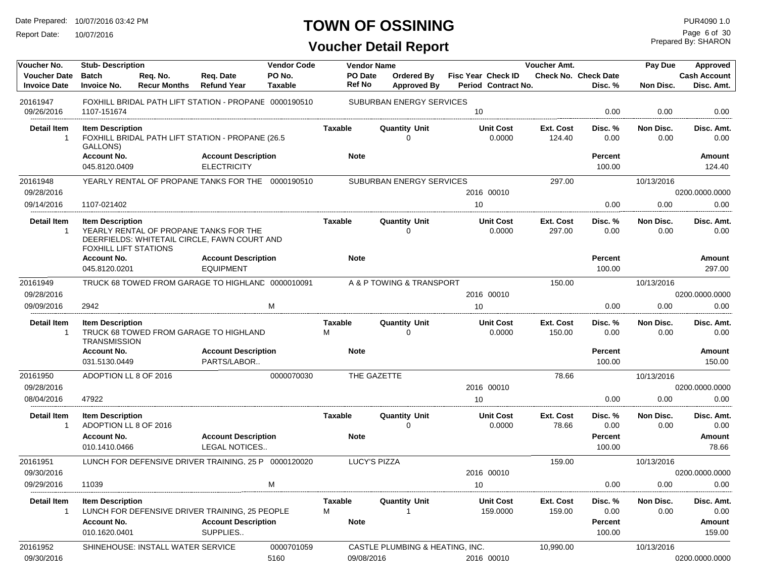# TOWN OF OSSINING

## Voucher Detail Report

Date Prepared: 10/07/2016 03:42 PM
Report Date: 10/07/2016

PUR4090 1.0
Prepared By: SHARON

| Voucher No. | Stub- Description | | | Vendor Code | Vendor Name | | | Voucher Amt. | | Pay Due | Approved |
|---|---|---|---|---|---|---|---|---|---|---|---|
| **Voucher Date** | **Batch** | **Req. No.** | **Req. Date** | **PO No.** | **PO Date** | **Ordered By** | **Fisc Year Check ID** | **Check No.** | **Check Date** | | **Cash Account** |
| **Invoice Date** | **Invoice No.** | **Recur Months** | **Refund Year** | **Taxable** | **Ref No** | **Approved By** | **Period Contract No.** | | **Disc. %** | **Non Disc.** | **Disc. Amt.** |
| 20161947 | FOXHILL BRIDAL PATH LIFT STATION - PROPANE | | | 0000190510 | SUBURBAN ENERGY SERVICES | | | | | | |
| 09/26/2016 | 1107-151674 | | | | | | 10 | | 0.00 | 0.00 | 0.00 |

| Detail Item | Item Description | Taxable | Quantity Unit | Unit Cost | Ext. Cost | Disc. % | Non Disc. | Disc. Amt. |
|---|---|---|---|---|---|---|---|---|
| 1 | FOXHILL BRIDAL PATH LIFT STATION - PROPANE (26.5 GALLONS) | | 0 | 0.0000 | 124.40 | 0.00 | 0.00 | 0.00 |

| Account No. | Account Description | Note | Percent | Amount |
|---|---|---|---|---|
| 045.8120.0409 | ELECTRICITY | | 100.00 | 124.40 |

| Voucher No. | Stub- Description | | | Vendor Code | Vendor Name | | | Voucher Amt. | | Pay Due | Approved |
|---|---|---|---|---|---|---|---|---|---|---|---|
| 20161948 | YEARLY RENTAL OF PROPANE TANKS FOR THE | | | 0000190510 | SUBURBAN ENERGY SERVICES | | | 297.00 | | 10/13/2016 | |
| 09/28/2016 | | | | | | | 2016 00010 | | | | 0200.0000.0000 |
| 09/14/2016 | 1107-021402 | | | | | | 10 | | 0.00 | 0.00 | 0.00 |

| Detail Item | Item Description | Taxable | Quantity Unit | Unit Cost | Ext. Cost | Disc. % | Non Disc. | Disc. Amt. |
|---|---|---|---|---|---|---|---|---|
| 1 | YEARLY RENTAL OF PROPANE TANKS FOR THE DEERFIELDS: WHITETAIL CIRCLE, FAWN COURT AND FOXHILL LIFT STATIONS | | 0 | 0.0000 | 297.00 | 0.00 | 0.00 | 0.00 |

| Account No. | Account Description | Note | Percent | Amount |
|---|---|---|---|---|
| 045.8120.0201 | EQUIPMENT | | 100.00 | 297.00 |

| Voucher No. | Stub- Description | | | Vendor Code | Vendor Name | | | Voucher Amt. | | Pay Due | Approved |
|---|---|---|---|---|---|---|---|---|---|---|---|
| 20161949 | TRUCK 68 TOWED FROM GARAGE TO HIGHLANE | | | 0000010091 | A & P TOWING & TRANSPORT | | | 150.00 | | 10/13/2016 | |
| 09/28/2016 | | | | | | | 2016 00010 | | | | 0200.0000.0000 |
| 09/09/2016 | 2942 | | | M | | | 10 | | 0.00 | 0.00 | 0.00 |

| Detail Item | Item Description | Taxable | Quantity Unit | Unit Cost | Ext. Cost | Disc. % | Non Disc. | Disc. Amt. |
|---|---|---|---|---|---|---|---|---|
| 1 | TRUCK 68 TOWED FROM GARAGE TO HIGHLAND TRANSMISSION | M | 0 | 0.0000 | 150.00 | 0.00 | 0.00 | 0.00 |

| Account No. | Account Description | Note | Percent | Amount |
|---|---|---|---|---|
| 031.5130.0449 | PARTS/LABOR.. | | 100.00 | 150.00 |

| Voucher No. | Stub- Description | | | Vendor Code | Vendor Name | | | Voucher Amt. | | Pay Due | Approved |
|---|---|---|---|---|---|---|---|---|---|---|---|
| 20161950 | ADOPTION LL 8 OF 2016 | | | 0000070030 | THE GAZETTE | | | 78.66 | | 10/13/2016 | |
| 09/28/2016 | | | | | | | 2016 00010 | | | | 0200.0000.0000 |
| 08/04/2016 | 47922 | | | | | | 10 | | 0.00 | 0.00 | 0.00 |

| Detail Item | Item Description | Taxable | Quantity Unit | Unit Cost | Ext. Cost | Disc. % | Non Disc. | Disc. Amt. |
|---|---|---|---|---|---|---|---|---|
| 1 | ADOPTION LL 8 OF 2016 | | 0 | 0.0000 | 78.66 | 0.00 | 0.00 | 0.00 |

| Account No. | Account Description | Note | Percent | Amount |
|---|---|---|---|---|
| 010.1410.0466 | LEGAL NOTICES.. | | 100.00 | 78.66 |

| Voucher No. | Stub- Description | | | Vendor Code | Vendor Name | | | Voucher Amt. | | Pay Due | Approved |
|---|---|---|---|---|---|---|---|---|---|---|---|
| 20161951 | LUNCH FOR DEFENSIVE DRIVER TRAINING, 25 P | | | 0000120020 | LUCY'S PIZZA | | | 159.00 | | 10/13/2016 | |
| 09/30/2016 | | | | | | | 2016 00010 | | | | 0200.0000.0000 |
| 09/29/2016 | 11039 | | | M | | | 10 | | 0.00 | 0.00 | 0.00 |

| Detail Item | Item Description | Taxable | Quantity Unit | Unit Cost | Ext. Cost | Disc. % | Non Disc. | Disc. Amt. |
|---|---|---|---|---|---|---|---|---|
| 1 | LUNCH FOR DEFENSIVE DRIVER TRAINING, 25 PEOPLE | M | 1 | 159.0000 | 159.00 | 0.00 | 0.00 | 0.00 |

| Account No. | Account Description | Note | Percent | Amount |
|---|---|---|---|---|
| 010.1620.0401 | SUPPLIES.. | | 100.00 | 159.00 |

| Voucher No. | Stub- Description | | | Vendor Code | Vendor Name | | | Voucher Amt. | | Pay Due | Approved |
|---|---|---|---|---|---|---|---|---|---|---|---|
| 20161952 | SHINEHOUSE: INSTALL WATER SERVICE | | | 0000701059 | CASTLE PLUMBING & HEATING, INC. | | | 10,990.00 | | 10/13/2016 | |
| 09/30/2016 | | | | 5160 | 09/08/2016 | | 2016 00010 | | | | 0200.0000.0000 |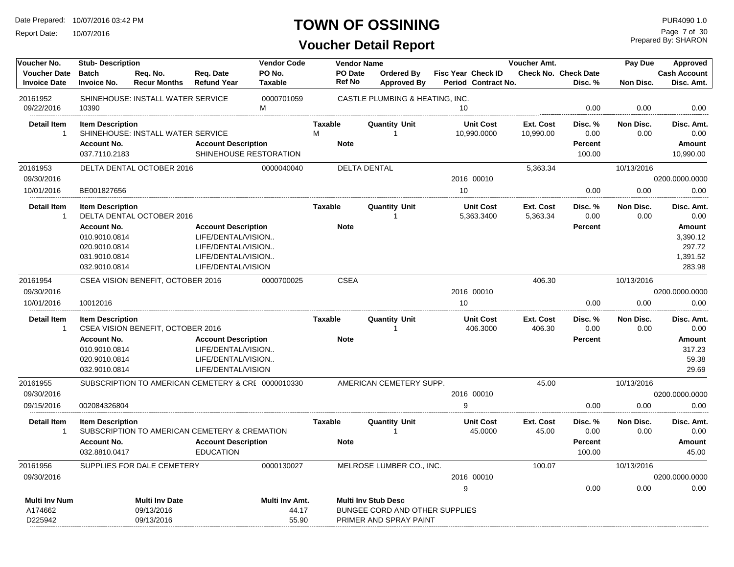# TOWN OF OSSINING

## Voucher Detail Report

Date Prepared: 10/07/2016 03:42 PM
Report Date: 10/07/2016

PUR4090 1.0
Prepared By: SHARON

| Voucher No. / Voucher Date / Invoice Date | Stub- Description / Batch / Invoice No. | Req. No. / Recur Months | Req. Date / Refund Year | Vendor Code / PO No. / Taxable | Vendor Name / PO Date / Ref No | Ordered By / Approved By | Fisc Year / Period | Check ID / Contract No. | Voucher Amt. / Check No. | Check Date / Disc. % | Pay Due / Non Disc. | Approved / Cash Account / Disc. Amt. |
|---|---|---|---|---|---|---|---|---|---|---|---|---|
| 20161952 | SHINEHOUSE: INSTALL WATER SERVICE | | | 0000701059 | CASTLE PLUMBING & HEATING, INC. | | | | | | | |
| 09/22/2016 | 10390 | | | M | | | 10 | | | 0.00 | 0.00 | 0.00 |

| Detail Item | Item Description | Taxable | Quantity Unit | Unit Cost | Ext. Cost | Disc. % | Non Disc. | Disc. Amt. |
|---|---|---|---|---|---|---|---|---|
| 1 | SHINEHOUSE: INSTALL WATER SERVICE | M | 1 | 10,990.0000 | 10,990.00 | 0.00 | 0.00 | 0.00 |

| Account No. | Account Description | Note | Percent | Amount |
|---|---|---|---|---|
| 037.7110.2183 | SHINEHOUSE RESTORATION | | 100.00 | 10,990.00 |

| Voucher No. / Voucher Date / Invoice Date | Stub- Description / Batch / Invoice No. | Vendor Code | Vendor Name | Fisc Year / Period | Check ID | Voucher Amt. | Disc. % | Pay Due / Non Disc. | Cash Account / Disc. Amt. |
|---|---|---|---|---|---|---|---|---|---|
| 20161953 | DELTA DENTAL OCTOBER 2016 | 0000040040 | DELTA DENTAL | | | 5,363.34 | | 10/13/2016 | |
| 09/30/2016 | | | | 2016 | 00010 | | | | 0200.0000.0000 |
| 10/01/2016 | BE001827656 | | | 10 | | | 0.00 | 0.00 | 0.00 |

| Detail Item | Item Description | Taxable | Quantity Unit | Unit Cost | Ext. Cost | Disc. % | Non Disc. | Disc. Amt. |
|---|---|---|---|---|---|---|---|---|
| 1 | DELTA DENTAL OCTOBER 2016 | | 1 | 5,363.3400 | 5,363.34 | 0.00 | 0.00 | 0.00 |

| Account No. | Account Description | Note | Percent | Amount |
|---|---|---|---|---|
| 010.9010.0814 | LIFE/DENTAL/VISION.. | | | 3,390.12 |
| 020.9010.0814 | LIFE/DENTAL/VISION.. | | | 297.72 |
| 031.9010.0814 | LIFE/DENTAL/VISION.. | | | 1,391.52 |
| 032.9010.0814 | LIFE/DENTAL/VISION | | | 283.98 |

| Voucher No. / Voucher Date / Invoice Date | Stub- Description / Batch / Invoice No. | Vendor Code | Vendor Name | Fisc Year / Period | Check ID | Voucher Amt. | Disc. % | Pay Due / Non Disc. | Cash Account / Disc. Amt. |
|---|---|---|---|---|---|---|---|---|---|
| 20161954 | CSEA VISION BENEFIT, OCTOBER 2016 | 0000700025 | CSEA | | | 406.30 | | 10/13/2016 | |
| 09/30/2016 | | | | 2016 | 00010 | | | | 0200.0000.0000 |
| 10/01/2016 | 10012016 | | | 10 | | | 0.00 | 0.00 | 0.00 |

| Detail Item | Item Description | Taxable | Quantity Unit | Unit Cost | Ext. Cost | Disc. % | Non Disc. | Disc. Amt. |
|---|---|---|---|---|---|---|---|---|
| 1 | CSEA VISION BENEFIT, OCTOBER 2016 | | 1 | 406.3000 | 406.30 | 0.00 | 0.00 | 0.00 |

| Account No. | Account Description | Note | Percent | Amount |
|---|---|---|---|---|
| 010.9010.0814 | LIFE/DENTAL/VISION.. | | | 317.23 |
| 020.9010.0814 | LIFE/DENTAL/VISION.. | | | 59.38 |
| 032.9010.0814 | LIFE/DENTAL/VISION | | | 29.69 |

| Voucher No. / Voucher Date / Invoice Date | Stub- Description / Batch / Invoice No. | Vendor Code | Vendor Name | Fisc Year / Period | Check ID | Voucher Amt. | Disc. % | Pay Due / Non Disc. | Cash Account / Disc. Amt. |
|---|---|---|---|---|---|---|---|---|---|
| 20161955 | SUBSCRIPTION TO AMERICAN CEMETERY & CRE | 0000010330 | AMERICAN CEMETERY SUPP. | | | 45.00 | | 10/13/2016 | |
| 09/30/2016 | | | | 2016 | 00010 | | | | 0200.0000.0000 |
| 09/15/2016 | 002084326804 | | | 9 | | | 0.00 | 0.00 | 0.00 |

| Detail Item | Item Description | Taxable | Quantity Unit | Unit Cost | Ext. Cost | Disc. % | Non Disc. | Disc. Amt. |
|---|---|---|---|---|---|---|---|---|
| 1 | SUBSCRIPTION TO AMERICAN CEMETERY & CREMATION | | 1 | 45.0000 | 45.00 | 0.00 | 0.00 | 0.00 |

| Account No. | Account Description | Note | Percent | Amount |
|---|---|---|---|---|
| 032.8810.0417 | EDUCATION | | 100.00 | 45.00 |

| Voucher No. / Voucher Date / Invoice Date | Stub- Description / Batch / Invoice No. | Vendor Code | Vendor Name | Fisc Year / Period | Check ID | Voucher Amt. | Disc. % | Pay Due / Non Disc. | Cash Account / Disc. Amt. |
|---|---|---|---|---|---|---|---|---|---|
| 20161956 | SUPPLIES FOR DALE CEMETERY | 0000130027 | MELROSE LUMBER CO., INC. | | | 100.07 | | 10/13/2016 | |
| 09/30/2016 | | | | 2016 | 00010 | | | | 0200.0000.0000 |
| | | | | 9 | | | 0.00 | 0.00 | 0.00 |

| Multi Inv Num | Multi Inv Date | Multi Inv Amt. | Multi Inv Stub Desc |
|---|---|---|---|
| A174662 | 09/13/2016 | 44.17 | BUNGEE CORD AND OTHER SUPPLIES |
| D225942 | 09/13/2016 | 55.90 | PRIMER AND SPRAY PAINT |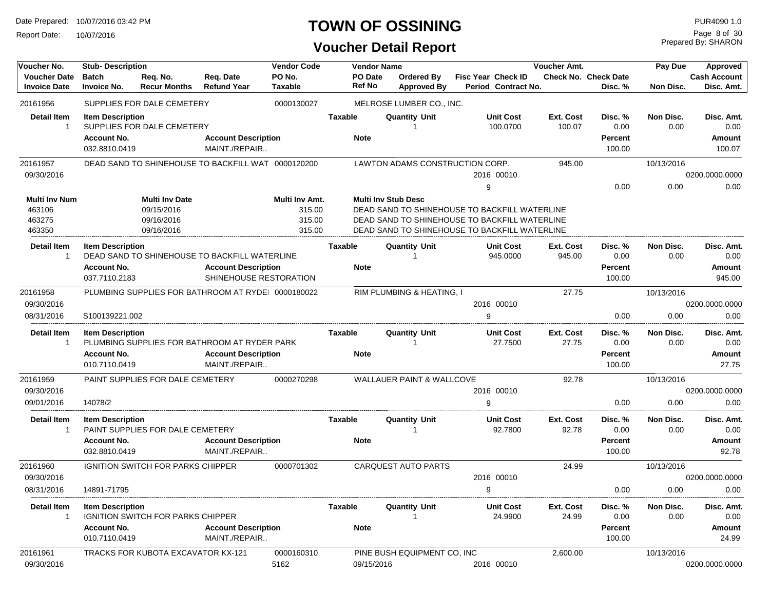# TOWN OF OSSINING

## Voucher Detail Report

Date Prepared: 10/07/2016 03:42 PM
Report Date: 10/07/2016
PUR4090 1.0
Prepared By: SHARON

| Voucher No. | Stub- Description | | | Vendor Code | Vendor Name | | | Voucher Amt. | | Pay Due | Approved |
|---|---|---|---|---|---|---|---|---|---|---|---|
| Voucher Date | Batch | Req. No. | Req. Date | PO No. | PO Date | Ordered By | Fisc Year Check ID | Check No. | Check Date | | Cash Account |
| Invoice Date | Invoice No. | Recur Months | Refund Year | Taxable | Ref No | Approved By | Period Contract No. | | Disc. % | Non Disc. | Disc. Amt. |

**20161956** — SUPPLIES FOR DALE CEMETERY — Vendor Code: 0000130027 — MELROSE LUMBER CO., INC.

| Detail Item | Item Description | Taxable | Quantity Unit | Unit Cost | Ext. Cost | Disc. % | Non Disc. | Disc. Amt. |
|---|---|---|---|---|---|---|---|---|
| 1 | SUPPLIES FOR DALE CEMETERY | | 1 | 100.0700 | 100.07 | 0.00 | 0.00 | 0.00 |

| Account No. | Account Description | Note | Percent | Amount |
|---|---|---|---|---|
| 032.8810.0419 | MAINT./REPAIR.. | | 100.00 | 100.07 |

---

**20161957** — DEAD SAND TO SHINEHOUSE TO BACKFILL WAT — Vendor Code: 0000120200 — LAWTON ADAMS CONSTRUCTION CORP. — Voucher Amt.: 945.00 — Pay Due: 10/13/2016

Voucher Date: 09/30/2016 — Fisc Year / Check ID: 2016 00010 — Period: 9 — Cash Account: 0200.0000.0000 — Disc. %: 0.00 — Non Disc.: 0.00 — Disc. Amt.: 0.00

| Multi Inv Num | Multi Inv Date | Multi Inv Amt. | Multi Inv Stub Desc |
|---|---|---|---|
| 463106 | 09/15/2016 | 315.00 | DEAD SAND TO SHINEHOUSE TO BACKFILL WATERLINE |
| 463275 | 09/16/2016 | 315.00 | DEAD SAND TO SHINEHOUSE TO BACKFILL WATERLINE |
| 463350 | 09/16/2016 | 315.00 | DEAD SAND TO SHINEHOUSE TO BACKFILL WATERLINE |

| Detail Item | Item Description | Taxable | Quantity Unit | Unit Cost | Ext. Cost | Disc. % | Non Disc. | Disc. Amt. |
|---|---|---|---|---|---|---|---|---|
| 1 | DEAD SAND TO SHINEHOUSE TO BACKFILL WATERLINE | | 1 | 945.0000 | 945.00 | 0.00 | 0.00 | 0.00 |

| Account No. | Account Description | Note | Percent | Amount |
|---|---|---|---|---|
| 037.7110.2183 | SHINEHOUSE RESTORATION | | 100.00 | 945.00 |

---

**20161958** — PLUMBING SUPPLIES FOR BATHROOM AT RYDEI — Vendor Code: 0000180022 — RIM PLUMBING & HEATING, I — Voucher Amt.: 27.75 — Pay Due: 10/13/2016

Voucher Date: 09/30/2016 — Invoice Date: 08/31/2016 — Invoice No.: S100139221.002 — Fisc Year / Check ID: 2016 00010 — Period: 9 — Cash Account: 0200.0000.0000 — Disc. %: 0.00 — Non Disc.: 0.00 — Disc. Amt.: 0.00

| Detail Item | Item Description | Taxable | Quantity Unit | Unit Cost | Ext. Cost | Disc. % | Non Disc. | Disc. Amt. |
|---|---|---|---|---|---|---|---|---|
| 1 | PLUMBING SUPPLIES FOR BATHROOM AT RYDER PARK | | 1 | 27.7500 | 27.75 | 0.00 | 0.00 | 0.00 |

| Account No. | Account Description | Note | Percent | Amount |
|---|---|---|---|---|
| 010.7110.0419 | MAINT./REPAIR.. | | 100.00 | 27.75 |

---

**20161959** — PAINT SUPPLIES FOR DALE CEMETERY — Vendor Code: 0000270298 — WALLAUER PAINT & WALLCOVE — Voucher Amt.: 92.78 — Pay Due: 10/13/2016

Voucher Date: 09/30/2016 — Invoice Date: 09/01/2016 — Invoice No.: 14078/2 — Fisc Year / Check ID: 2016 00010 — Period: 9 — Cash Account: 0200.0000.0000 — Disc. %: 0.00 — Non Disc.: 0.00 — Disc. Amt.: 0.00

| Detail Item | Item Description | Taxable | Quantity Unit | Unit Cost | Ext. Cost | Disc. % | Non Disc. | Disc. Amt. |
|---|---|---|---|---|---|---|---|---|
| 1 | PAINT SUPPLIES FOR DALE CEMETERY | | 1 | 92.7800 | 92.78 | 0.00 | 0.00 | 0.00 |

| Account No. | Account Description | Note | Percent | Amount |
|---|---|---|---|---|
| 032.8810.0419 | MAINT./REPAIR.. | | 100.00 | 92.78 |

---

**20161960** — IGNITION SWITCH FOR PARKS CHIPPER — Vendor Code: 0000701302 — CARQUEST AUTO PARTS — Voucher Amt.: 24.99 — Pay Due: 10/13/2016

Voucher Date: 09/30/2016 — Invoice Date: 08/31/2016 — Invoice No.: 14891-71795 — Fisc Year / Check ID: 2016 00010 — Period: 9 — Cash Account: 0200.0000.0000 — Disc. %: 0.00 — Non Disc.: 0.00 — Disc. Amt.: 0.00

| Detail Item | Item Description | Taxable | Quantity Unit | Unit Cost | Ext. Cost | Disc. % | Non Disc. | Disc. Amt. |
|---|---|---|---|---|---|---|---|---|
| 1 | IGNITION SWITCH FOR PARKS CHIPPER | | 1 | 24.9900 | 24.99 | 0.00 | 0.00 | 0.00 |

| Account No. | Account Description | Note | Percent | Amount |
|---|---|---|---|---|
| 010.7110.0419 | MAINT./REPAIR.. | | 100.00 | 24.99 |

---

**20161961** — TRACKS FOR KUBOTA EXCAVATOR KX-121 — Vendor Code: 0000160310 — PINE BUSH EQUIPMENT CO, INC — Voucher Amt.: 2,600.00 — Pay Due: 10/13/2016

Voucher Date: 09/30/2016 — PO No.: 5162 — PO Date: 09/15/2016 — Fisc Year / Check ID: 2016 00010 — Cash Account: 0200.0000.0000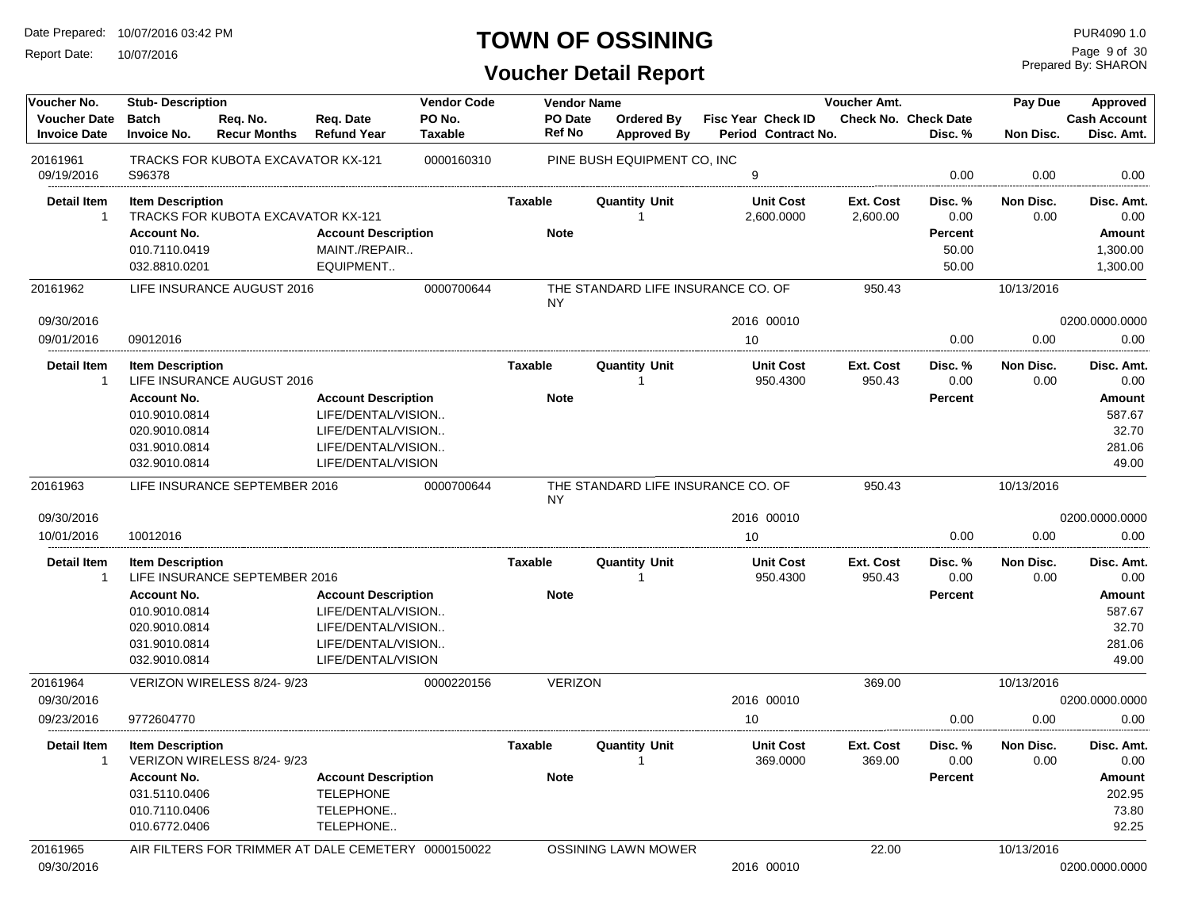# TOWN OF OSSINING

## Voucher Detail Report

Date Prepared: 10/07/2016 03:42 PM
Report Date: 10/07/2016

PUR4090 1.0
Prepared By: SHARON

| Voucher No. | Stub- Description | | | Vendor Code | Vendor Name | | | | Voucher Amt. | | Pay Due | Approved |
|---|---|---|---|---|---|---|---|---|---|---|---|---|
| Voucher Date | Batch | Req. No. | Req. Date | PO No. | PO Date | Ordered By | Fisc Year | Check ID | Check No. | Check Date | | Cash Account |
| Invoice Date | Invoice No. | Recur Months | Refund Year | Taxable | Ref No | Approved By | Period | Contract No. | | Disc. % | Non Disc. | Disc. Amt. |

**20161961** — TRACKS FOR KUBOTA EXCAVATOR KX-121 — Vendor Code: 0000160310 — PINE BUSH EQUIPMENT CO, INC
Invoice Date: 09/19/2016 — Invoice No.: S96378 — Period: 9 — Disc. %: 0.00 — Non Disc.: 0.00 — Disc. Amt.: 0.00

| Detail Item | Item Description | Taxable | Quantity Unit | Unit Cost | Ext. Cost | Disc. % | Non Disc. | Disc. Amt. |
|---|---|---|---|---|---|---|---|---|
| 1 | TRACKS FOR KUBOTA EXCAVATOR KX-121 | | 1 | 2,600.0000 | 2,600.00 | 0.00 | 0.00 | 0.00 |

| Account No. | Account Description | Note | Percent | Amount |
|---|---|---|---|---|
| 010.7110.0419 | MAINT./REPAIR.. | | 50.00 | 1,300.00 |
| 032.8810.0201 | EQUIPMENT.. | | 50.00 | 1,300.00 |

**20161962** — LIFE INSURANCE AUGUST 2016 — Vendor Code: 0000700644 — THE STANDARD LIFE INSURANCE CO. OF NY — Voucher Amt.: 950.43 — Pay Due: 10/13/2016
Voucher Date: 09/30/2016 — Fisc Year: 2016 — Check ID: 00010 — Cash Account: 0200.0000.0000
Invoice Date: 09/01/2016 — Invoice No.: 09012016 — Period: 10 — Disc. %: 0.00 — Non Disc.: 0.00 — Disc. Amt.: 0.00

| Detail Item | Item Description | Taxable | Quantity Unit | Unit Cost | Ext. Cost | Disc. % | Non Disc. | Disc. Amt. |
|---|---|---|---|---|---|---|---|---|
| 1 | LIFE INSURANCE AUGUST 2016 | | 1 | 950.4300 | 950.43 | 0.00 | 0.00 | 0.00 |

| Account No. | Account Description | Note | Percent | Amount |
|---|---|---|---|---|
| 010.9010.0814 | LIFE/DENTAL/VISION.. | | | 587.67 |
| 020.9010.0814 | LIFE/DENTAL/VISION.. | | | 32.70 |
| 031.9010.0814 | LIFE/DENTAL/VISION.. | | | 281.06 |
| 032.9010.0814 | LIFE/DENTAL/VISION | | | 49.00 |

**20161963** — LIFE INSURANCE SEPTEMBER 2016 — Vendor Code: 0000700644 — THE STANDARD LIFE INSURANCE CO. OF NY — Voucher Amt.: 950.43 — Pay Due: 10/13/2016
Voucher Date: 09/30/2016 — Fisc Year: 2016 — Check ID: 00010 — Cash Account: 0200.0000.0000
Invoice Date: 10/01/2016 — Invoice No.: 10012016 — Period: 10 — Disc. %: 0.00 — Non Disc.: 0.00 — Disc. Amt.: 0.00

| Detail Item | Item Description | Taxable | Quantity Unit | Unit Cost | Ext. Cost | Disc. % | Non Disc. | Disc. Amt. |
|---|---|---|---|---|---|---|---|---|
| 1 | LIFE INSURANCE SEPTEMBER 2016 | | 1 | 950.4300 | 950.43 | 0.00 | 0.00 | 0.00 |

| Account No. | Account Description | Note | Percent | Amount |
|---|---|---|---|---|
| 010.9010.0814 | LIFE/DENTAL/VISION.. | | | 587.67 |
| 020.9010.0814 | LIFE/DENTAL/VISION.. | | | 32.70 |
| 031.9010.0814 | LIFE/DENTAL/VISION.. | | | 281.06 |
| 032.9010.0814 | LIFE/DENTAL/VISION | | | 49.00 |

**20161964** — VERIZON WIRELESS 8/24- 9/23 — Vendor Code: 0000220156 — VERIZON — Voucher Amt.: 369.00 — Pay Due: 10/13/2016
Voucher Date: 09/30/2016 — Fisc Year: 2016 — Check ID: 00010 — Cash Account: 0200.0000.0000
Invoice Date: 09/23/2016 — Invoice No.: 9772604770 — Period: 10 — Disc. %: 0.00 — Non Disc.: 0.00 — Disc. Amt.: 0.00

| Detail Item | Item Description | Taxable | Quantity Unit | Unit Cost | Ext. Cost | Disc. % | Non Disc. | Disc. Amt. |
|---|---|---|---|---|---|---|---|---|
| 1 | VERIZON WIRELESS 8/24- 9/23 | | 1 | 369.0000 | 369.00 | 0.00 | 0.00 | 0.00 |

| Account No. | Account Description | Note | Percent | Amount |
|---|---|---|---|---|
| 031.5110.0406 | TELEPHONE | | | 202.95 |
| 010.7110.0406 | TELEPHONE.. | | | 73.80 |
| 010.6772.0406 | TELEPHONE.. | | | 92.25 |

**20161965** — AIR FILTERS FOR TRIMMER AT DALE CEMETERY — Vendor Code: 0000150022 — OSSINING LAWN MOWER — Voucher Amt.: 22.00 — Pay Due: 10/13/2016
Voucher Date: 09/30/2016 — Fisc Year: 2016 — Check ID: 00010 — Cash Account: 0200.0000.0000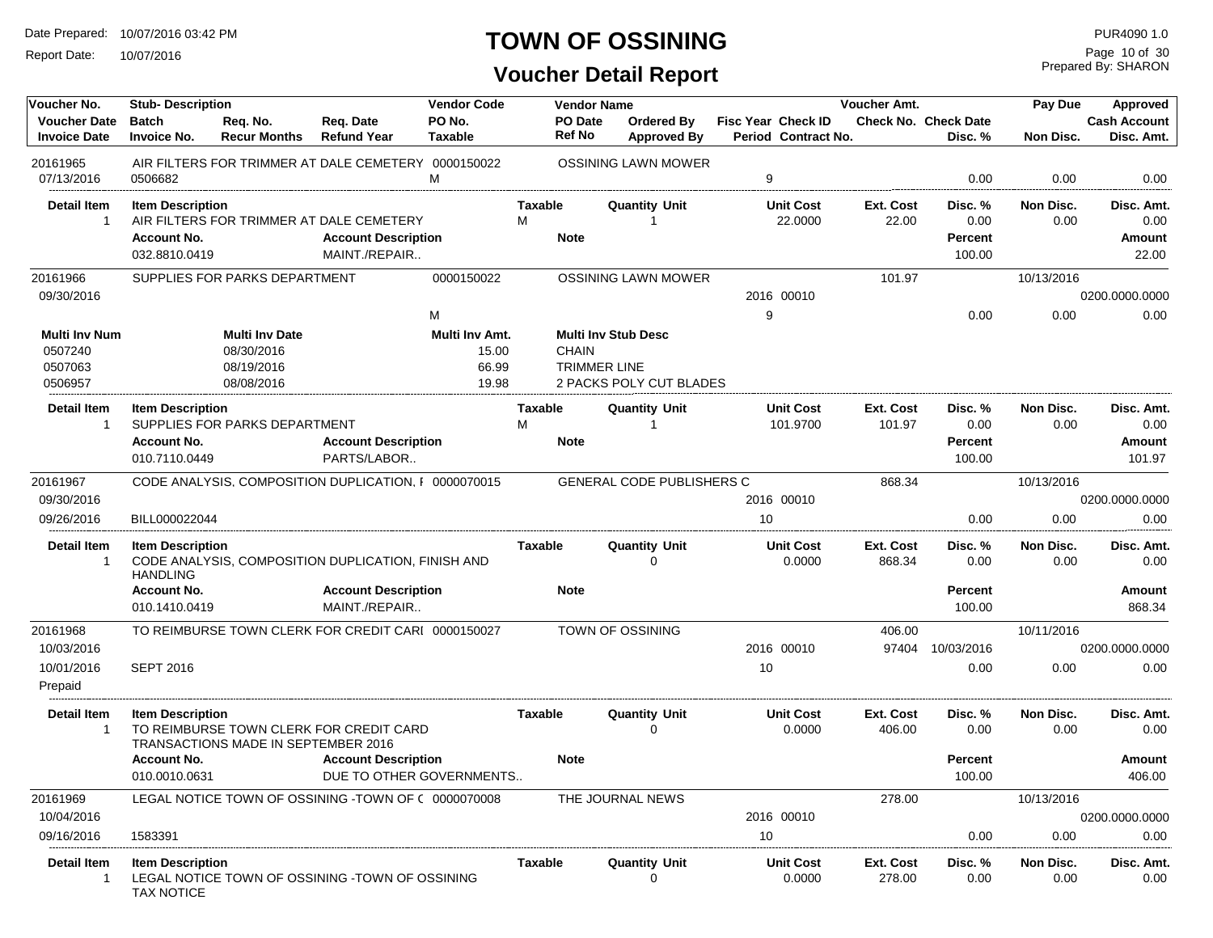# TOWN OF OSSINING

## Voucher Detail Report

Date Prepared: 10/07/2016 03:42 PM
Report Date: 10/07/2016

PUR4090 1.0
Prepared By: SHARON

| Voucher No. | Stub- Description | | | Vendor Code | Vendor Name | | | | Voucher Amt. | | Pay Due | Approved |
|---|---|---|---|---|---|---|---|---|---|---|---|---|
| Voucher Date | Batch | Req. No. | Req. Date | PO No. | PO Date | Ordered By | Fisc Year | Check ID | Check No. | Check Date | | Cash Account |
| Invoice Date | Invoice No. | Recur Months | Refund Year | Taxable | Ref No | Approved By | Period | Contract No. | | Disc. % | Non Disc. | Disc. Amt. |

**20161965** — AIR FILTERS FOR TRIMMER AT DALE CEMETERY — 0000150022 — OSSINING LAWN MOWER
07/13/2016 — 0506682 — M — Period 9 — Disc. % 0.00 — Non Disc. 0.00 — Disc. Amt. 0.00

| Detail Item | Item Description | Taxable | Quantity Unit | Unit Cost | Ext. Cost | Disc. % | Non Disc. | Disc. Amt. |
|---|---|---|---|---|---|---|---|---|
| 1 | AIR FILTERS FOR TRIMMER AT DALE CEMETERY | M | 1 | 22.0000 | 22.00 | 0.00 | 0.00 | 0.00 |

| Account No. | Account Description | Note | Percent | Amount |
|---|---|---|---|---|
| 032.8810.0419 | MAINT./REPAIR.. | | 100.00 | 22.00 |

**20161966** — SUPPLIES FOR PARKS DEPARTMENT — 0000150022 — OSSINING LAWN MOWER — Voucher Amt. 101.97 — Pay Due 10/13/2016
09/30/2016 — 2016 00010 — 0200.0000.0000
M — Period 9 — Disc. % 0.00 — Non Disc. 0.00 — Disc. Amt. 0.00

| Multi Inv Num | Multi Inv Date | Multi Inv Amt. | Multi Inv Stub Desc |
|---|---|---|---|
| 0507240 | 08/30/2016 | 15.00 | CHAIN |
| 0507063 | 08/19/2016 | 66.99 | TRIMMER LINE |
| 0506957 | 08/08/2016 | 19.98 | 2 PACKS POLY CUT BLADES |

| Detail Item | Item Description | Taxable | Quantity Unit | Unit Cost | Ext. Cost | Disc. % | Non Disc. | Disc. Amt. |
|---|---|---|---|---|---|---|---|---|
| 1 | SUPPLIES FOR PARKS DEPARTMENT | M | 1 | 101.9700 | 101.97 | 0.00 | 0.00 | 0.00 |

| Account No. | Account Description | Note | Percent | Amount |
|---|---|---|---|---|
| 010.7110.0449 | PARTS/LABOR.. | | 100.00 | 101.97 |

**20161967** — CODE ANALYSIS, COMPOSITION DUPLICATION, F — 0000070015 — GENERAL CODE PUBLISHERS C — Voucher Amt. 868.34 — Pay Due 10/13/2016
09/30/2016 — 2016 00010 — 0200.0000.0000
09/26/2016 — BILL000022044 — Period 10 — Disc. % 0.00 — Non Disc. 0.00 — Disc. Amt. 0.00

| Detail Item | Item Description | Taxable | Quantity Unit | Unit Cost | Ext. Cost | Disc. % | Non Disc. | Disc. Amt. |
|---|---|---|---|---|---|---|---|---|
| 1 | CODE ANALYSIS, COMPOSITION DUPLICATION, FINISH AND HANDLING | | 0 | 0.0000 | 868.34 | 0.00 | 0.00 | 0.00 |

| Account No. | Account Description | Note | Percent | Amount |
|---|---|---|---|---|
| 010.1410.0419 | MAINT./REPAIR.. | | 100.00 | 868.34 |

**20161968** — TO REIMBURSE TOWN CLERK FOR CREDIT CARI — 0000150027 — TOWN OF OSSINING — Voucher Amt. 406.00 — Pay Due 10/11/2016
10/03/2016 — 2016 00010 — Check No. 97404 — Check Date 10/03/2016 — 0200.0000.0000
10/01/2016 — SEPT 2016 — Period 10 — Disc. % 0.00 — Non Disc. 0.00 — Disc. Amt. 0.00
Prepaid

| Detail Item | Item Description | Taxable | Quantity Unit | Unit Cost | Ext. Cost | Disc. % | Non Disc. | Disc. Amt. |
|---|---|---|---|---|---|---|---|---|
| 1 | TO REIMBURSE TOWN CLERK FOR CREDIT CARD TRANSACTIONS MADE IN SEPTEMBER 2016 | | 0 | 0.0000 | 406.00 | 0.00 | 0.00 | 0.00 |

| Account No. | Account Description | Note | Percent | Amount |
|---|---|---|---|---|
| 010.0010.0631 | DUE TO OTHER GOVERNMENTS.. | | 100.00 | 406.00 |

**20161969** — LEGAL NOTICE TOWN OF OSSINING -TOWN OF ( — 0000070008 — THE JOURNAL NEWS — Voucher Amt. 278.00 — Pay Due 10/13/2016
10/04/2016 — 2016 00010 — 0200.0000.0000
09/16/2016 — 1583391 — Period 10 — Disc. % 0.00 — Non Disc. 0.00 — Disc. Amt. 0.00

| Detail Item | Item Description | Taxable | Quantity Unit | Unit Cost | Ext. Cost | Disc. % | Non Disc. | Disc. Amt. |
|---|---|---|---|---|---|---|---|---|
| 1 | LEGAL NOTICE TOWN OF OSSINING -TOWN OF OSSINING TAX NOTICE | | 0 | 0.0000 | 278.00 | 0.00 | 0.00 | 0.00 |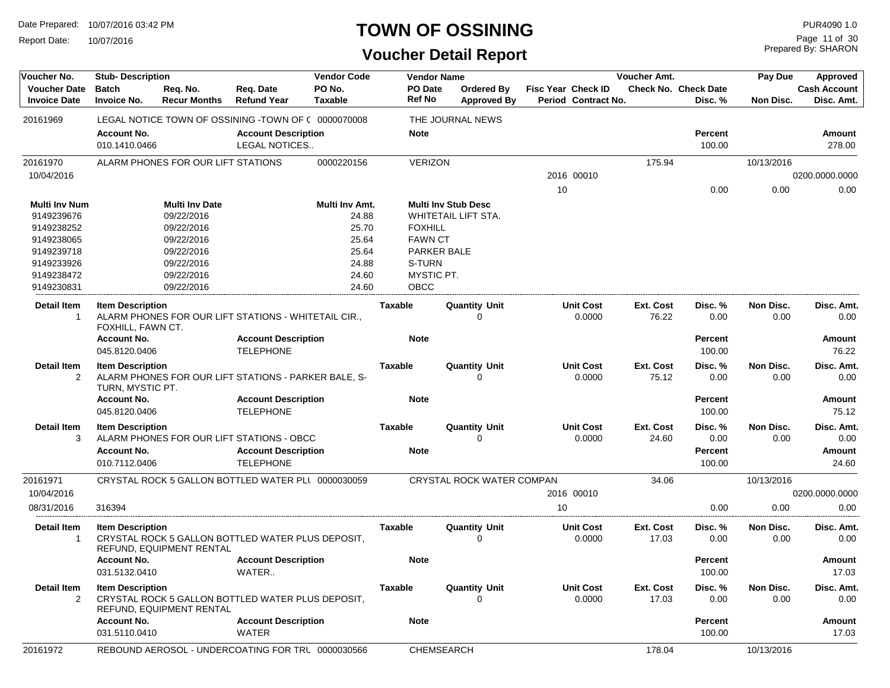# TOWN OF OSSINING

## Voucher Detail Report

Date Prepared: 10/07/2016 03:42 PM
Report Date: 10/07/2016

PUR4090 1.0
Prepared By: SHARON

| Voucher No. | Stub- Description | Req. No. | Req. Date | Vendor Code | Vendor Name | Ordered By | Fisc Year Check ID | Voucher Amt. | Check Date | Pay Due | Approved |
|---|---|---|---|---|---|---|---|---|---|---|---|
| Voucher Date | Batch | Recur Months | Refund Year | PO No. | PO Date | Approved By | Period Contract No. | Check No. | Disc. % | Non Disc. | Cash Account |
| Invoice Date | Invoice No. | | | Taxable | Ref No | | | | | | Disc. Amt. |

---

**20161969** LEGAL NOTICE TOWN OF OSSINING -TOWN OF ( 0000070008 — THE JOURNAL NEWS

| Account No. | Account Description | Note | Percent | Amount |
|---|---|---|---|---|
| 010.1410.0466 | LEGAL NOTICES.. | | 100.00 | 278.00 |

---

**20161970** ALARM PHONES FOR OUR LIFT STATIONS — 0000220156 — VERIZON — Voucher Amt. 175.94 — Pay Due 10/13/2016

Voucher Date: 10/04/2016 — Fisc Year 2016, Check ID 00010 — Cash Account 0200.0000.0000
Period 10 — Disc. % 0.00 — Non Disc. 0.00 — Disc. Amt. 0.00

| Multi Inv Num | Multi Inv Date | Multi Inv Amt. | Multi Inv Stub Desc |
|---|---|---|---|
| 9149239676 | 09/22/2016 | 24.88 | WHITETAIL LIFT STA. |
| 9149238252 | 09/22/2016 | 25.70 | FOXHILL |
| 9149238065 | 09/22/2016 | 25.64 | FAWN CT |
| 9149239718 | 09/22/2016 | 25.64 | PARKER BALE |
| 9149233926 | 09/22/2016 | 24.88 | S-TURN |
| 9149238472 | 09/22/2016 | 24.60 | MYSTIC PT. |
| 9149230831 | 09/22/2016 | 24.60 | OBCC |

| Detail Item | Item Description | Taxable | Quantity Unit | Unit Cost | Ext. Cost | Disc. % | Non Disc. | Disc. Amt. |
|---|---|---|---|---|---|---|---|---|
| 1 | ALARM PHONES FOR OUR LIFT STATIONS - WHITETAIL CIR., FOXHILL, FAWN CT. | | 0 | 0.0000 | 76.22 | 0.00 | 0.00 | 0.00 |

| Account No. | Account Description | Note | Percent | Amount |
|---|---|---|---|---|
| 045.8120.0406 | TELEPHONE | | 100.00 | 76.22 |

| Detail Item | Item Description | Taxable | Quantity Unit | Unit Cost | Ext. Cost | Disc. % | Non Disc. | Disc. Amt. |
|---|---|---|---|---|---|---|---|---|
| 2 | ALARM PHONES FOR OUR LIFT STATIONS - PARKER BALE, S-TURN, MYSTIC PT. | | 0 | 0.0000 | 75.12 | 0.00 | 0.00 | 0.00 |

| Account No. | Account Description | Note | Percent | Amount |
|---|---|---|---|---|
| 045.8120.0406 | TELEPHONE | | 100.00 | 75.12 |

| Detail Item | Item Description | Taxable | Quantity Unit | Unit Cost | Ext. Cost | Disc. % | Non Disc. | Disc. Amt. |
|---|---|---|---|---|---|---|---|---|
| 3 | ALARM PHONES FOR OUR LIFT STATIONS - OBCC | | 0 | 0.0000 | 24.60 | 0.00 | 0.00 | 0.00 |

| Account No. | Account Description | Note | Percent | Amount |
|---|---|---|---|---|
| 010.7112.0406 | TELEPHONE | | 100.00 | 24.60 |

---

**20161971** CRYSTAL ROCK 5 GALLON BOTTLED WATER PLU 0000030059 — CRYSTAL ROCK WATER COMPAN — Voucher Amt. 34.06 — Pay Due 10/13/2016

Voucher Date: 10/04/2016 — Fisc Year 2016, Check ID 00010 — Cash Account 0200.0000.0000
Invoice Date: 08/31/2016 — Invoice No. 316394 — Period 10 — Disc. % 0.00 — Non Disc. 0.00 — Disc. Amt. 0.00

| Detail Item | Item Description | Taxable | Quantity Unit | Unit Cost | Ext. Cost | Disc. % | Non Disc. | Disc. Amt. |
|---|---|---|---|---|---|---|---|---|
| 1 | CRYSTAL ROCK 5 GALLON BOTTLED WATER PLUS DEPOSIT, REFUND, EQUIPMENT RENTAL | | 0 | 0.0000 | 17.03 | 0.00 | 0.00 | 0.00 |

| Account No. | Account Description | Note | Percent | Amount |
|---|---|---|---|---|
| 031.5132.0410 | WATER.. | | 100.00 | 17.03 |

| Detail Item | Item Description | Taxable | Quantity Unit | Unit Cost | Ext. Cost | Disc. % | Non Disc. | Disc. Amt. |
|---|---|---|---|---|---|---|---|---|
| 2 | CRYSTAL ROCK 5 GALLON BOTTLED WATER PLUS DEPOSIT, REFUND, EQUIPMENT RENTAL | | 0 | 0.0000 | 17.03 | 0.00 | 0.00 | 0.00 |

| Account No. | Account Description | Note | Percent | Amount |
|---|---|---|---|---|
| 031.5110.0410 | WATER | | 100.00 | 17.03 |

---

**20161972** REBOUND AEROSOL - UNDERCOATING FOR TRU 0000030566 — CHEMSEARCH — Voucher Amt. 178.04 — Pay Due 10/13/2016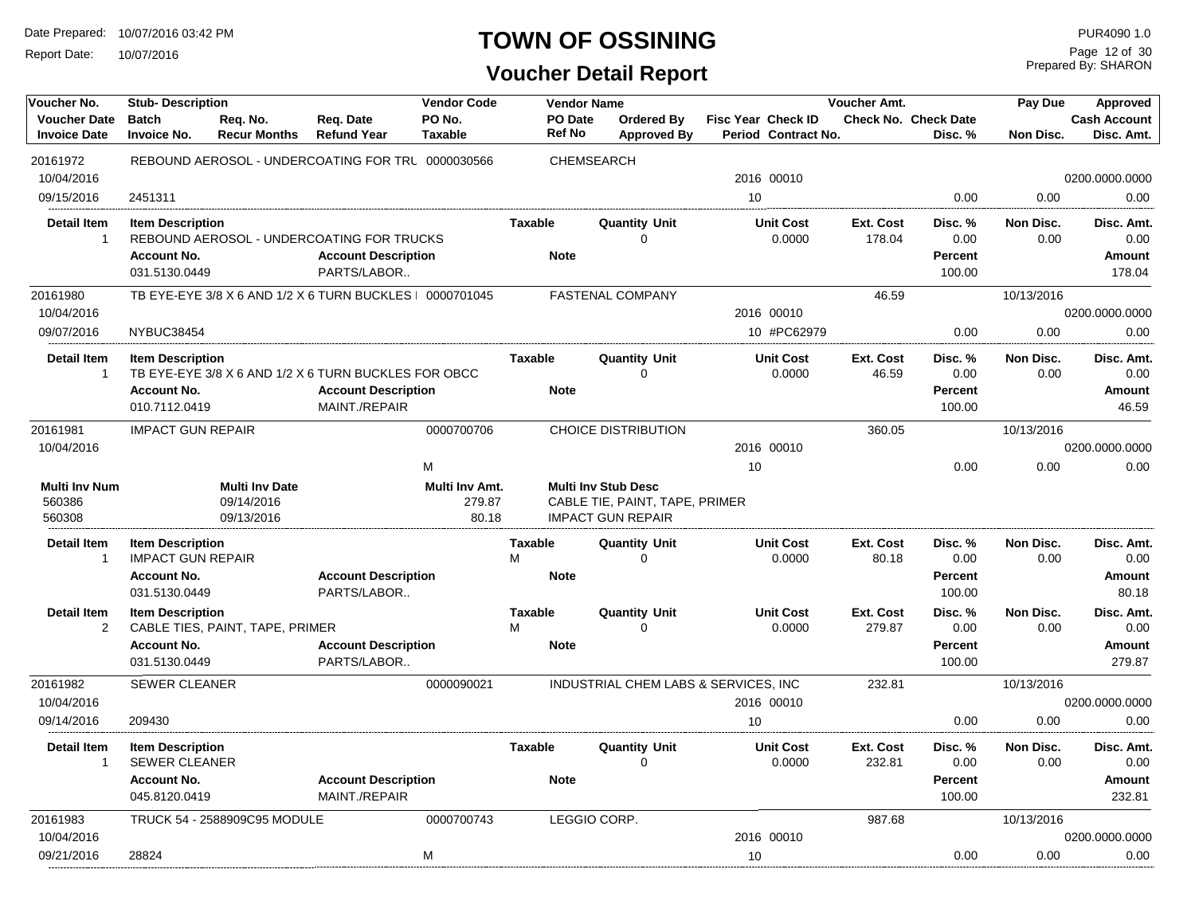# TOWN OF OSSINING

## Voucher Detail Report

Date Prepared: 10/07/2016 03:42 PM
Report Date: 10/07/2016

PUR4090 1.0
Prepared By: SHARON

| Voucher No. | Stub- Description | | | Vendor Code | Vendor Name | | | | Voucher Amt. | | Pay Due | Approved |
|---|---|---|---|---|---|---|---|---|---|---|---|---|
| Voucher Date | Batch | Req. No. | Req. Date | PO No. | PO Date | Ordered By | Fisc Year | Check ID | Check No. | Check Date | | Cash Account |
| Invoice Date | Invoice No. | Recur Months | Refund Year | Taxable | Ref No | Approved By | Period | Contract No. | | Disc. % | Non Disc. | Disc. Amt. |
| 20161972 | REBOUND AEROSOL - UNDERCOATING FOR TRU | | | 0000030566 | CHEMSEARCH | | | | | | | |
| 10/04/2016 | | | | | | | 2016 | 00010 | | | | 0200.0000.0000 |
| 09/15/2016 | 2451311 | | | | | | 10 | | | 0.00 | 0.00 | 0.00 |

| Detail Item | Item Description | Taxable | Quantity | Unit | Unit Cost | Ext. Cost | Disc. % | Non Disc. | Disc. Amt. |
|---|---|---|---|---|---|---|---|---|---|
| 1 | REBOUND AEROSOL - UNDERCOATING FOR TRUCKS | | 0 | | 0.0000 | 178.04 | 0.00 | 0.00 | 0.00 |

| Account No. | Account Description | Note | Percent | Amount |
|---|---|---|---|---|
| 031.5130.0449 | PARTS/LABOR.. | | 100.00 | 178.04 |

| Voucher No. | Stub- Description | Vendor Code | Vendor Name | Fisc Year | Check ID | Voucher Amt. | Disc. % | Pay Due / Non Disc. | Approved / Disc. Amt. |
|---|---|---|---|---|---|---|---|---|---|
| 20161980 | TB EYE-EYE 3/8 X 6 AND 1/2 X 6 TURN BUCKLES I | 0000701045 | FASTENAL COMPANY | | | 46.59 | | 10/13/2016 | |
| 10/04/2016 | | | | 2016 | 00010 | | | | 0200.0000.0000 |
| 09/07/2016 | NYBUC38454 | | | 10 | #PC62979 | | 0.00 | 0.00 | 0.00 |

| Detail Item | Item Description | Taxable | Quantity | Unit | Unit Cost | Ext. Cost | Disc. % | Non Disc. | Disc. Amt. |
|---|---|---|---|---|---|---|---|---|---|
| 1 | TB EYE-EYE 3/8 X 6 AND 1/2 X 6 TURN BUCKLES FOR OBCC | | 0 | | 0.0000 | 46.59 | 0.00 | 0.00 | 0.00 |

| Account No. | Account Description | Note | Percent | Amount |
|---|---|---|---|---|
| 010.7112.0419 | MAINT./REPAIR | | 100.00 | 46.59 |

| Voucher No. | Stub- Description | Vendor Code | Vendor Name | Fisc Year | Check ID | Voucher Amt. | Disc. % | Pay Due / Non Disc. | Approved / Disc. Amt. |
|---|---|---|---|---|---|---|---|---|---|
| 20161981 | IMPACT GUN REPAIR | 0000700706 | CHOICE DISTRIBUTION | | | 360.05 | | 10/13/2016 | |
| 10/04/2016 | | | | 2016 | 00010 | | | | 0200.0000.0000 |
| | | M | | 10 | | | 0.00 | 0.00 | 0.00 |

| Multi Inv Num | Multi Inv Date | Multi Inv Amt. | Multi Inv Stub Desc |
|---|---|---|---|
| 560386 | 09/14/2016 | 279.87 | CABLE TIE, PAINT, TAPE, PRIMER |
| 560308 | 09/13/2016 | 80.18 | IMPACT GUN REPAIR |

| Detail Item | Item Description | Taxable | Quantity | Unit | Unit Cost | Ext. Cost | Disc. % | Non Disc. | Disc. Amt. |
|---|---|---|---|---|---|---|---|---|---|
| 1 | IMPACT GUN REPAIR | M | 0 | | 0.0000 | 80.18 | 0.00 | 0.00 | 0.00 |

| Account No. | Account Description | Note | Percent | Amount |
|---|---|---|---|---|
| 031.5130.0449 | PARTS/LABOR.. | | 100.00 | 80.18 |

| Detail Item | Item Description | Taxable | Quantity | Unit | Unit Cost | Ext. Cost | Disc. % | Non Disc. | Disc. Amt. |
|---|---|---|---|---|---|---|---|---|---|
| 2 | CABLE TIES, PAINT, TAPE, PRIMER | M | 0 | | 0.0000 | 279.87 | 0.00 | 0.00 | 0.00 |

| Account No. | Account Description | Note | Percent | Amount |
|---|---|---|---|---|
| 031.5130.0449 | PARTS/LABOR.. | | 100.00 | 279.87 |

| Voucher No. | Stub- Description | Vendor Code | Vendor Name | Fisc Year | Check ID | Voucher Amt. | Disc. % | Pay Due / Non Disc. | Approved / Disc. Amt. |
|---|---|---|---|---|---|---|---|---|---|
| 20161982 | SEWER CLEANER | 0000090021 | INDUSTRIAL CHEM LABS & SERVICES, INC | | | 232.81 | | 10/13/2016 | |
| 10/04/2016 | | | | 2016 | 00010 | | | | 0200.0000.0000 |
| 09/14/2016 | 209430 | | | 10 | | | 0.00 | 0.00 | 0.00 |

| Detail Item | Item Description | Taxable | Quantity | Unit | Unit Cost | Ext. Cost | Disc. % | Non Disc. | Disc. Amt. |
|---|---|---|---|---|---|---|---|---|---|
| 1 | SEWER CLEANER | | 0 | | 0.0000 | 232.81 | 0.00 | 0.00 | 0.00 |

| Account No. | Account Description | Note | Percent | Amount |
|---|---|---|---|---|
| 045.8120.0419 | MAINT./REPAIR | | 100.00 | 232.81 |

| Voucher No. | Stub- Description | Vendor Code | Vendor Name | Fisc Year | Check ID | Voucher Amt. | Disc. % | Pay Due / Non Disc. | Approved / Disc. Amt. |
|---|---|---|---|---|---|---|---|---|---|
| 20161983 | TRUCK 54 - 2588909C95 MODULE | 0000700743 | LEGGIO CORP. | | | 987.68 | | 10/13/2016 | |
| 10/04/2016 | | | | 2016 | 00010 | | | | 0200.0000.0000 |
| 09/21/2016 | 28824 | M | | 10 | | | 0.00 | 0.00 | 0.00 |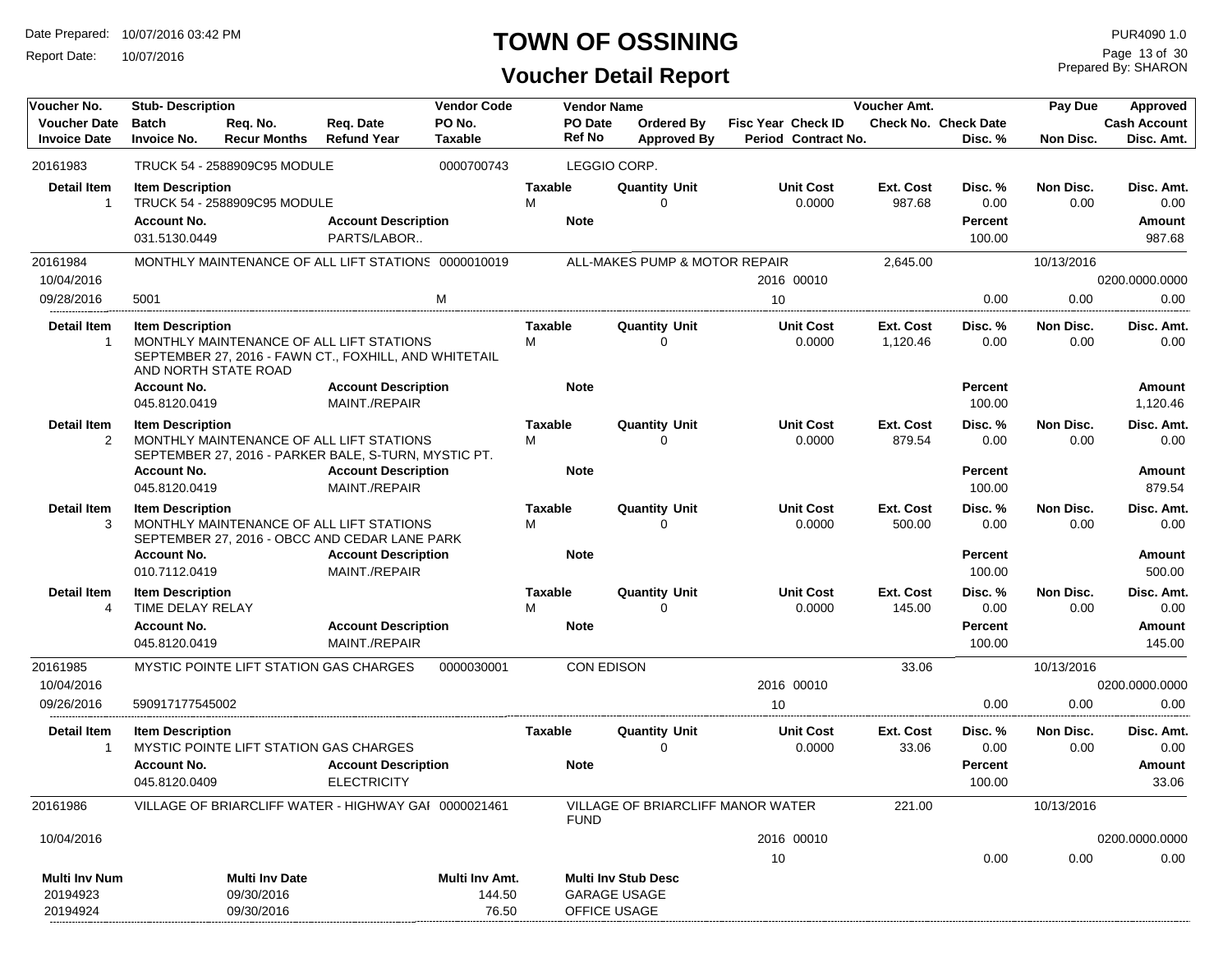# TOWN OF OSSINING

## Voucher Detail Report

Date Prepared: 10/07/2016 03:42 PM
Report Date: 10/07/2016

PUR4090 1.0
Prepared By: SHARON

| Voucher No. | Stub- Description | | | Vendor Code | Vendor Name | | | Voucher Amt. | | Pay Due | Approved |
|---|---|---|---|---|---|---|---|---|---|---|---|
| Voucher Date | Batch | Req. No. | Req. Date | PO No. | PO Date | Ordered By | Fisc Year Check ID | Check No. | Check Date | | Cash Account |
| Invoice Date | Invoice No. | Recur Months | Refund Year | Taxable | Ref No | Approved By | Period Contract No. | | Disc. % | Non Disc. | Disc. Amt. |

**20161983** — TRUCK 54 - 2588909C95 MODULE — Vendor Code: 0000700743 — LEGGIO CORP.

| Detail Item | Item Description | Taxable | Quantity Unit | Unit Cost | Ext. Cost | Disc. % | Non Disc. | Disc. Amt. |
|---|---|---|---|---|---|---|---|---|
| 1 | TRUCK 54 - 2588909C95 MODULE | M | 0 | 0.0000 | 987.68 | 0.00 | 0.00 | 0.00 |

| Account No. | Account Description | Note | Percent | Amount |
|---|---|---|---|---|
| 031.5130.0449 | PARTS/LABOR.. | | 100.00 | 987.68 |

**20161984** — MONTHLY MAINTENANCE OF ALL LIFT STATIONS — Vendor Code: 0000010019 — ALL-MAKES PUMP & MOTOR REPAIR — Voucher Amt.: 2,645.00 — Pay Due: 10/13/2016

| Voucher Date | Invoice Date | Invoice No. | Taxable | Fisc Year | Check ID | Period | Disc. % | Non Disc. | Cash Account | Disc. Amt. |
|---|---|---|---|---|---|---|---|---|---|---|
| 10/04/2016 | 09/28/2016 | 5001 | M | 2016 | 00010 | 10 | 0.00 | 0.00 | 0200.0000.0000 | 0.00 |

| Detail Item | Item Description | Taxable | Quantity Unit | Unit Cost | Ext. Cost | Disc. % | Non Disc. | Disc. Amt. |
|---|---|---|---|---|---|---|---|---|
| 1 | MONTHLY MAINTENANCE OF ALL LIFT STATIONS SEPTEMBER 27, 2016 - FAWN CT., FOXHILL, AND WHITETAIL AND NORTH STATE ROAD | M | 0 | 0.0000 | 1,120.46 | 0.00 | 0.00 | 0.00 |

| Account No. | Account Description | Note | Percent | Amount |
|---|---|---|---|---|
| 045.8120.0419 | MAINT./REPAIR | | 100.00 | 1,120.46 |

| Detail Item | Item Description | Taxable | Quantity Unit | Unit Cost | Ext. Cost | Disc. % | Non Disc. | Disc. Amt. |
|---|---|---|---|---|---|---|---|---|
| 2 | MONTHLY MAINTENANCE OF ALL LIFT STATIONS SEPTEMBER 27, 2016 - PARKER BALE, S-TURN, MYSTIC PT. | M | 0 | 0.0000 | 879.54 | 0.00 | 0.00 | 0.00 |

| Account No. | Account Description | Note | Percent | Amount |
|---|---|---|---|---|
| 045.8120.0419 | MAINT./REPAIR | | 100.00 | 879.54 |

| Detail Item | Item Description | Taxable | Quantity Unit | Unit Cost | Ext. Cost | Disc. % | Non Disc. | Disc. Amt. |
|---|---|---|---|---|---|---|---|---|
| 3 | MONTHLY MAINTENANCE OF ALL LIFT STATIONS SEPTEMBER 27, 2016 - OBCC AND CEDAR LANE PARK | M | 0 | 0.0000 | 500.00 | 0.00 | 0.00 | 0.00 |

| Account No. | Account Description | Note | Percent | Amount |
|---|---|---|---|---|
| 010.7112.0419 | MAINT./REPAIR | | 100.00 | 500.00 |

| Detail Item | Item Description | Taxable | Quantity Unit | Unit Cost | Ext. Cost | Disc. % | Non Disc. | Disc. Amt. |
|---|---|---|---|---|---|---|---|---|
| 4 | TIME DELAY RELAY | M | 0 | 0.0000 | 145.00 | 0.00 | 0.00 | 0.00 |

| Account No. | Account Description | Note | Percent | Amount |
|---|---|---|---|---|
| 045.8120.0419 | MAINT./REPAIR | | 100.00 | 145.00 |

**20161985** — MYSTIC POINTE LIFT STATION GAS CHARGES — Vendor Code: 0000030001 — CON EDISON — Voucher Amt.: 33.06 — Pay Due: 10/13/2016

| Voucher Date | Invoice Date | Invoice No. | Taxable | Fisc Year | Check ID | Period | Disc. % | Non Disc. | Cash Account | Disc. Amt. |
|---|---|---|---|---|---|---|---|---|---|---|
| 10/04/2016 | 09/26/2016 | 590917177545002 | | 2016 | 00010 | 10 | 0.00 | 0.00 | 0200.0000.0000 | 0.00 |

| Detail Item | Item Description | Taxable | Quantity Unit | Unit Cost | Ext. Cost | Disc. % | Non Disc. | Disc. Amt. |
|---|---|---|---|---|---|---|---|---|
| 1 | MYSTIC POINTE LIFT STATION GAS CHARGES | | 0 | 0.0000 | 33.06 | 0.00 | 0.00 | 0.00 |

| Account No. | Account Description | Note | Percent | Amount |
|---|---|---|---|---|
| 045.8120.0409 | ELECTRICITY | | 100.00 | 33.06 |

**20161986** — VILLAGE OF BRIARCLIFF WATER - HIGHWAY GAI — Vendor Code: 0000021461 — VILLAGE OF BRIARCLIFF MANOR WATER FUND — Voucher Amt.: 221.00 — Pay Due: 10/13/2016

| Voucher Date | Invoice Date | Invoice No. | Taxable | Fisc Year | Check ID | Period | Disc. % | Non Disc. | Cash Account | Disc. Amt. |
|---|---|---|---|---|---|---|---|---|---|---|
| 10/04/2016 | | | | 2016 | 00010 | 10 | 0.00 | 0.00 | 0200.0000.0000 | 0.00 |

| Multi Inv Num | Multi Inv Date | Multi Inv Amt. | Multi Inv Stub Desc |
|---|---|---|---|
| 20194923 | 09/30/2016 | 144.50 | GARAGE USAGE |
| 20194924 | 09/30/2016 | 76.50 | OFFICE USAGE |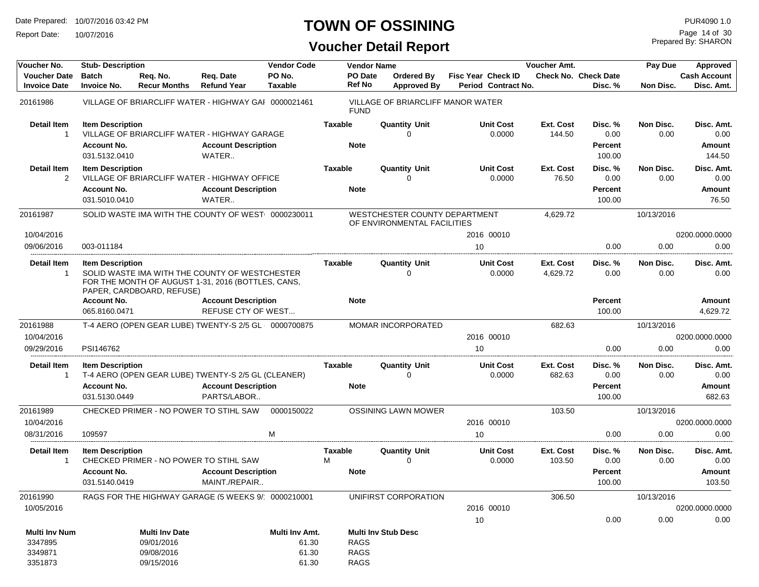# TOWN OF OSSINING

## Voucher Detail Report

Date Prepared: 10/07/2016 03:42 PM
Report Date: 10/07/2016

PUR4090 1.0
Prepared By: SHARON

| Voucher No. | Stub- Description | | | Vendor Code | Vendor Name | | | Voucher Amt. | | Pay Due | Approved |
|---|---|---|---|---|---|---|---|---|---|---|---|
| Voucher Date | Batch | Req. No. | Req. Date | PO No. | PO Date | Ordered By | Fisc Year Check ID | Check No. | Check Date | | Cash Account |
| Invoice Date | Invoice No. | Recur Months | Refund Year | Taxable | Ref No | Approved By | Period Contract No. | | Disc. % | Non Disc. | Disc. Amt. |

---

**20161986** — VILLAGE OF BRIARCLIFF WATER - HIGHWAY GAI — 0000021461 — VILLAGE OF BRIARCLIFF MANOR WATER FUND

| Detail Item | Item Description | Taxable | Quantity Unit | Unit Cost | Ext. Cost | Disc. % | Non Disc. | Disc. Amt. |
|---|---|---|---|---|---|---|---|---|
| 1 | VILLAGE OF BRIARCLIFF WATER - HIGHWAY GARAGE | | 0 | 0.0000 | 144.50 | 0.00 | 0.00 | 0.00 |

| Account No. | Account Description | Note | Percent | Amount |
|---|---|---|---|---|
| 031.5132.0410 | WATER.. | | 100.00 | 144.50 |

| Detail Item | Item Description | Taxable | Quantity Unit | Unit Cost | Ext. Cost | Disc. % | Non Disc. | Disc. Amt. |
|---|---|---|---|---|---|---|---|---|
| 2 | VILLAGE OF BRIARCLIFF WATER - HIGHWAY OFFICE | | 0 | 0.0000 | 76.50 | 0.00 | 0.00 | 0.00 |

| Account No. | Account Description | Note | Percent | Amount |
|---|---|---|---|---|
| 031.5010.0410 | WATER.. | | 100.00 | 76.50 |

---

**20161987** — SOLID WASTE IMA WITH THE COUNTY OF WEST — 0000230011 — WESTCHESTER COUNTY DEPARTMENT OF ENVIRONMENTAL FACILITIES — 4,629.72 — Pay Due 10/13/2016

| Voucher Date | Invoice Date | Invoice No. | Fisc Year | Check ID | Period | Disc. % | Non Disc. | Cash Account | Disc. Amt. |
|---|---|---|---|---|---|---|---|---|---|
| 10/04/2016 | 09/06/2016 | 003-011184 | 2016 | 00010 | 10 | 0.00 | 0.00 | 0200.0000.0000 | 0.00 |

| Detail Item | Item Description | Taxable | Quantity Unit | Unit Cost | Ext. Cost | Disc. % | Non Disc. | Disc. Amt. |
|---|---|---|---|---|---|---|---|---|
| 1 | SOLID WASTE IMA WITH THE COUNTY OF WESTCHESTER FOR THE MONTH OF AUGUST 1-31, 2016 (BOTTLES, CANS, PAPER, CARDBOARD, REFUSE) | | 0 | 0.0000 | 4,629.72 | 0.00 | 0.00 | 0.00 |

| Account No. | Account Description | Note | Percent | Amount |
|---|---|---|---|---|
| 065.8160.0471 | REFUSE CTY OF WEST... | | 100.00 | 4,629.72 |

---

**20161988** — T-4 AERO (OPEN GEAR LUBE) TWENTY-S 2/5 GL — 0000700875 — MOMAR INCORPORATED — 682.63 — Pay Due 10/13/2016

| Voucher Date | Invoice Date | Invoice No. | Fisc Year | Check ID | Period | Disc. % | Non Disc. | Cash Account | Disc. Amt. |
|---|---|---|---|---|---|---|---|---|---|
| 10/04/2016 | 09/29/2016 | PSI146762 | 2016 | 00010 | 10 | 0.00 | 0.00 | 0200.0000.0000 | 0.00 |

| Detail Item | Item Description | Taxable | Quantity Unit | Unit Cost | Ext. Cost | Disc. % | Non Disc. | Disc. Amt. |
|---|---|---|---|---|---|---|---|---|
| 1 | T-4 AERO (OPEN GEAR LUBE) TWENTY-S 2/5 GL (CLEANER) | | 0 | 0.0000 | 682.63 | 0.00 | 0.00 | 0.00 |

| Account No. | Account Description | Note | Percent | Amount |
|---|---|---|---|---|
| 031.5130.0449 | PARTS/LABOR.. | | 100.00 | 682.63 |

---

**20161989** — CHECKED PRIMER - NO POWER TO STIHL SAW — 0000150022 — OSSINING LAWN MOWER — 103.50 — Pay Due 10/13/2016

| Voucher Date | Invoice Date | Invoice No. | Taxable | Fisc Year | Check ID | Period | Disc. % | Non Disc. | Cash Account | Disc. Amt. |
|---|---|---|---|---|---|---|---|---|---|---|
| 10/04/2016 | 08/31/2016 | 109597 | M | 2016 | 00010 | 10 | 0.00 | 0.00 | 0200.0000.0000 | 0.00 |

| Detail Item | Item Description | Taxable | Quantity Unit | Unit Cost | Ext. Cost | Disc. % | Non Disc. | Disc. Amt. |
|---|---|---|---|---|---|---|---|---|
| 1 | CHECKED PRIMER - NO POWER TO STIHL SAW | M | 0 | 0.0000 | 103.50 | 0.00 | 0.00 | 0.00 |

| Account No. | Account Description | Note | Percent | Amount |
|---|---|---|---|---|
| 031.5140.0419 | MAINT./REPAIR.. | | 100.00 | 103.50 |

---

**20161990** — RAGS FOR THE HIGHWAY GARAGE (5 WEEKS 9/: — 0000210001 — UNIFIRST CORPORATION — 306.50 — Pay Due 10/13/2016

| Voucher Date | Fisc Year | Check ID | Period | Disc. % | Non Disc. | Cash Account | Disc. Amt. |
|---|---|---|---|---|---|---|---|
| 10/05/2016 | 2016 | 00010 | 10 | 0.00 | 0.00 | 0200.0000.0000 | 0.00 |

| Multi Inv Num | Multi Inv Date | Multi Inv Amt. | Multi Inv Stub Desc |
|---|---|---|---|
| 3347895 | 09/01/2016 | 61.30 | RAGS |
| 3349871 | 09/08/2016 | 61.30 | RAGS |
| 3351873 | 09/15/2016 | 61.30 | RAGS |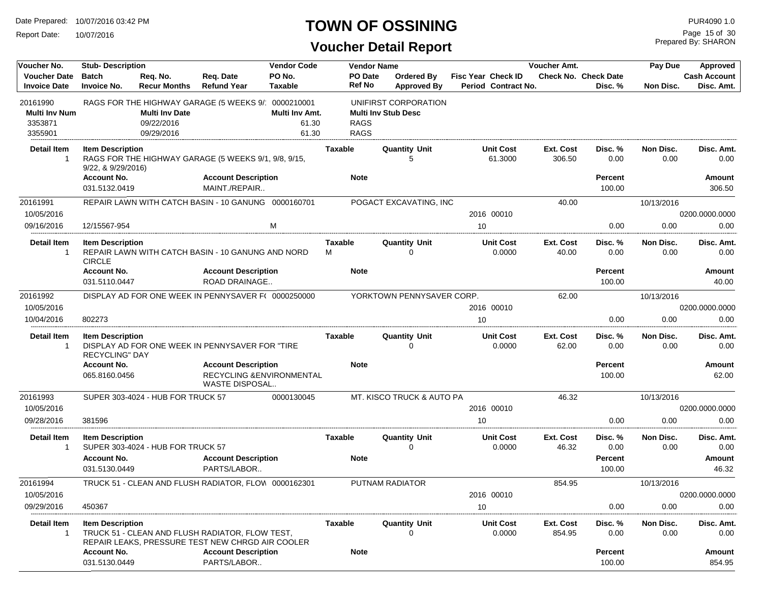# TOWN OF OSSINING

## Voucher Detail Report

Date Prepared: 10/07/2016 03:42 PM
Report Date: 10/07/2016

PUR4090 1.0
Prepared By: SHARON

| Voucher No. | Stub- Description | | | Vendor Code | Vendor Name | | | Voucher Amt. | | Pay Due | Approved |
|---|---|---|---|---|---|---|---|---|---|---|---|
| Voucher Date | Batch | Req. No. | Req. Date | PO No. | PO Date | Ordered By | Fisc Year Check ID | Check No. | Check Date | | Cash Account |
| Invoice Date | Invoice No. | Recur Months | Refund Year | Taxable | Ref No | Approved By | Period Contract No. | | Disc. % | Non Disc. | Disc. Amt. |

---

**20161990** — RAGS FOR THE HIGHWAY GARAGE (5 WEEKS 9/1 — Vendor Code: 0000210001 — UNIFIRST CORPORATION

| Multi Inv Num | Multi Inv Date | Multi Inv Amt. | Multi Inv Stub Desc |
|---|---|---|---|
| 3353871 | 09/22/2016 | 61.30 | RAGS |
| 3355901 | 09/29/2016 | 61.30 | RAGS |

| Detail Item | Item Description | Taxable | Quantity | Unit | Unit Cost | Ext. Cost | Disc. % | Non Disc. | Disc. Amt. |
|---|---|---|---|---|---|---|---|---|---|
| 1 | RAGS FOR THE HIGHWAY GARAGE (5 WEEKS 9/1, 9/8, 9/15, 9/22, & 9/29/2016) | | 5 | | 61.3000 | 306.50 | 0.00 | 0.00 | 0.00 |

| Account No. | Account Description | Note | Percent | Amount |
|---|---|---|---|---|
| 031.5132.0419 | MAINT./REPAIR.. | | 100.00 | 306.50 |

---

**20161991** — REPAIR LAWN WITH CATCH BASIN - 10 GANUNG — Vendor Code: 0000160701 — POGACT EXCAVATING, INC — Voucher Amt.: 40.00 — Pay Due: 10/13/2016

Voucher Date: 10/05/2016 — Fisc Year: 2016 — Check ID: 00010 — Cash Account: 0200.0000.0000

Invoice Date: 09/16/2016 — Invoice No.: 12/15567-954 — Taxable: M — Period: 10 — Disc. %: 0.00 — Non Disc.: 0.00 — Disc. Amt.: 0.00

| Detail Item | Item Description | Taxable | Quantity | Unit | Unit Cost | Ext. Cost | Disc. % | Non Disc. | Disc. Amt. |
|---|---|---|---|---|---|---|---|---|---|
| 1 | REPAIR LAWN WITH CATCH BASIN - 10 GANUNG AND NORD CIRCLE | M | 0 | | 0.0000 | 40.00 | 0.00 | 0.00 | 0.00 |

| Account No. | Account Description | Note | Percent | Amount |
|---|---|---|---|---|
| 031.5110.0447 | ROAD DRAINAGE.. | | 100.00 | 40.00 |

---

**20161992** — DISPLAY AD FOR ONE WEEK IN PENNYSAVER F( — Vendor Code: 0000250000 — YORKTOWN PENNYSAVER CORP. — Voucher Amt.: 62.00 — Pay Due: 10/13/2016

Voucher Date: 10/05/2016 — Fisc Year: 2016 — Check ID: 00010 — Cash Account: 0200.0000.0000

Invoice Date: 10/04/2016 — Invoice No.: 802273 — Period: 10 — Disc. %: 0.00 — Non Disc.: 0.00 — Disc. Amt.: 0.00

| Detail Item | Item Description | Taxable | Quantity | Unit | Unit Cost | Ext. Cost | Disc. % | Non Disc. | Disc. Amt. |
|---|---|---|---|---|---|---|---|---|---|
| 1 | DISPLAY AD FOR ONE WEEK IN PENNYSAVER FOR "TIRE RECYCLING" DAY | | 0 | | 0.0000 | 62.00 | 0.00 | 0.00 | 0.00 |

| Account No. | Account Description | Note | Percent | Amount |
|---|---|---|---|---|
| 065.8160.0456 | RECYCLING &ENVIRONMENTAL WASTE DISPOSAL.. | | 100.00 | 62.00 |

---

**20161993** — SUPER 303-4024 - HUB FOR TRUCK 57 — Vendor Code: 0000130045 — MT. KISCO TRUCK & AUTO PA — Voucher Amt.: 46.32 — Pay Due: 10/13/2016

Voucher Date: 10/05/2016 — Fisc Year: 2016 — Check ID: 00010 — Cash Account: 0200.0000.0000

Invoice Date: 09/28/2016 — Invoice No.: 381596 — Period: 10 — Disc. %: 0.00 — Non Disc.: 0.00 — Disc. Amt.: 0.00

| Detail Item | Item Description | Taxable | Quantity | Unit | Unit Cost | Ext. Cost | Disc. % | Non Disc. | Disc. Amt. |
|---|---|---|---|---|---|---|---|---|---|
| 1 | SUPER 303-4024 - HUB FOR TRUCK 57 | | 0 | | 0.0000 | 46.32 | 0.00 | 0.00 | 0.00 |

| Account No. | Account Description | Note | Percent | Amount |
|---|---|---|---|---|
| 031.5130.0449 | PARTS/LABOR.. | | 100.00 | 46.32 |

---

**20161994** — TRUCK 51 - CLEAN AND FLUSH RADIATOR, FLOW — Vendor Code: 0000162301 — PUTNAM RADIATOR — Voucher Amt.: 854.95 — Pay Due: 10/13/2016

Voucher Date: 10/05/2016 — Fisc Year: 2016 — Check ID: 00010 — Cash Account: 0200.0000.0000

Invoice Date: 09/29/2016 — Invoice No.: 450367 — Period: 10 — Disc. %: 0.00 — Non Disc.: 0.00 — Disc. Amt.: 0.00

| Detail Item | Item Description | Taxable | Quantity | Unit | Unit Cost | Ext. Cost | Disc. % | Non Disc. | Disc. Amt. |
|---|---|---|---|---|---|---|---|---|---|
| 1 | TRUCK 51 - CLEAN AND FLUSH RADIATOR, FLOW TEST, REPAIR LEAKS, PRESSURE TEST NEW CHRGD AIR COOLER | | 0 | | 0.0000 | 854.95 | 0.00 | 0.00 | 0.00 |

| Account No. | Account Description | Note | Percent | Amount |
|---|---|---|---|---|
| 031.5130.0449 | PARTS/LABOR.. | | 100.00 | 854.95 |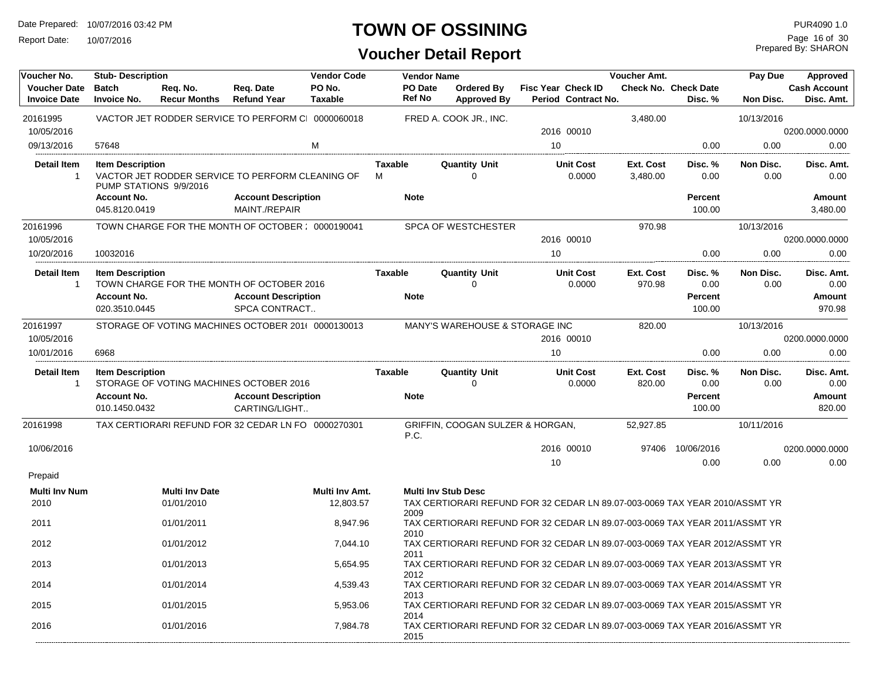# TOWN OF OSSINING

## Voucher Detail Report

Date Prepared: 10/07/2016 03:42 PM
Report Date: 10/07/2016

PUR4090 1.0
Prepared By: SHARON

| Voucher No. / Voucher Date / Invoice Date | Stub-Description / Batch / Invoice No. | Req. No. / Recur Months | Req. Date / Refund Year | Vendor Code / PO No. / Taxable | Vendor Name / PO Date / Ref No | Ordered By / Approved By | Fisc Year / Period | Check ID / Contract No. | Voucher Amt. / Check No. | Check Date / Disc. % | Pay Due / Non Disc. | Approved / Cash Account / Disc. Amt. |
|---|---|---|---|---|---|---|---|---|---|---|---|---|
| 20161995 | VACTOR JET RODDER SERVICE TO PERFORM CI | | | 0000060018 | FRED A. COOK JR., INC. | | | | 3,480.00 | | 10/13/2016 | |
| 10/05/2016 | | | | | | | 2016 | 00010 | | | | 0200.0000.0000 |
| 09/13/2016 | 57648 | | | M | | | 10 | | | 0.00 | 0.00 | 0.00 |

| Detail Item | Item Description | Taxable | Quantity | Unit | Unit Cost | Ext. Cost | Disc. % | Non Disc. | Disc. Amt. |
|---|---|---|---|---|---|---|---|---|---|
| 1 | VACTOR JET RODDER SERVICE TO PERFORM CLEANING OF PUMP STATIONS 9/9/2016 | M | 0 | | 0.0000 | 3,480.00 | 0.00 | 0.00 | 0.00 |

| Account No. | Account Description | Note | Percent | Amount |
|---|---|---|---|---|
| 045.8120.0419 | MAINT./REPAIR | | 100.00 | 3,480.00 |

| Voucher No. / Voucher Date / Invoice Date | Stub-Description / Batch / Invoice No. | Req. No. / Recur Months | Req. Date / Refund Year | Vendor Code / PO No. / Taxable | Vendor Name / PO Date / Ref No | Ordered By / Approved By | Fisc Year / Period | Check ID / Contract No. | Voucher Amt. / Check No. | Check Date / Disc. % | Pay Due / Non Disc. | Approved / Cash Account / Disc. Amt. |
|---|---|---|---|---|---|---|---|---|---|---|---|---|
| 20161996 | TOWN CHARGE FOR THE MONTH OF OCTOBER : | | | 0000190041 | SPCA OF WESTCHESTER | | | | 970.98 | | 10/13/2016 | |
| 10/05/2016 | | | | | | | 2016 | 00010 | | | | 0200.0000.0000 |
| 10/20/2016 | 10032016 | | | | | | 10 | | | 0.00 | 0.00 | 0.00 |

| Detail Item | Item Description | Taxable | Quantity | Unit | Unit Cost | Ext. Cost | Disc. % | Non Disc. | Disc. Amt. |
|---|---|---|---|---|---|---|---|---|---|
| 1 | TOWN CHARGE FOR THE MONTH OF OCTOBER 2016 | | 0 | | 0.0000 | 970.98 | 0.00 | 0.00 | 0.00 |

| Account No. | Account Description | Note | Percent | Amount |
|---|---|---|---|---|
| 020.3510.0445 | SPCA CONTRACT.. | | 100.00 | 970.98 |

| Voucher No. / Voucher Date / Invoice Date | Stub-Description / Batch / Invoice No. | Req. No. / Recur Months | Req. Date / Refund Year | Vendor Code / PO No. / Taxable | Vendor Name / PO Date / Ref No | Ordered By / Approved By | Fisc Year / Period | Check ID / Contract No. | Voucher Amt. / Check No. | Check Date / Disc. % | Pay Due / Non Disc. | Approved / Cash Account / Disc. Amt. |
|---|---|---|---|---|---|---|---|---|---|---|---|---|
| 20161997 | STORAGE OF VOTING MACHINES OCTOBER 201( | | | 0000130013 | MANY'S WAREHOUSE & STORAGE INC | | | | 820.00 | | 10/13/2016 | |
| 10/05/2016 | | | | | | | 2016 | 00010 | | | | 0200.0000.0000 |
| 10/01/2016 | 6968 | | | | | | 10 | | | 0.00 | 0.00 | 0.00 |

| Detail Item | Item Description | Taxable | Quantity | Unit | Unit Cost | Ext. Cost | Disc. % | Non Disc. | Disc. Amt. |
|---|---|---|---|---|---|---|---|---|---|
| 1 | STORAGE OF VOTING MACHINES OCTOBER 2016 | | 0 | | 0.0000 | 820.00 | 0.00 | 0.00 | 0.00 |

| Account No. | Account Description | Note | Percent | Amount |
|---|---|---|---|---|
| 010.1450.0432 | CARTING/LIGHT.. | | 100.00 | 820.00 |

| Voucher No. / Voucher Date / Invoice Date | Stub-Description / Batch / Invoice No. | Req. No. / Recur Months | Req. Date / Refund Year | Vendor Code / PO No. / Taxable | Vendor Name / PO Date / Ref No | Ordered By / Approved By | Fisc Year / Period | Check ID / Contract No. | Voucher Amt. / Check No. | Check Date / Disc. % | Pay Due / Non Disc. | Approved / Cash Account / Disc. Amt. |
|---|---|---|---|---|---|---|---|---|---|---|---|---|
| 20161998 | TAX CERTIORARI REFUND FOR 32 CEDAR LN FO | | | 0000270301 | GRIFFIN, COOGAN SULZER & HORGAN, P.C. | | | | 52,927.85 | | 10/11/2016 | |
| 10/06/2016 | | | | | | | 2016 | 00010 | 97406 | 10/06/2016 | | 0200.0000.0000 |
| | | | | | | | 10 | | | 0.00 | 0.00 | 0.00 |

Prepaid

| Multi Inv Num | Multi Inv Date | Multi Inv Amt. | Multi Inv Stub Desc |
|---|---|---|---|
| 2010 | 01/01/2010 | 12,803.57 | TAX CERTIORARI REFUND FOR 32 CEDAR LN 89.07-003-0069 TAX YEAR 2010/ASSMT YR 2009 |
| 2011 | 01/01/2011 | 8,947.96 | TAX CERTIORARI REFUND FOR 32 CEDAR LN 89.07-003-0069 TAX YEAR 2011/ASSMT YR 2010 |
| 2012 | 01/01/2012 | 7,044.10 | TAX CERTIORARI REFUND FOR 32 CEDAR LN 89.07-003-0069 TAX YEAR 2012/ASSMT YR 2011 |
| 2013 | 01/01/2013 | 5,654.95 | TAX CERTIORARI REFUND FOR 32 CEDAR LN 89.07-003-0069 TAX YEAR 2013/ASSMT YR 2012 |
| 2014 | 01/01/2014 | 4,539.43 | TAX CERTIORARI REFUND FOR 32 CEDAR LN 89.07-003-0069 TAX YEAR 2014/ASSMT YR 2013 |
| 2015 | 01/01/2015 | 5,953.06 | TAX CERTIORARI REFUND FOR 32 CEDAR LN 89.07-003-0069 TAX YEAR 2015/ASSMT YR 2014 |
| 2016 | 01/01/2016 | 7,984.78 | TAX CERTIORARI REFUND FOR 32 CEDAR LN 89.07-003-0069 TAX YEAR 2016/ASSMT YR 2015 |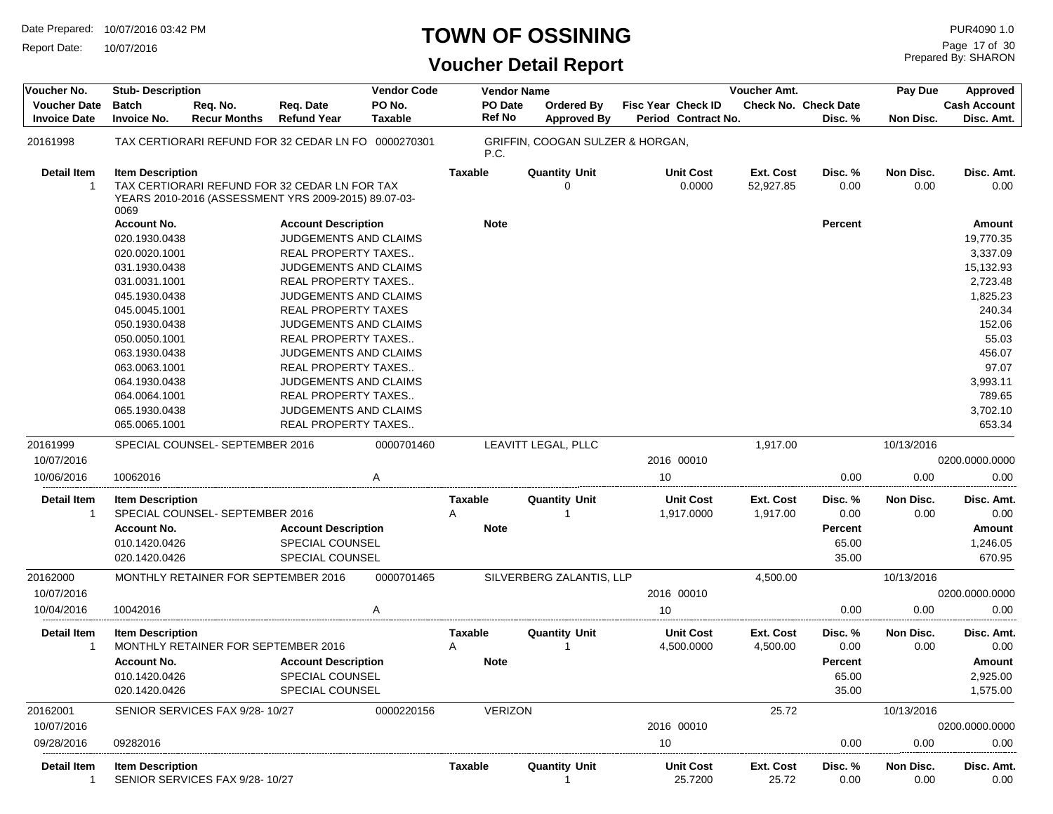# TOWN OF OSSINING

## Voucher Detail Report

Date Prepared: 10/07/2016 03:42 PM
Report Date: 10/07/2016

PUR4090 1.0
Prepared By: SHARON

| Voucher No. | Stub- Description | | | Vendor Code | Vendor Name | | | Voucher Amt. | | Pay Due | Approved |
|---|---|---|---|---|---|---|---|---|---|---|---|
| Voucher Date | Batch | Req. No. | Req. Date | PO No. | PO Date | Ordered By | Fisc Year Check ID | Check No. | Check Date | | Cash Account |
| Invoice Date | Invoice No. | Recur Months | Refund Year | Taxable | Ref No | Approved By | Period Contract No. | | Disc. % | Non Disc. | Disc. Amt. |

**20161998** — TAX CERTIORARI REFUND FOR 32 CEDAR LN FO — 0000270301 — GRIFFIN, COOGAN SULZER & HORGAN, P.C.

| Detail Item | Item Description | Taxable | Quantity Unit | Unit Cost | Ext. Cost | Disc. % | Non Disc. | Disc. Amt. |
|---|---|---|---|---|---|---|---|---|
| 1 | TAX CERTIORARI REFUND FOR 32 CEDAR LN FOR TAX YEARS 2010-2016 (ASSESSMENT YRS 2009-2015) 89.07-03-0069 | | 0 | 0.0000 | 52,927.85 | 0.00 | 0.00 | 0.00 |

| Account No. | Account Description | Note | Percent | Amount |
|---|---|---|---|---|
| 020.1930.0438 | JUDGEMENTS AND CLAIMS | | | 19,770.35 |
| 020.0020.1001 | REAL PROPERTY TAXES.. | | | 3,337.09 |
| 031.1930.0438 | JUDGEMENTS AND CLAIMS | | | 15,132.93 |
| 031.0031.1001 | REAL PROPERTY TAXES.. | | | 2,723.48 |
| 045.1930.0438 | JUDGEMENTS AND CLAIMS | | | 1,825.23 |
| 045.0045.1001 | REAL PROPERTY TAXES | | | 240.34 |
| 050.1930.0438 | JUDGEMENTS AND CLAIMS | | | 152.06 |
| 050.0050.1001 | REAL PROPERTY TAXES.. | | | 55.03 |
| 063.1930.0438 | JUDGEMENTS AND CLAIMS | | | 456.07 |
| 063.0063.1001 | REAL PROPERTY TAXES.. | | | 97.07 |
| 064.1930.0438 | JUDGEMENTS AND CLAIMS | | | 3,993.11 |
| 064.0064.1001 | REAL PROPERTY TAXES.. | | | 789.65 |
| 065.1930.0438 | JUDGEMENTS AND CLAIMS | | | 3,702.10 |
| 065.0065.1001 | REAL PROPERTY TAXES.. | | | 653.34 |

**20161999** — SPECIAL COUNSEL- SEPTEMBER 2016 — 0000701460 — LEAVITT LEGAL, PLLC — 1,917.00 — 10/13/2016

| Voucher Date | Fisc Year Check ID | Cash Account |
|---|---|---|
| 10/07/2016 | 2016 00010 | 0200.0000.0000 |

| Invoice Date | Invoice No. | Taxable | Period | Disc. % | Non Disc. | Disc. Amt. |
|---|---|---|---|---|---|---|
| 10/06/2016 | 10062016 | A | 10 | 0.00 | 0.00 | 0.00 |

| Detail Item | Item Description | Taxable | Quantity Unit | Unit Cost | Ext. Cost | Disc. % | Non Disc. | Disc. Amt. |
|---|---|---|---|---|---|---|---|---|
| 1 | SPECIAL COUNSEL- SEPTEMBER 2016 | A | 1 | 1,917.0000 | 1,917.00 | 0.00 | 0.00 | 0.00 |

| Account No. | Account Description | Note | Percent | Amount |
|---|---|---|---|---|
| 010.1420.0426 | SPECIAL COUNSEL | | 65.00 | 1,246.05 |
| 020.1420.0426 | SPECIAL COUNSEL | | 35.00 | 670.95 |

**20162000** — MONTHLY RETAINER FOR SEPTEMBER 2016 — 0000701465 — SILVERBERG ZALANTIS, LLP — 4,500.00 — 10/13/2016

| Voucher Date | Fisc Year Check ID | Cash Account |
|---|---|---|
| 10/07/2016 | 2016 00010 | 0200.0000.0000 |

| Invoice Date | Invoice No. | Taxable | Period | Disc. % | Non Disc. | Disc. Amt. |
|---|---|---|---|---|---|---|
| 10/04/2016 | 10042016 | A | 10 | 0.00 | 0.00 | 0.00 |

| Detail Item | Item Description | Taxable | Quantity Unit | Unit Cost | Ext. Cost | Disc. % | Non Disc. | Disc. Amt. |
|---|---|---|---|---|---|---|---|---|
| 1 | MONTHLY RETAINER FOR SEPTEMBER 2016 | A | 1 | 4,500.0000 | 4,500.00 | 0.00 | 0.00 | 0.00 |

| Account No. | Account Description | Note | Percent | Amount |
|---|---|---|---|---|
| 010.1420.0426 | SPECIAL COUNSEL | | 65.00 | 2,925.00 |
| 020.1420.0426 | SPECIAL COUNSEL | | 35.00 | 1,575.00 |

**20162001** — SENIOR SERVICES FAX 9/28- 10/27 — 0000220156 — VERIZON — 25.72 — 10/13/2016

| Voucher Date | Fisc Year Check ID | Cash Account |
|---|---|---|
| 10/07/2016 | 2016 00010 | 0200.0000.0000 |

| Invoice Date | Invoice No. | Taxable | Period | Disc. % | Non Disc. | Disc. Amt. |
|---|---|---|---|---|---|---|
| 09/28/2016 | 09282016 | | 10 | 0.00 | 0.00 | 0.00 |

| Detail Item | Item Description | Taxable | Quantity Unit | Unit Cost | Ext. Cost | Disc. % | Non Disc. | Disc. Amt. |
|---|---|---|---|---|---|---|---|---|
| 1 | SENIOR SERVICES FAX 9/28- 10/27 | | 1 | 25.7200 | 25.72 | 0.00 | 0.00 | 0.00 |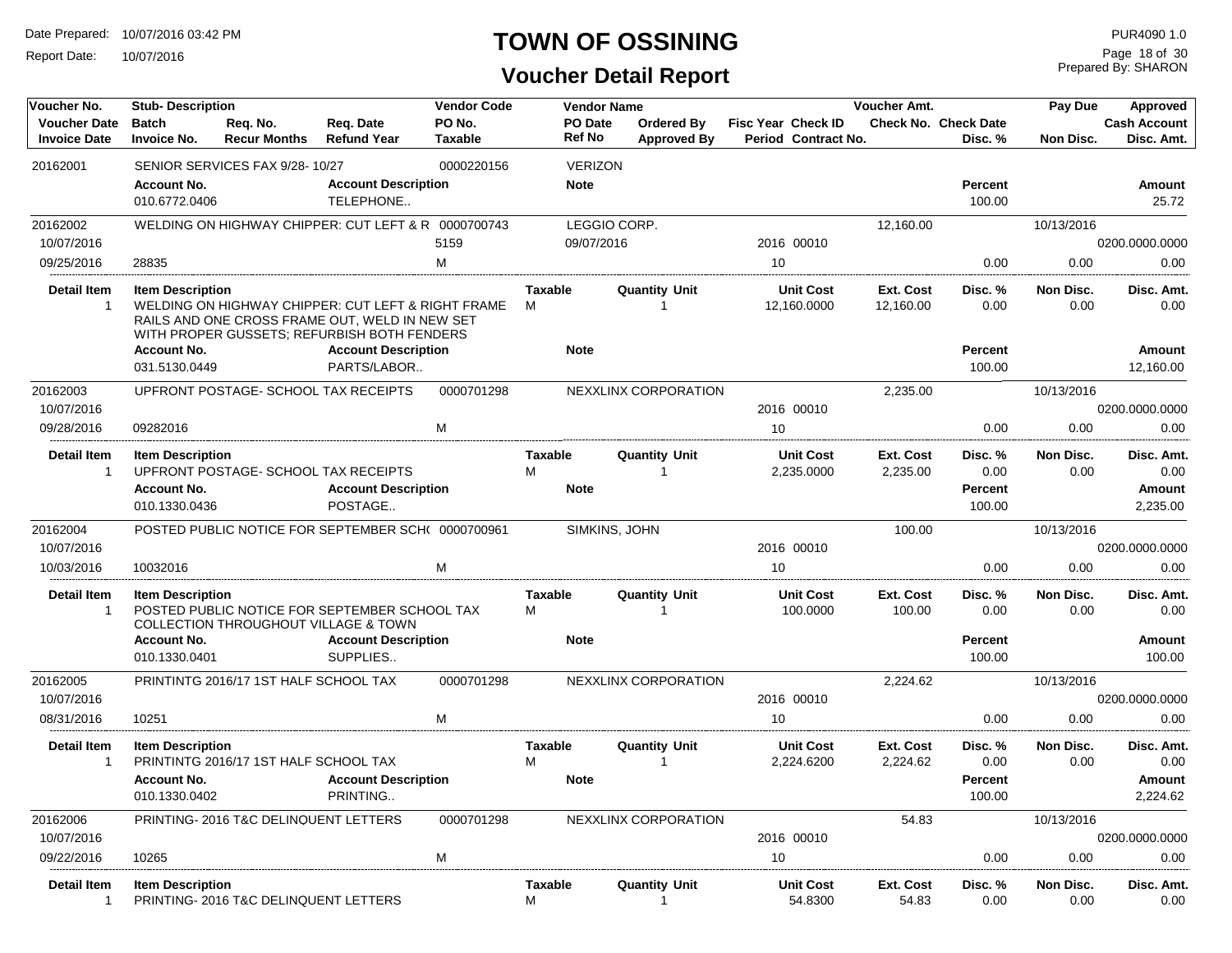# TOWN OF OSSINING

## Voucher Detail Report

Date Prepared: 10/07/2016 03:42 PM
Report Date: 10/07/2016

PUR4090 1.0
Prepared By: SHARON

| Voucher No. | Stub- Description | Req. No. | Req. Date | Vendor Code | Vendor Name | Ordered By | Fisc Year Check ID | Voucher Amt. | Check Date | Pay Due | Approved |
|---|---|---|---|---|---|---|---|---|---|---|---|
| Voucher Date | Batch | Recur Months | Refund Year | PO No. | PO Date / Ref No | Approved By | Period Contract No. | Check No. | Disc. % | Non Disc. | Cash Account |
| Invoice Date | Invoice No. | | | Taxable | | | | | | | Disc. Amt. |
| 20162001 | SENIOR SERVICES FAX 9/28- 10/27 | | | 0000220156 | VERIZON | | | | | | |
| | Account No. | | Account Description | | Note | | | | Percent | | Amount |
| | 010.6772.0406 | | TELEPHONE.. | | | | | | 100.00 | | 25.72 |
| 20162002 | WELDING ON HIGHWAY CHIPPER: CUT LEFT & R | | | 0000700743 | LEGGIO CORP. | | | 12,160.00 | | 10/13/2016 | |
| 10/07/2016 | | | | 5159 | 09/07/2016 | | 2016 00010 | | | | 0200.0000.0000 |
| 09/25/2016 | 28835 | | | M | | | 10 | | 0.00 | 0.00 | 0.00 |
| Detail Item | Item Description | | | Taxable | Quantity Unit | | Unit Cost | Ext. Cost | Disc. % | Non Disc. | Disc. Amt. |
| 1 | WELDING ON HIGHWAY CHIPPER: CUT LEFT & RIGHT FRAME RAILS AND ONE CROSS FRAME OUT, WELD IN NEW SET WITH PROPER GUSSETS; REFURBISH BOTH FENDERS | | | M | 1 | | 12,160.0000 | 12,160.00 | 0.00 | 0.00 | 0.00 |
| | Account No. | | Account Description | | Note | | | | Percent | | Amount |
| | 031.5130.0449 | | PARTS/LABOR.. | | | | | | 100.00 | | 12,160.00 |
| 20162003 | UPFRONT POSTAGE- SCHOOL TAX RECEIPTS | | | 0000701298 | NEXXLINX CORPORATION | | | 2,235.00 | | 10/13/2016 | |
| 10/07/2016 | | | | | | | 2016 00010 | | | | 0200.0000.0000 |
| 09/28/2016 | 09282016 | | | M | | | 10 | | 0.00 | 0.00 | 0.00 |
| Detail Item | Item Description | | | Taxable | Quantity Unit | | Unit Cost | Ext. Cost | Disc. % | Non Disc. | Disc. Amt. |
| 1 | UPFRONT POSTAGE- SCHOOL TAX RECEIPTS | | | M | 1 | | 2,235.0000 | 2,235.00 | 0.00 | 0.00 | 0.00 |
| | Account No. | | Account Description | | Note | | | | Percent | | Amount |
| | 010.1330.0436 | | POSTAGE.. | | | | | | 100.00 | | 2,235.00 |
| 20162004 | POSTED PUBLIC NOTICE FOR SEPTEMBER SCH( | | | 0000700961 | SIMKINS, JOHN | | | 100.00 | | 10/13/2016 | |
| 10/07/2016 | | | | | | | 2016 00010 | | | | 0200.0000.0000 |
| 10/03/2016 | 10032016 | | | M | | | 10 | | 0.00 | 0.00 | 0.00 |
| Detail Item | Item Description | | | Taxable | Quantity Unit | | Unit Cost | Ext. Cost | Disc. % | Non Disc. | Disc. Amt. |
| 1 | POSTED PUBLIC NOTICE FOR SEPTEMBER SCHOOL TAX COLLECTION THROUGHOUT VILLAGE & TOWN | | | M | 1 | | 100.0000 | 100.00 | 0.00 | 0.00 | 0.00 |
| | Account No. | | Account Description | | Note | | | | Percent | | Amount |
| | 010.1330.0401 | | SUPPLIES.. | | | | | | 100.00 | | 100.00 |
| 20162005 | PRINTINTG 2016/17 1ST HALF SCHOOL TAX | | | 0000701298 | NEXXLINX CORPORATION | | | 2,224.62 | | 10/13/2016 | |
| 10/07/2016 | | | | | | | 2016 00010 | | | | 0200.0000.0000 |
| 08/31/2016 | 10251 | | | M | | | 10 | | 0.00 | 0.00 | 0.00 |
| Detail Item | Item Description | | | Taxable | Quantity Unit | | Unit Cost | Ext. Cost | Disc. % | Non Disc. | Disc. Amt. |
| 1 | PRINTINTG 2016/17 1ST HALF SCHOOL TAX | | | M | 1 | | 2,224.6200 | 2,224.62 | 0.00 | 0.00 | 0.00 |
| | Account No. | | Account Description | | Note | | | | Percent | | Amount |
| | 010.1330.0402 | | PRINTING.. | | | | | | 100.00 | | 2,224.62 |
| 20162006 | PRINTING- 2016 T&C DELINQUENT LETTERS | | | 0000701298 | NEXXLINX CORPORATION | | | 54.83 | | 10/13/2016 | |
| 10/07/2016 | | | | | | | 2016 00010 | | | | 0200.0000.0000 |
| 09/22/2016 | 10265 | | | M | | | 10 | | 0.00 | 0.00 | 0.00 |
| Detail Item | Item Description | | | Taxable | Quantity Unit | | Unit Cost | Ext. Cost | Disc. % | Non Disc. | Disc. Amt. |
| 1 | PRINTING- 2016 T&C DELINQUENT LETTERS | | | M | 1 | | 54.8300 | 54.83 | 0.00 | 0.00 | 0.00 |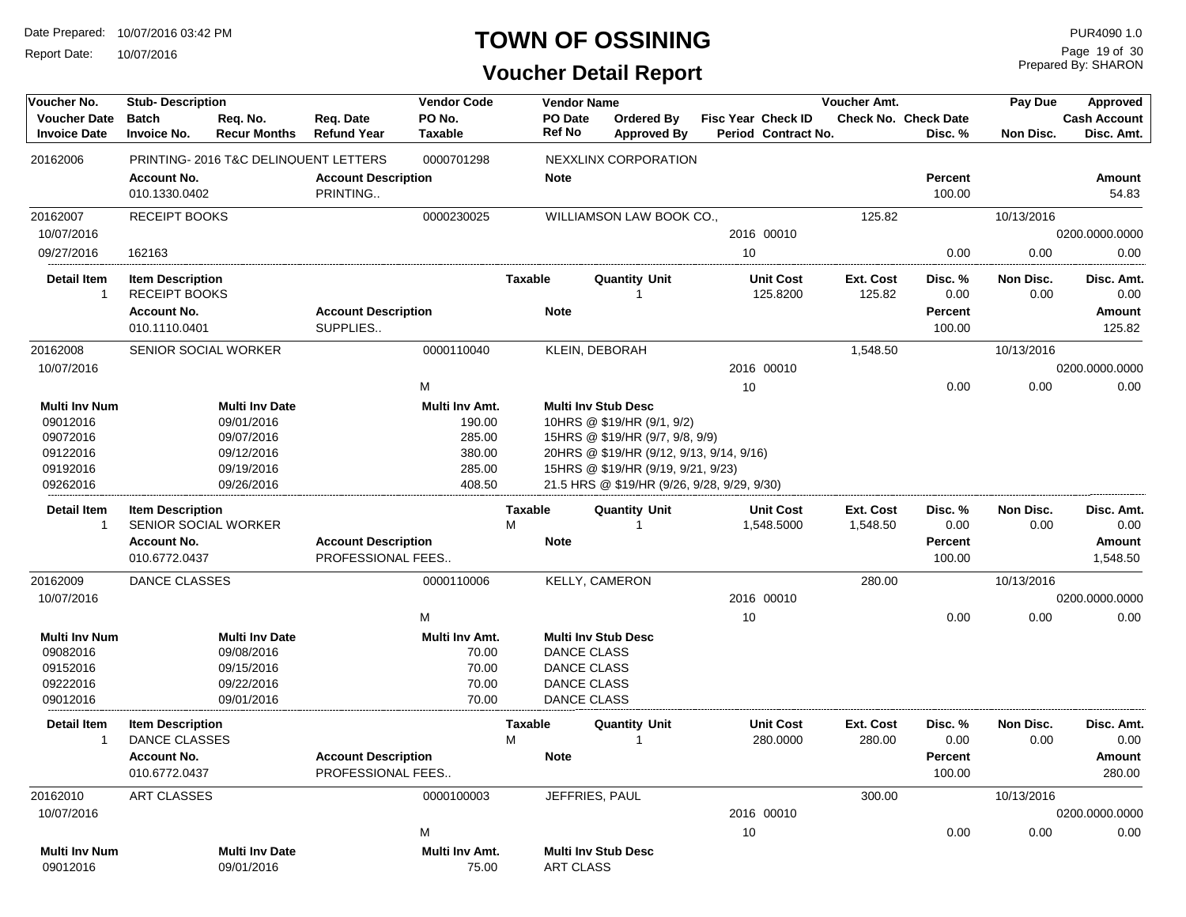# TOWN OF OSSINING

## Voucher Detail Report

Date Prepared: 10/07/2016 03:42 PM
Report Date: 10/07/2016

PUR4090 1.0
Prepared By: SHARON

| Voucher No. | Stub- Description | | | Vendor Code | Vendor Name | | | | Voucher Amt. | | Pay Due | Approved |
|---|---|---|---|---|---|---|---|---|---|---|---|---|
| Voucher Date | Batch | Req. No. | Req. Date | PO No. | PO Date | Ordered By | Fisc Year Check ID | | Check No. | Check Date | | Cash Account |
| Invoice Date | Invoice No. | Recur Months | Refund Year | Taxable | Ref No | Approved By | Period Contract No. | | | Disc. % | Non Disc. | Disc. Amt. |

---

**20162006** — PRINTING- 2016 T&C DELINQUENT LETTERS — Vendor Code: 0000701298 — NEXXLINX CORPORATION

| Account No. | Account Description | Note | Percent | Amount |
|---|---|---|---|---|
| 010.1330.0402 | PRINTING.. | | 100.00 | 54.83 |

---

**20162007** — RECEIPT BOOKS — Vendor Code: 0000230025 — WILLIAMSON LAW BOOK CO., — Voucher Amt.: 125.82 — Pay Due: 10/13/2016

Voucher Date: 10/07/2016 — Fisc Year/Check ID: 2016 00010 — Cash Account: 0200.0000.0000

Invoice Date: 09/27/2016 — Invoice No.: 162163 — Period: 10 — Disc. %: 0.00 — Non Disc.: 0.00 — Disc. Amt.: 0.00

| Detail Item | Item Description | Taxable | Quantity | Unit | Unit Cost | Ext. Cost | Disc. % | Non Disc. | Disc. Amt. |
|---|---|---|---|---|---|---|---|---|---|
| 1 | RECEIPT BOOKS | | 1 | | 125.8200 | 125.82 | 0.00 | 0.00 | 0.00 |

| Account No. | Account Description | Note | Percent | Amount |
|---|---|---|---|---|
| 010.1110.0401 | SUPPLIES.. | | 100.00 | 125.82 |

---

**20162008** — SENIOR SOCIAL WORKER — Vendor Code: 0000110040 — KLEIN, DEBORAH — Voucher Amt.: 1,548.50 — Pay Due: 10/13/2016

Voucher Date: 10/07/2016 — Fisc Year/Check ID: 2016 00010 — Cash Account: 0200.0000.0000

Taxable: M — Period: 10 — Disc. %: 0.00 — Non Disc.: 0.00 — Disc. Amt.: 0.00

| Multi Inv Num | Multi Inv Date | Multi Inv Amt. | Multi Inv Stub Desc |
|---|---|---|---|
| 09012016 | 09/01/2016 | 190.00 | 10HRS @ $19/HR (9/1, 9/2) |
| 09072016 | 09/07/2016 | 285.00 | 15HRS @ $19/HR (9/7, 9/8, 9/9) |
| 09122016 | 09/12/2016 | 380.00 | 20HRS @ $19/HR (9/12, 9/13, 9/14, 9/16) |
| 09192016 | 09/19/2016 | 285.00 | 15HRS @ $19/HR (9/19, 9/21, 9/23) |
| 09262016 | 09/26/2016 | 408.50 | 21.5 HRS @ $19/HR (9/26, 9/28, 9/29, 9/30) |

| Detail Item | Item Description | Taxable | Quantity | Unit | Unit Cost | Ext. Cost | Disc. % | Non Disc. | Disc. Amt. |
|---|---|---|---|---|---|---|---|---|---|
| 1 | SENIOR SOCIAL WORKER | M | 1 | | 1,548.5000 | 1,548.50 | 0.00 | 0.00 | 0.00 |

| Account No. | Account Description | Note | Percent | Amount |
|---|---|---|---|---|
| 010.6772.0437 | PROFESSIONAL FEES.. | | 100.00 | 1,548.50 |

---

**20162009** — DANCE CLASSES — Vendor Code: 0000110006 — KELLY, CAMERON — Voucher Amt.: 280.00 — Pay Due: 10/13/2016

Voucher Date: 10/07/2016 — Fisc Year/Check ID: 2016 00010 — Cash Account: 0200.0000.0000

Taxable: M — Period: 10 — Disc. %: 0.00 — Non Disc.: 0.00 — Disc. Amt.: 0.00

| Multi Inv Num | Multi Inv Date | Multi Inv Amt. | Multi Inv Stub Desc |
|---|---|---|---|
| 09082016 | 09/08/2016 | 70.00 | DANCE CLASS |
| 09152016 | 09/15/2016 | 70.00 | DANCE CLASS |
| 09222016 | 09/22/2016 | 70.00 | DANCE CLASS |
| 09012016 | 09/01/2016 | 70.00 | DANCE CLASS |

| Detail Item | Item Description | Taxable | Quantity | Unit | Unit Cost | Ext. Cost | Disc. % | Non Disc. | Disc. Amt. |
|---|---|---|---|---|---|---|---|---|---|
| 1 | DANCE CLASSES | M | 1 | | 280.0000 | 280.00 | 0.00 | 0.00 | 0.00 |

| Account No. | Account Description | Note | Percent | Amount |
|---|---|---|---|---|
| 010.6772.0437 | PROFESSIONAL FEES.. | | 100.00 | 280.00 |

---

**20162010** — ART CLASSES — Vendor Code: 0000100003 — JEFFRIES, PAUL — Voucher Amt.: 300.00 — Pay Due: 10/13/2016

Voucher Date: 10/07/2016 — Fisc Year/Check ID: 2016 00010 — Cash Account: 0200.0000.0000

Taxable: M — Period: 10 — Disc. %: 0.00 — Non Disc.: 0.00 — Disc. Amt.: 0.00

| Multi Inv Num | Multi Inv Date | Multi Inv Amt. | Multi Inv Stub Desc |
|---|---|---|---|
| 09012016 | 09/01/2016 | 75.00 | ART CLASS |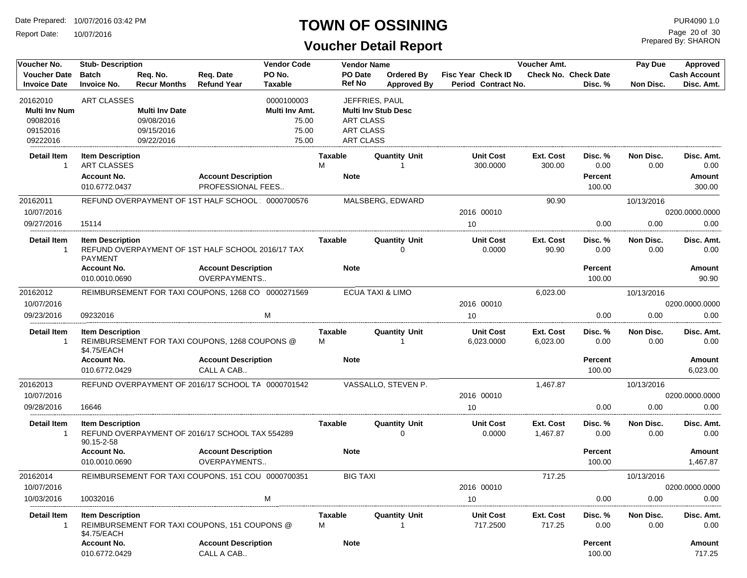# TOWN OF OSSINING

## Voucher Detail Report

Date Prepared: 10/07/2016 03:42 PM
Report Date: 10/07/2016
PUR4090 1.0
Prepared By: SHARON

| Voucher No. | Stub- Description | | | Vendor Code | Vendor Name | | | | Voucher Amt. | | Pay Due | Approved |
|---|---|---|---|---|---|---|---|---|---|---|---|---|
| Voucher Date | Batch | Req. No. | Req. Date | PO No. | PO Date | Ordered By | Fisc Year | Check ID | Check No. | Check Date | | Cash Account |
| Invoice Date | Invoice No. | Recur Months | Refund Year | Taxable | Ref No | Approved By | Period | Contract No. | | Disc. % | Non Disc. | Disc. Amt. |

**20162010** ART CLASSES — Vendor Code: 0000100003 — JEFFRIES, PAUL

| Multi Inv Num | Multi Inv Date | Multi Inv Amt. | Multi Inv Stub Desc |
|---|---|---|---|
| 09082016 | 09/08/2016 | 75.00 | ART CLASS |
| 09152016 | 09/15/2016 | 75.00 | ART CLASS |
| 09222016 | 09/22/2016 | 75.00 | ART CLASS |

| Detail Item | Item Description | Taxable | Quantity Unit | Unit Cost | Ext. Cost | Disc. % | Non Disc. | Disc. Amt. |
|---|---|---|---|---|---|---|---|---|
| 1 | ART CLASSES | M | 1 | 300.0000 | 300.00 | 0.00 | 0.00 | 0.00 |

| Account No. | Account Description | Note | Percent | Amount |
|---|---|---|---|---|
| 010.6772.0437 | PROFESSIONAL FEES.. | | 100.00 | 300.00 |

**20162011** REFUND OVERPAYMENT OF 1ST HALF SCHOOL — Vendor Code: 0000700576 — MALSBERG, EDWARD — Voucher Amt.: 90.90 — Pay Due: 10/13/2016

| Voucher Date | Invoice Date | Invoice No. | Fisc Year | Check ID | Period | Disc. % | Non Disc. | Cash Account | Disc. Amt. |
|---|---|---|---|---|---|---|---|---|---|
| 10/07/2016 | 09/27/2016 | 15114 | 2016 | 00010 | 10 | 0.00 | 0.00 | 0200.0000.0000 | 0.00 |

| Detail Item | Item Description | Taxable | Quantity Unit | Unit Cost | Ext. Cost | Disc. % | Non Disc. | Disc. Amt. |
|---|---|---|---|---|---|---|---|---|
| 1 | REFUND OVERPAYMENT OF 1ST HALF SCHOOL 2016/17 TAX PAYMENT | | 0 | 0.0000 | 90.90 | 0.00 | 0.00 | 0.00 |

| Account No. | Account Description | Note | Percent | Amount |
|---|---|---|---|---|
| 010.0010.0690 | OVERPAYMENTS.. | | 100.00 | 90.90 |

**20162012** REIMBURSEMENT FOR TAXI COUPONS, 1268 CO — Vendor Code: 0000271569 — ECUA TAXI & LIMO — Voucher Amt.: 6,023.00 — Pay Due: 10/13/2016

| Voucher Date | Invoice Date | Invoice No. | Taxable | Fisc Year | Check ID | Period | Disc. % | Non Disc. | Cash Account | Disc. Amt. |
|---|---|---|---|---|---|---|---|---|---|---|
| 10/07/2016 | 09/23/2016 | 09232016 | M | 2016 | 00010 | 10 | 0.00 | 0.00 | 0200.0000.0000 | 0.00 |

| Detail Item | Item Description | Taxable | Quantity Unit | Unit Cost | Ext. Cost | Disc. % | Non Disc. | Disc. Amt. |
|---|---|---|---|---|---|---|---|---|
| 1 | REIMBURSEMENT FOR TAXI COUPONS, 1268 COUPONS @ $4.75/EACH | M | 1 | 6,023.0000 | 6,023.00 | 0.00 | 0.00 | 0.00 |

| Account No. | Account Description | Note | Percent | Amount |
|---|---|---|---|---|
| 010.6772.0429 | CALL A CAB.. | | 100.00 | 6,023.00 |

**20162013** REFUND OVERPAYMENT OF 2016/17 SCHOOL TA — Vendor Code: 0000701542 — VASSALLO, STEVEN P. — Voucher Amt.: 1,467.87 — Pay Due: 10/13/2016

| Voucher Date | Invoice Date | Invoice No. | Fisc Year | Check ID | Period | Disc. % | Non Disc. | Cash Account | Disc. Amt. |
|---|---|---|---|---|---|---|---|---|---|
| 10/07/2016 | 09/28/2016 | 16646 | 2016 | 00010 | 10 | 0.00 | 0.00 | 0200.0000.0000 | 0.00 |

| Detail Item | Item Description | Taxable | Quantity Unit | Unit Cost | Ext. Cost | Disc. % | Non Disc. | Disc. Amt. |
|---|---|---|---|---|---|---|---|---|
| 1 | REFUND OVERPAYMENT OF 2016/17 SCHOOL TAX 554289 90.15-2-58 | | 0 | 0.0000 | 1,467.87 | 0.00 | 0.00 | 0.00 |

| Account No. | Account Description | Note | Percent | Amount |
|---|---|---|---|---|
| 010.0010.0690 | OVERPAYMENTS.. | | 100.00 | 1,467.87 |

**20162014** REIMBURSEMENT FOR TAXI COUPONS, 151 COU — Vendor Code: 0000700351 — BIG TAXI — Voucher Amt.: 717.25 — Pay Due: 10/13/2016

| Voucher Date | Invoice Date | Invoice No. | Taxable | Fisc Year | Check ID | Period | Disc. % | Non Disc. | Cash Account | Disc. Amt. |
|---|---|---|---|---|---|---|---|---|---|---|
| 10/07/2016 | 10/03/2016 | 10032016 | M | 2016 | 00010 | 10 | 0.00 | 0.00 | 0200.0000.0000 | 0.00 |

| Detail Item | Item Description | Taxable | Quantity Unit | Unit Cost | Ext. Cost | Disc. % | Non Disc. | Disc. Amt. |
|---|---|---|---|---|---|---|---|---|
| 1 | REIMBURSEMENT FOR TAXI COUPONS, 151 COUPONS @ $4.75/EACH | M | 1 | 717.2500 | 717.25 | 0.00 | 0.00 | 0.00 |

| Account No. | Account Description | Note | Percent | Amount |
|---|---|---|---|---|
| 010.6772.0429 | CALL A CAB.. | | 100.00 | 717.25 |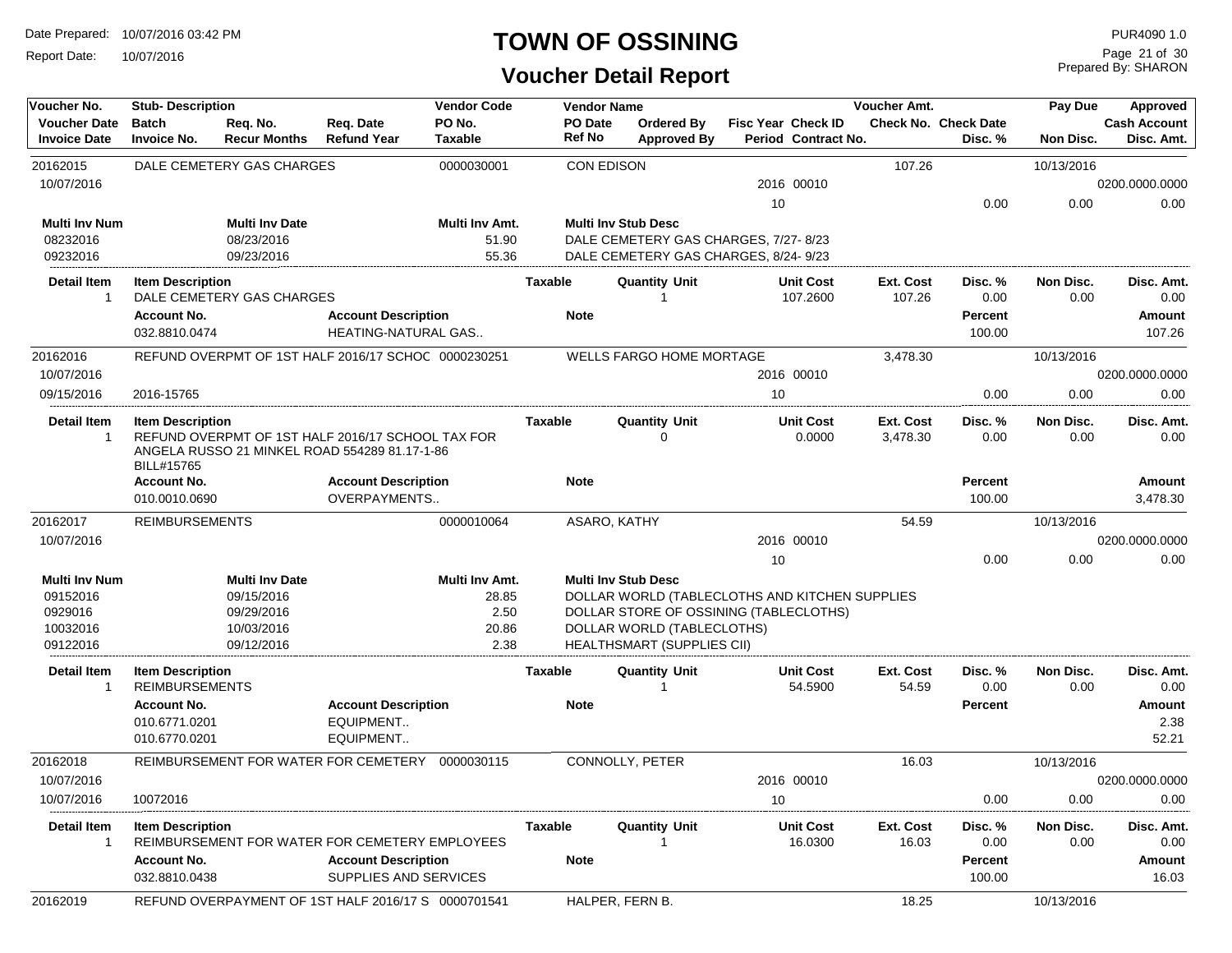# TOWN OF OSSINING

## Voucher Detail Report

Date Prepared: 10/07/2016 03:42 PM
Report Date: 10/07/2016

PUR4090 1.0
Prepared By: SHARON

| Voucher No. / Voucher Date / Invoice Date | Stub- Description / Batch / Invoice No. | Req. No. / Recur Months | Req. Date / Refund Year | Vendor Code / PO No. / Taxable | Vendor Name / PO Date / Ref No | Ordered By / Approved By | Fisc Year / Period | Check ID / Contract No. | Voucher Amt. / Check No. | Check Date / Disc. % | Pay Due / Non Disc. | Approved / Cash Account / Disc. Amt. |
|---|---|---|---|---|---|---|---|---|---|---|---|---|
| 20162015 | DALE CEMETERY GAS CHARGES | | | 0000030001 | CON EDISON | | | | 107.26 | | 10/13/2016 | |
| 10/07/2016 | | | | | | | 2016 | 00010 | | | | 0200.0000.0000 |
| | | | | | | | 10 | | | 0.00 | 0.00 | 0.00 |

| Multi Inv Num | Multi Inv Date | Multi Inv Amt. | Multi Inv Stub Desc |
|---|---|---|---|
| 08232016 | 08/23/2016 | 51.90 | DALE CEMETERY GAS CHARGES, 7/27- 8/23 |
| 09232016 | 09/23/2016 | 55.36 | DALE CEMETERY GAS CHARGES, 8/24- 9/23 |

| Detail Item | Item Description | Taxable | Quantity | Unit | Unit Cost | Ext. Cost | Disc. % | Non Disc. | Disc. Amt. |
|---|---|---|---|---|---|---|---|---|---|
| 1 | DALE CEMETERY GAS CHARGES | | 1 | | 107.2600 | 107.26 | 0.00 | 0.00 | 0.00 |

| Account No. | Account Description | Note | Percent | Amount |
|---|---|---|---|---|
| 032.8810.0474 | HEATING-NATURAL GAS.. | | 100.00 | 107.26 |

| Voucher No. / Voucher Date / Invoice Date | Stub- Description / Batch / Invoice No. | Req. No. / Recur Months | Req. Date / Refund Year | Vendor Code / PO No. / Taxable | Vendor Name / PO Date / Ref No | Ordered By / Approved By | Fisc Year / Period | Check ID / Contract No. | Voucher Amt. / Check No. | Check Date / Disc. % | Pay Due / Non Disc. | Approved / Cash Account / Disc. Amt. |
|---|---|---|---|---|---|---|---|---|---|---|---|---|
| 20162016 | REFUND OVERPMT OF 1ST HALF 2016/17 SCHOC | | | 0000230251 | WELLS FARGO HOME MORTAGE | | | | 3,478.30 | | 10/13/2016 | |
| 10/07/2016 | | | | | | | 2016 | 00010 | | | | 0200.0000.0000 |
| 09/15/2016 | 2016-15765 | | | | | | 10 | | | 0.00 | 0.00 | 0.00 |

| Detail Item | Item Description | Taxable | Quantity | Unit | Unit Cost | Ext. Cost | Disc. % | Non Disc. | Disc. Amt. |
|---|---|---|---|---|---|---|---|---|---|
| 1 | REFUND OVERPMT OF 1ST HALF 2016/17 SCHOOL TAX FOR ANGELA RUSSO 21 MINKEL ROAD 554289 81.17-1-86 BILL#15765 | | 0 | | 0.0000 | 3,478.30 | 0.00 | 0.00 | 0.00 |

| Account No. | Account Description | Note | Percent | Amount |
|---|---|---|---|---|
| 010.0010.0690 | OVERPAYMENTS.. | | 100.00 | 3,478.30 |

| Voucher No. / Voucher Date / Invoice Date | Stub- Description / Batch / Invoice No. | Req. No. / Recur Months | Req. Date / Refund Year | Vendor Code / PO No. / Taxable | Vendor Name / PO Date / Ref No | Ordered By / Approved By | Fisc Year / Period | Check ID / Contract No. | Voucher Amt. / Check No. | Check Date / Disc. % | Pay Due / Non Disc. | Approved / Cash Account / Disc. Amt. |
|---|---|---|---|---|---|---|---|---|---|---|---|---|
| 20162017 | REIMBURSEMENTS | | | 0000010064 | ASARO, KATHY | | | | 54.59 | | 10/13/2016 | |
| 10/07/2016 | | | | | | | 2016 | 00010 | | | | 0200.0000.0000 |
| | | | | | | | 10 | | | 0.00 | 0.00 | 0.00 |

| Multi Inv Num | Multi Inv Date | Multi Inv Amt. | Multi Inv Stub Desc |
|---|---|---|---|
| 09152016 | 09/15/2016 | 28.85 | DOLLAR WORLD (TABLECLOTHS AND KITCHEN SUPPLIES |
| 0929016 | 09/29/2016 | 2.50 | DOLLAR STORE OF OSSINING (TABLECLOTHS) |
| 10032016 | 10/03/2016 | 20.86 | DOLLAR WORLD (TABLECLOTHS) |
| 09122016 | 09/12/2016 | 2.38 | HEALTHSMART (SUPPLIES CII) |

| Detail Item | Item Description | Taxable | Quantity | Unit | Unit Cost | Ext. Cost | Disc. % | Non Disc. | Disc. Amt. |
|---|---|---|---|---|---|---|---|---|---|
| 1 | REIMBURSEMENTS | | 1 | | 54.5900 | 54.59 | 0.00 | 0.00 | 0.00 |

| Account No. | Account Description | Note | Percent | Amount |
|---|---|---|---|---|
| 010.6771.0201 | EQUIPMENT.. | | | 2.38 |
| 010.6770.0201 | EQUIPMENT.. | | | 52.21 |

| Voucher No. / Voucher Date / Invoice Date | Stub- Description / Batch / Invoice No. | Req. No. / Recur Months | Req. Date / Refund Year | Vendor Code / PO No. / Taxable | Vendor Name / PO Date / Ref No | Ordered By / Approved By | Fisc Year / Period | Check ID / Contract No. | Voucher Amt. / Check No. | Check Date / Disc. % | Pay Due / Non Disc. | Approved / Cash Account / Disc. Amt. |
|---|---|---|---|---|---|---|---|---|---|---|---|---|
| 20162018 | REIMBURSEMENT FOR WATER FOR CEMETERY | | | 0000030115 | CONNOLLY, PETER | | | | 16.03 | | 10/13/2016 | |
| 10/07/2016 | | | | | | | 2016 | 00010 | | | | 0200.0000.0000 |
| 10/07/2016 | 10072016 | | | | | | 10 | | | 0.00 | 0.00 | 0.00 |

| Detail Item | Item Description | Taxable | Quantity | Unit | Unit Cost | Ext. Cost | Disc. % | Non Disc. | Disc. Amt. |
|---|---|---|---|---|---|---|---|---|---|
| 1 | REIMBURSEMENT FOR WATER FOR CEMETERY EMPLOYEES | | 1 | | 16.0300 | 16.03 | 0.00 | 0.00 | 0.00 |

| Account No. | Account Description | Note | Percent | Amount |
|---|---|---|---|---|
| 032.8810.0438 | SUPPLIES AND SERVICES | | 100.00 | 16.03 |

| Voucher No. | Stub- Description | Vendor Code | Vendor Name | Voucher Amt. | Pay Due |
|---|---|---|---|---|---|
| 20162019 | REFUND OVERPAYMENT OF 1ST HALF 2016/17 S | 0000701541 | HALPER, FERN B. | 18.25 | 10/13/2016 |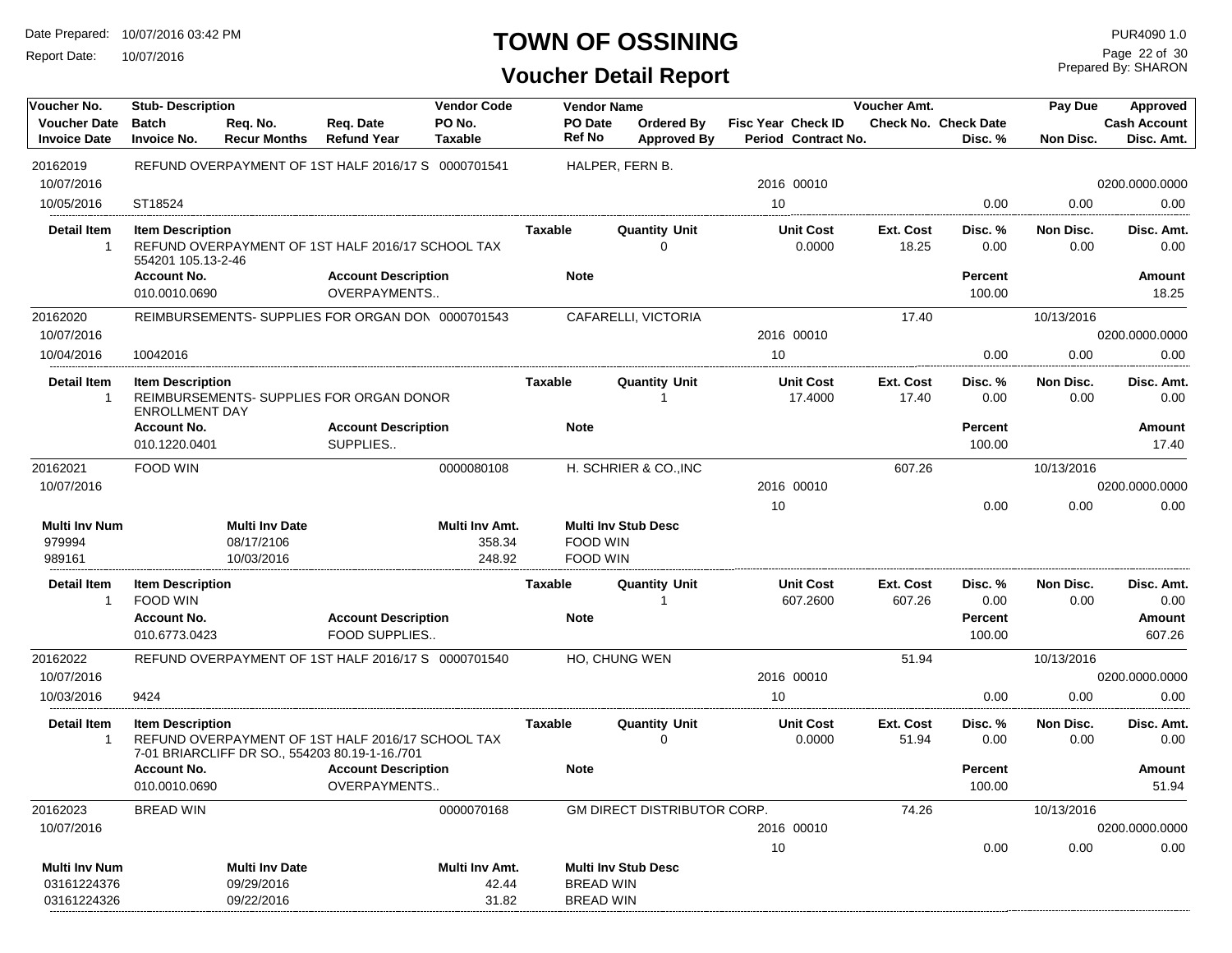# TOWN OF OSSINING

## Voucher Detail Report

Date Prepared: 10/07/2016 03:42 PM
Report Date: 10/07/2016

PUR4090 1.0
Prepared By: SHARON

| Voucher No. | Stub- Description | | | Vendor Code | Vendor Name | | | Voucher Amt. | | Pay Due | Approved |
|---|---|---|---|---|---|---|---|---|---|---|---|
| Voucher Date | Batch | Req. No. | Req. Date | PO No. | PO Date | Ordered By | Fisc Year Check ID | Check No. | Check Date | | Cash Account |
| Invoice Date | Invoice No. | Recur Months | Refund Year | Taxable | Ref No | Approved By | Period Contract No. | | Disc. % | Non Disc. | Disc. Amt. |

---

**20162019** — REFUND OVERPAYMENT OF 1ST HALF 2016/17 S — 0000701541 — HALPER, FERN B.

| Voucher Date | Invoice Date | Invoice No. | Fisc Year | Check ID | Period | Disc. % | Non Disc. | Cash Account | Disc. Amt. |
|---|---|---|---|---|---|---|---|---|---|
| 10/07/2016 | 10/05/2016 | ST18524 | 2016 | 00010 | 10 | 0.00 | 0.00 | 0200.0000.0000 | 0.00 |

| Detail Item | Item Description | Taxable | Quantity Unit | Unit Cost | Ext. Cost | Disc. % | Non Disc. | Disc. Amt. |
|---|---|---|---|---|---|---|---|---|
| 1 | REFUND OVERPAYMENT OF 1ST HALF 2016/17 SCHOOL TAX 554201 105.13-2-46 | | 0 | 0.0000 | 18.25 | 0.00 | 0.00 | 0.00 |

| Account No. | Account Description | Note | Percent | Amount |
|---|---|---|---|---|
| 010.0010.0690 | OVERPAYMENTS.. | | 100.00 | 18.25 |

---

**20162020** — REIMBURSEMENTS- SUPPLIES FOR ORGAN DON — 0000701543 — CAFARELLI, VICTORIA — Voucher Amt. 17.40 — Pay Due 10/13/2016

| Voucher Date | Invoice Date | Invoice No. | Fisc Year | Check ID | Period | Disc. % | Non Disc. | Cash Account | Disc. Amt. |
|---|---|---|---|---|---|---|---|---|---|
| 10/07/2016 | 10/04/2016 | 10042016 | 2016 | 00010 | 10 | 0.00 | 0.00 | 0200.0000.0000 | 0.00 |

| Detail Item | Item Description | Taxable | Quantity Unit | Unit Cost | Ext. Cost | Disc. % | Non Disc. | Disc. Amt. |
|---|---|---|---|---|---|---|---|---|
| 1 | REIMBURSEMENTS- SUPPLIES FOR ORGAN DONOR ENROLLMENT DAY | | 1 | 17.4000 | 17.40 | 0.00 | 0.00 | 0.00 |

| Account No. | Account Description | Note | Percent | Amount |
|---|---|---|---|---|
| 010.1220.0401 | SUPPLIES.. | | 100.00 | 17.40 |

---

**20162021** — FOOD WIN — 0000080108 — H. SCHRIER & CO.,INC — Voucher Amt. 607.26 — Pay Due 10/13/2016

| Voucher Date | Fisc Year | Check ID | Period | Disc. % | Non Disc. | Cash Account | Disc. Amt. |
|---|---|---|---|---|---|---|---|
| 10/07/2016 | 2016 | 00010 | 10 | 0.00 | 0.00 | 0200.0000.0000 | 0.00 |

| Multi Inv Num | Multi Inv Date | Multi Inv Amt. | Multi Inv Stub Desc |
|---|---|---|---|
| 979994 | 08/17/2106 | 358.34 | FOOD WIN |
| 989161 | 10/03/2016 | 248.92 | FOOD WIN |

| Detail Item | Item Description | Taxable | Quantity Unit | Unit Cost | Ext. Cost | Disc. % | Non Disc. | Disc. Amt. |
|---|---|---|---|---|---|---|---|---|
| 1 | FOOD WIN | | 1 | 607.2600 | 607.26 | 0.00 | 0.00 | 0.00 |

| Account No. | Account Description | Note | Percent | Amount |
|---|---|---|---|---|
| 010.6773.0423 | FOOD SUPPLIES.. | | 100.00 | 607.26 |

---

**20162022** — REFUND OVERPAYMENT OF 1ST HALF 2016/17 S — 0000701540 — HO, CHUNG WEN — Voucher Amt. 51.94 — Pay Due 10/13/2016

| Voucher Date | Invoice Date | Invoice No. | Fisc Year | Check ID | Period | Disc. % | Non Disc. | Cash Account | Disc. Amt. |
|---|---|---|---|---|---|---|---|---|---|
| 10/07/2016 | 10/03/2016 | 9424 | 2016 | 00010 | 10 | 0.00 | 0.00 | 0200.0000.0000 | 0.00 |

| Detail Item | Item Description | Taxable | Quantity Unit | Unit Cost | Ext. Cost | Disc. % | Non Disc. | Disc. Amt. |
|---|---|---|---|---|---|---|---|---|
| 1 | REFUND OVERPAYMENT OF 1ST HALF 2016/17 SCHOOL TAX 7-01 BRIARCLIFF DR SO., 554203 80.19-1-16./701 | | 0 | 0.0000 | 51.94 | 0.00 | 0.00 | 0.00 |

| Account No. | Account Description | Note | Percent | Amount |
|---|---|---|---|---|
| 010.0010.0690 | OVERPAYMENTS.. | | 100.00 | 51.94 |

---

**20162023** — BREAD WIN — 0000070168 — GM DIRECT DISTRIBUTOR CORP. — Voucher Amt. 74.26 — Pay Due 10/13/2016

| Voucher Date | Fisc Year | Check ID | Period | Disc. % | Non Disc. | Cash Account | Disc. Amt. |
|---|---|---|---|---|---|---|---|
| 10/07/2016 | 2016 | 00010 | 10 | 0.00 | 0.00 | 0200.0000.0000 | 0.00 |

| Multi Inv Num | Multi Inv Date | Multi Inv Amt. | Multi Inv Stub Desc |
|---|---|---|---|
| 03161224376 | 09/29/2016 | 42.44 | BREAD WIN |
| 03161224326 | 09/22/2016 | 31.82 | BREAD WIN |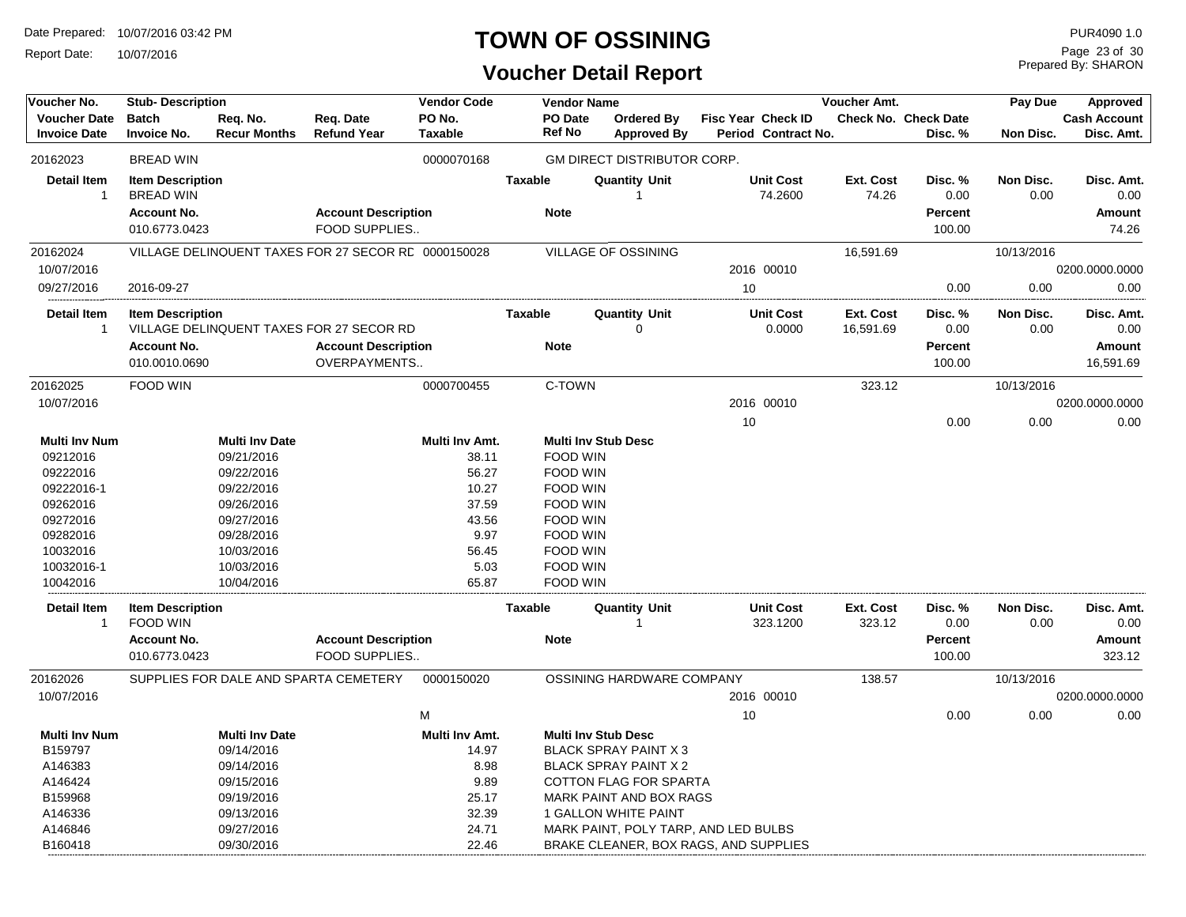# TOWN OF OSSINING

## Voucher Detail Report

Date Prepared: 10/07/2016 03:42 PM
Report Date: 10/07/2016

PUR4090 1.0
Prepared By: SHARON

| Voucher No. | Stub- Description | | | Vendor Code | Vendor Name | | | | Voucher Amt. | | Pay Due | Approved |
|---|---|---|---|---|---|---|---|---|---|---|---|---|
| Voucher Date | Batch | Req. No. | Req. Date | PO No. | PO Date | Ordered By | Fisc Year Check ID | | Check No. | Check Date | | Cash Account |
| Invoice Date | Invoice No. | Recur Months | Refund Year | Taxable | Ref No | Approved By | Period Contract No. | | | Disc. % | Non Disc. | Disc. Amt. |

---

**20162023** | BREAD WIN | Vendor Code: 0000070168 | GM DIRECT DISTRIBUTOR CORP.

| Detail Item | Item Description | Taxable | Quantity Unit | Unit Cost | Ext. Cost | Disc. % | Non Disc. | Disc. Amt. |
|---|---|---|---|---|---|---|---|---|
| 1 | BREAD WIN | | 1 | 74.2600 | 74.26 | 0.00 | 0.00 | 0.00 |

| Account No. | Account Description | Note | Percent | Amount |
|---|---|---|---|---|
| 010.6773.0423 | FOOD SUPPLIES.. | | 100.00 | 74.26 |

---

**20162024** | VILLAGE DELINOUENT TAXES FOR 27 SECOR RD | Vendor Code: 0000150028 | VILLAGE OF OSSINING | Voucher Amt.: 16,591.69 | Pay Due: 10/13/2016

| Voucher Date | Invoice Date | Invoice No. | Fisc Year | Check ID | Period | Cash Account | Disc. % | Non Disc. | Disc. Amt. |
|---|---|---|---|---|---|---|---|---|---|
| 10/07/2016 | 09/27/2016 | 2016-09-27 | 2016 | 00010 | 10 | 0200.0000.0000 | 0.00 | 0.00 | 0.00 |

| Detail Item | Item Description | Taxable | Quantity Unit | Unit Cost | Ext. Cost | Disc. % | Non Disc. | Disc. Amt. |
|---|---|---|---|---|---|---|---|---|
| 1 | VILLAGE DELINQUENT TAXES FOR 27 SECOR RD | | 0 | 0.0000 | 16,591.69 | 0.00 | 0.00 | 0.00 |

| Account No. | Account Description | Note | Percent | Amount |
|---|---|---|---|---|
| 010.0010.0690 | OVERPAYMENTS.. | | 100.00 | 16,591.69 |

---

**20162025** | FOOD WIN | Vendor Code: 0000700455 | C-TOWN | Voucher Amt.: 323.12 | Pay Due: 10/13/2016

| Voucher Date | Fisc Year | Check ID | Period | Cash Account | Disc. % | Non Disc. | Disc. Amt. |
|---|---|---|---|---|---|---|---|
| 10/07/2016 | 2016 | 00010 | 10 | 0200.0000.0000 | 0.00 | 0.00 | 0.00 |

| Multi Inv Num | Multi Inv Date | Multi Inv Amt. | Multi Inv Stub Desc |
|---|---|---|---|
| 09212016 | 09/21/2016 | 38.11 | FOOD WIN |
| 09222016 | 09/22/2016 | 56.27 | FOOD WIN |
| 09222016-1 | 09/22/2016 | 10.27 | FOOD WIN |
| 09262016 | 09/26/2016 | 37.59 | FOOD WIN |
| 09272016 | 09/27/2016 | 43.56 | FOOD WIN |
| 09282016 | 09/28/2016 | 9.97 | FOOD WIN |
| 10032016 | 10/03/2016 | 56.45 | FOOD WIN |
| 10032016-1 | 10/03/2016 | 5.03 | FOOD WIN |
| 10042016 | 10/04/2016 | 65.87 | FOOD WIN |

| Detail Item | Item Description | Taxable | Quantity Unit | Unit Cost | Ext. Cost | Disc. % | Non Disc. | Disc. Amt. |
|---|---|---|---|---|---|---|---|---|
| 1 | FOOD WIN | | 1 | 323.1200 | 323.12 | 0.00 | 0.00 | 0.00 |

| Account No. | Account Description | Note | Percent | Amount |
|---|---|---|---|---|
| 010.6773.0423 | FOOD SUPPLIES.. | | 100.00 | 323.12 |

---

**20162026** | SUPPLIES FOR DALE AND SPARTA CEMETERY | Vendor Code: 0000150020 | OSSINING HARDWARE COMPANY | Voucher Amt.: 138.57 | Pay Due: 10/13/2016

| Voucher Date | Taxable | Fisc Year | Check ID | Period | Cash Account | Disc. % | Non Disc. | Disc. Amt. |
|---|---|---|---|---|---|---|---|---|
| 10/07/2016 | M | 2016 | 00010 | 10 | 0200.0000.0000 | 0.00 | 0.00 | 0.00 |

| Multi Inv Num | Multi Inv Date | Multi Inv Amt. | Multi Inv Stub Desc |
|---|---|---|---|
| B159797 | 09/14/2016 | 14.97 | BLACK SPRAY PAINT X 3 |
| A146383 | 09/14/2016 | 8.98 | BLACK SPRAY PAINT X 2 |
| A146424 | 09/15/2016 | 9.89 | COTTON FLAG FOR SPARTA |
| B159968 | 09/19/2016 | 25.17 | MARK PAINT AND BOX RAGS |
| A146336 | 09/13/2016 | 32.39 | 1 GALLON WHITE PAINT |
| A146846 | 09/27/2016 | 24.71 | MARK PAINT, POLY TARP, AND LED BULBS |
| B160418 | 09/30/2016 | 22.46 | BRAKE CLEANER, BOX RAGS, AND SUPPLIES |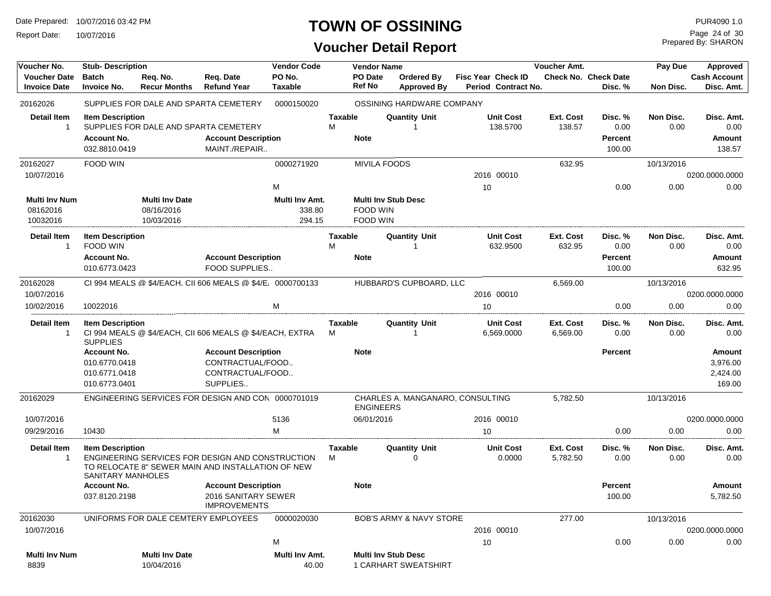# TOWN OF OSSINING

## Voucher Detail Report

Date Prepared: 10/07/2016 03:42 PM
Report Date: 10/07/2016

PUR4090 1.0
Prepared By: SHARON

| Voucher No. / Voucher Date / Invoice Date | Stub- Description / Batch / Invoice No. | Req. No. / Recur Months | Req. Date / Refund Year | Vendor Code / PO No. / Taxable | Vendor Name / PO Date / Ref No | Ordered By / Approved By | Fisc Year / Period | Check ID / Contract No. | Voucher Amt. / Check No. | Check Date / Disc. % | Pay Due / Non Disc. | Approved / Cash Account / Disc. Amt. |
|---|---|---|---|---|---|---|---|---|---|---|---|---|
| 20162026 | SUPPLIES FOR DALE AND SPARTA CEMETERY | | | 0000150020 | OSSINING HARDWARE COMPANY | | | | | | | |

| Detail Item | Item Description | Taxable | Quantity | Unit | Unit Cost | Ext. Cost | Disc. % | Non Disc. | Disc. Amt. |
|---|---|---|---|---|---|---|---|---|---|
| 1 | SUPPLIES FOR DALE AND SPARTA CEMETERY | M | 1 | | 138.5700 | 138.57 | 0.00 | 0.00 | 0.00 |

| Account No. | Account Description | Note | Percent | Amount |
|---|---|---|---|---|
| 032.8810.0419 | MAINT./REPAIR.. | | 100.00 | 138.57 |

| Voucher No. / Voucher Date / Invoice Date | Stub- Description / Batch / Invoice No. | Req. No. / Recur Months | Req. Date / Refund Year | Vendor Code / PO No. / Taxable | Vendor Name / PO Date / Ref No | Ordered By / Approved By | Fisc Year / Period | Check ID / Contract No. | Voucher Amt. / Check No. | Check Date / Disc. % | Pay Due / Non Disc. | Approved / Cash Account / Disc. Amt. |
|---|---|---|---|---|---|---|---|---|---|---|---|---|
| 20162027 | FOOD WIN | | | 0000271920 | MIVILA FOODS | | | | 632.95 | | 10/13/2016 | |
| 10/07/2016 | | | | | | | 2016 | 00010 | | | | 0200.0000.0000 |
| | | | | M | | | 10 | | | 0.00 | 0.00 | 0.00 |

| Multi Inv Num | Multi Inv Date | Multi Inv Amt. | Multi Inv Stub Desc |
|---|---|---|---|
| 08162016 | 08/16/2016 | 338.80 | FOOD WIN |
| 10032016 | 10/03/2016 | 294.15 | FOOD WIN |

| Detail Item | Item Description | Taxable | Quantity | Unit | Unit Cost | Ext. Cost | Disc. % | Non Disc. | Disc. Amt. |
|---|---|---|---|---|---|---|---|---|---|
| 1 | FOOD WIN | M | 1 | | 632.9500 | 632.95 | 0.00 | 0.00 | 0.00 |

| Account No. | Account Description | Note | Percent | Amount |
|---|---|---|---|---|
| 010.6773.0423 | FOOD SUPPLIES.. | | 100.00 | 632.95 |

| Voucher No. / Voucher Date / Invoice Date | Stub- Description / Batch / Invoice No. | Req. No. / Recur Months | Req. Date / Refund Year | Vendor Code / PO No. / Taxable | Vendor Name / PO Date / Ref No | Ordered By / Approved By | Fisc Year / Period | Check ID / Contract No. | Voucher Amt. / Check No. | Check Date / Disc. % | Pay Due / Non Disc. | Approved / Cash Account / Disc. Amt. |
|---|---|---|---|---|---|---|---|---|---|---|---|---|
| 20162028 | CI 994 MEALS @ $4/EACH, CII 606 MEALS @ $4/E. | | | 0000700133 | HUBBARD'S CUPBOARD, LLC | | | | 6,569.00 | | 10/13/2016 | |
| 10/07/2016 | | | | | | | 2016 | 00010 | | | | 0200.0000.0000 |
| 10/02/2016 | 10022016 | | | M | | | 10 | | | 0.00 | 0.00 | 0.00 |

| Detail Item | Item Description | Taxable | Quantity | Unit | Unit Cost | Ext. Cost | Disc. % | Non Disc. | Disc. Amt. |
|---|---|---|---|---|---|---|---|---|---|
| 1 | CI 994 MEALS @ $4/EACH, CII 606 MEALS @ $4/EACH, EXTRA SUPPLIES | M | 1 | | 6,569.0000 | 6,569.00 | 0.00 | 0.00 | 0.00 |

| Account No. | Account Description | Note | Percent | Amount |
|---|---|---|---|---|
| 010.6770.0418 | CONTRACTUAL/FOOD.. | | | 3,976.00 |
| 010.6771.0418 | CONTRACTUAL/FOOD.. | | | 2,424.00 |
| 010.6773.0401 | SUPPLIES.. | | | 169.00 |

| Voucher No. / Voucher Date / Invoice Date | Stub- Description / Batch / Invoice No. | Req. No. / Recur Months | Req. Date / Refund Year | Vendor Code / PO No. / Taxable | Vendor Name / PO Date / Ref No | Ordered By / Approved By | Fisc Year / Period | Check ID / Contract No. | Voucher Amt. / Check No. | Check Date / Disc. % | Pay Due / Non Disc. | Approved / Cash Account / Disc. Amt. |
|---|---|---|---|---|---|---|---|---|---|---|---|---|
| 20162029 | ENGINEERING SERVICES FOR DESIGN AND CON | | | 0000701019 | CHARLES A. MANGANARO, CONSULTING ENGINEERS | | | | 5,782.50 | | 10/13/2016 | |
| 10/07/2016 | | | | 5136 | 06/01/2016 | | 2016 | 00010 | | | | 0200.0000.0000 |
| 09/29/2016 | 10430 | | | M | | | 10 | | | 0.00 | 0.00 | 0.00 |

| Detail Item | Item Description | Taxable | Quantity | Unit | Unit Cost | Ext. Cost | Disc. % | Non Disc. | Disc. Amt. |
|---|---|---|---|---|---|---|---|---|---|
| 1 | ENGINEERING SERVICES FOR DESIGN AND CONSTRUCTION TO RELOCATE 8" SEWER MAIN AND INSTALLATION OF NEW SANITARY MANHOLES | M | 0 | | 0.0000 | 5,782.50 | 0.00 | 0.00 | 0.00 |

| Account No. | Account Description | Note | Percent | Amount |
|---|---|---|---|---|
| 037.8120.2198 | 2016 SANITARY SEWER IMPROVEMENTS | | 100.00 | 5,782.50 |

| Voucher No. / Voucher Date / Invoice Date | Stub- Description / Batch / Invoice No. | Req. No. / Recur Months | Req. Date / Refund Year | Vendor Code / PO No. / Taxable | Vendor Name / PO Date / Ref No | Ordered By / Approved By | Fisc Year / Period | Check ID / Contract No. | Voucher Amt. / Check No. | Check Date / Disc. % | Pay Due / Non Disc. | Approved / Cash Account / Disc. Amt. |
|---|---|---|---|---|---|---|---|---|---|---|---|---|
| 20162030 | UNIFORMS FOR DALE CEMTERY EMPLOYEES | | | 0000020030 | BOB'S ARMY & NAVY STORE | | | | 277.00 | | 10/13/2016 | |
| 10/07/2016 | | | | | | | 2016 | 00010 | | | | 0200.0000.0000 |
| | | | | M | | | 10 | | | 0.00 | 0.00 | 0.00 |

| Multi Inv Num | Multi Inv Date | Multi Inv Amt. | Multi Inv Stub Desc |
|---|---|---|---|
| 8839 | 10/04/2016 | 40.00 | 1 CARHART SWEATSHIRT |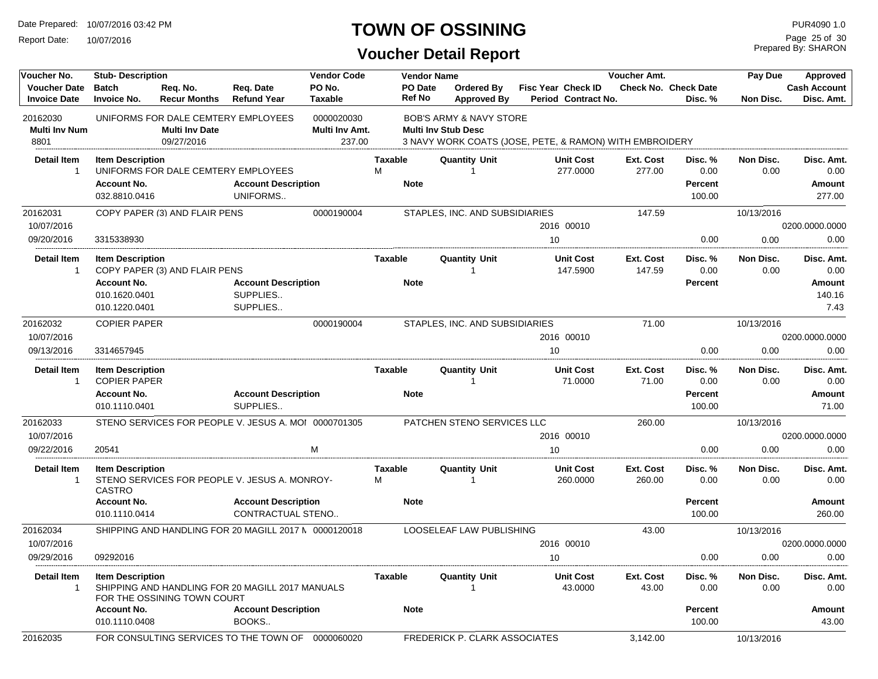# TOWN OF OSSINING

## Voucher Detail Report

Date Prepared: 10/07/2016 03:42 PM
Report Date: 10/07/2016

PUR4090 1.0
Prepared By: SHARON

| Voucher No. | Stub- Description | | | Vendor Code | Vendor Name | | | | Voucher Amt. | | Pay Due | Approved |
|---|---|---|---|---|---|---|---|---|---|---|---|---|
| Voucher Date | Batch | Req. No. | Req. Date | PO No. | PO Date | Ordered By | Fisc Year | Check ID | Check No. | Check Date | | Cash Account |
| Invoice Date | Invoice No. | Recur Months | Refund Year | Taxable | Ref No | Approved By | Period | Contract No. | | Disc. % | Non Disc. | Disc. Amt. |
| 20162030 | UNIFORMS FOR DALE CEMTERY EMPLOYEES | | | 0000020030 | BOB'S ARMY & NAVY STORE | | | | | | | |
| Multi Inv Num | | Multi Inv Date | | Multi Inv Amt. | Multi Inv Stub Desc | | | | | | | |
| 8801 | | 09/27/2016 | | 237.00 | 3 NAVY WORK COATS (JOSE, PETE, & RAMON) WITH EMBROIDERY | | | | | | | |

| Detail Item | Item Description | Taxable | Quantity Unit | Unit Cost | Ext. Cost | Disc. % | Non Disc. | Disc. Amt. |
|---|---|---|---|---|---|---|---|---|
| 1 | UNIFORMS FOR DALE CEMTERY EMPLOYEES | M | 1 | 277.0000 | 277.00 | 0.00 | 0.00 | 0.00 |

| Account No. | Account Description | Note | Percent | Amount |
|---|---|---|---|---|
| 032.8810.0416 | UNIFORMS.. | | 100.00 | 277.00 |

| Voucher No. | Stub- Description | Vendor Code | Vendor Name | Fisc Year | Check ID | Voucher Amt. | Disc. % | Pay Due | Approved |
|---|---|---|---|---|---|---|---|---|---|
| 20162031 | COPY PAPER (3) AND FLAIR PENS | 0000190004 | STAPLES, INC. AND SUBSIDIARIES | | | 147.59 | | 10/13/2016 | |
| 10/07/2016 | | | | 2016 | 00010 | | | | 0200.0000.0000 |
| 09/20/2016 | 3315338930 | | | 10 | | | 0.00 | 0.00 | 0.00 |

| Detail Item | Item Description | Taxable | Quantity Unit | Unit Cost | Ext. Cost | Disc. % | Non Disc. | Disc. Amt. |
|---|---|---|---|---|---|---|---|---|
| 1 | COPY PAPER (3) AND FLAIR PENS | | 1 | 147.5900 | 147.59 | 0.00 | 0.00 | 0.00 |

| Account No. | Account Description | Note | Percent | Amount |
|---|---|---|---|---|
| 010.1620.0401 | SUPPLIES.. | | | 140.16 |
| 010.1220.0401 | SUPPLIES.. | | | 7.43 |

| Voucher No. | Stub- Description | Vendor Code | Vendor Name | Fisc Year | Check ID | Voucher Amt. | Disc. % | Pay Due | Approved |
|---|---|---|---|---|---|---|---|---|---|
| 20162032 | COPIER PAPER | 0000190004 | STAPLES, INC. AND SUBSIDIARIES | | | 71.00 | | 10/13/2016 | |
| 10/07/2016 | | | | 2016 | 00010 | | | | 0200.0000.0000 |
| 09/13/2016 | 3314657945 | | | 10 | | | 0.00 | 0.00 | 0.00 |

| Detail Item | Item Description | Taxable | Quantity Unit | Unit Cost | Ext. Cost | Disc. % | Non Disc. | Disc. Amt. |
|---|---|---|---|---|---|---|---|---|
| 1 | COPIER PAPER | | 1 | 71.0000 | 71.00 | 0.00 | 0.00 | 0.00 |

| Account No. | Account Description | Note | Percent | Amount |
|---|---|---|---|---|
| 010.1110.0401 | SUPPLIES.. | | 100.00 | 71.00 |

| Voucher No. | Stub- Description | Vendor Code | Taxable | Vendor Name | Fisc Year | Check ID | Voucher Amt. | Disc. % | Pay Due | Approved |
|---|---|---|---|---|---|---|---|---|---|---|
| 20162033 | STENO SERVICES FOR PEOPLE V. JESUS A. MOI | 0000701305 | | PATCHEN STENO SERVICES LLC | | | 260.00 | | 10/13/2016 | |
| 10/07/2016 | | | | | 2016 | 00010 | | | | 0200.0000.0000 |
| 09/22/2016 | 20541 | | M | | 10 | | | 0.00 | 0.00 | 0.00 |

| Detail Item | Item Description | Taxable | Quantity Unit | Unit Cost | Ext. Cost | Disc. % | Non Disc. | Disc. Amt. |
|---|---|---|---|---|---|---|---|---|
| 1 | STENO SERVICES FOR PEOPLE V. JESUS A. MONROY-CASTRO | M | 1 | 260.0000 | 260.00 | 0.00 | 0.00 | 0.00 |

| Account No. | Account Description | Note | Percent | Amount |
|---|---|---|---|---|
| 010.1110.0414 | CONTRACTUAL STENO.. | | 100.00 | 260.00 |

| Voucher No. | Stub- Description | Vendor Code | Vendor Name | Fisc Year | Check ID | Voucher Amt. | Disc. % | Pay Due | Approved |
|---|---|---|---|---|---|---|---|---|---|
| 20162034 | SHIPPING AND HANDLING FOR 20 MAGILL 2017 M | 0000120018 | LOOSELEAF LAW PUBLISHING | | | 43.00 | | 10/13/2016 | |
| 10/07/2016 | | | | 2016 | 00010 | | | | 0200.0000.0000 |
| 09/29/2016 | 09292016 | | | 10 | | | 0.00 | 0.00 | 0.00 |

| Detail Item | Item Description | Taxable | Quantity Unit | Unit Cost | Ext. Cost | Disc. % | Non Disc. | Disc. Amt. |
|---|---|---|---|---|---|---|---|---|
| 1 | SHIPPING AND HANDLING FOR 20 MAGILL 2017 MANUALS FOR THE OSSINING TOWN COURT | | 1 | 43.0000 | 43.00 | 0.00 | 0.00 | 0.00 |

| Account No. | Account Description | Note | Percent | Amount |
|---|---|---|---|---|
| 010.1110.0408 | BOOKS.. | | 100.00 | 43.00 |

| Voucher No. | Stub- Description | Vendor Code | Vendor Name | Voucher Amt. | Pay Due |
|---|---|---|---|---|---|
| 20162035 | FOR CONSULTING SERVICES TO THE TOWN OF | 0000060020 | FREDERICK P. CLARK ASSOCIATES | 3,142.00 | 10/13/2016 |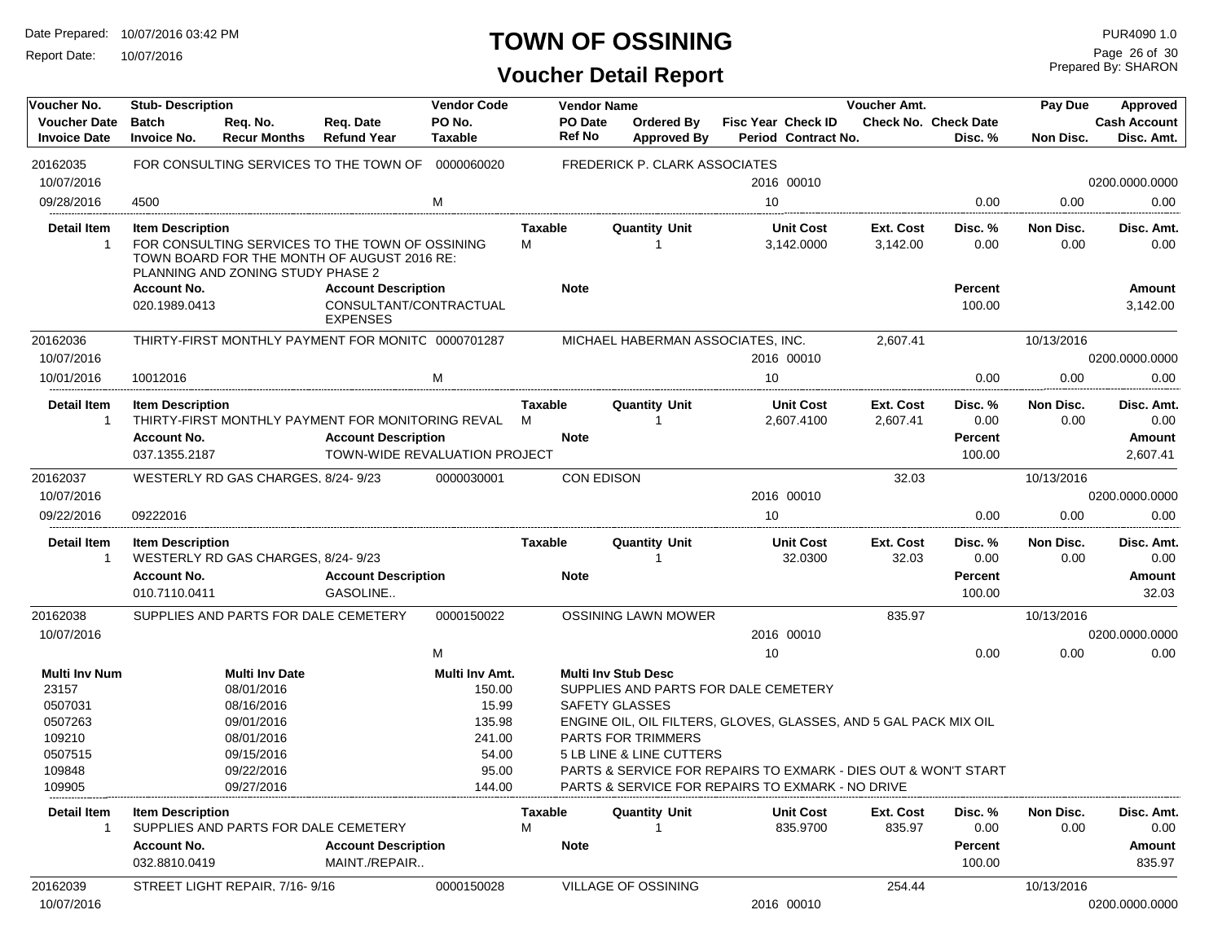# TOWN OF OSSINING

## Voucher Detail Report

Date Prepared: 10/07/2016 03:42 PM
Report Date: 10/07/2016
PUR4090 1.0
Prepared By: SHARON

| Voucher No. | Stub- Description | | | Vendor Code | Vendor Name | | | Voucher Amt. | | Pay Due | Approved |
|---|---|---|---|---|---|---|---|---|---|---|---|
| **Voucher Date** | **Batch** | **Req. No.** | **Req. Date** | **PO No.** | **PO Date** | **Ordered By** | **Fisc Year Check ID** | **Check No.** | **Check Date** | | **Cash Account** |
| **Invoice Date** | **Invoice No.** | **Recur Months** | **Refund Year** | **Taxable** | **Ref No** | **Approved By** | **Period Contract No.** | | **Disc. %** | **Non Disc.** | **Disc. Amt.** |

---

**20162035** — FOR CONSULTING SERVICES TO THE TOWN OF — Vendor Code: 0000060020 — FREDERICK P. CLARK ASSOCIATES

| Voucher Date | Invoice Date | Invoice No. | Taxable | Fisc Year / Check ID | Period | Disc. % | Non Disc. | Disc. Amt. | Cash Account |
|---|---|---|---|---|---|---|---|---|---|
| 10/07/2016 | 09/28/2016 | 4500 | M | 2016 00010 | 10 | 0.00 | 0.00 | 0.00 | 0200.0000.0000 |

| Detail Item | Item Description | Taxable | Quantity Unit | Unit Cost | Ext. Cost | Disc. % | Non Disc. | Disc. Amt. |
|---|---|---|---|---|---|---|---|---|
| 1 | FOR CONSULTING SERVICES TO THE TOWN OF OSSINING TOWN BOARD FOR THE MONTH OF AUGUST 2016 RE: PLANNING AND ZONING STUDY PHASE 2 | M | 1 | 3,142.0000 | 3,142.00 | 0.00 | 0.00 | 0.00 |

| Account No. | Account Description | Note | Percent | Amount |
|---|---|---|---|---|
| 020.1989.0413 | CONSULTANT/CONTRACTUAL EXPENSES | | 100.00 | 3,142.00 |

---

**20162036** — THIRTY-FIRST MONTHLY PAYMENT FOR MONITC — Vendor Code: 0000701287 — MICHAEL HABERMAN ASSOCIATES, INC. — Voucher Amt.: 2,607.41 — Pay Due: 10/13/2016

| Voucher Date | Invoice Date | Invoice No. | Taxable | Fisc Year / Check ID | Period | Disc. % | Non Disc. | Disc. Amt. | Cash Account |
|---|---|---|---|---|---|---|---|---|---|
| 10/07/2016 | 10/01/2016 | 10012016 | M | 2016 00010 | 10 | 0.00 | 0.00 | 0.00 | 0200.0000.0000 |

| Detail Item | Item Description | Taxable | Quantity Unit | Unit Cost | Ext. Cost | Disc. % | Non Disc. | Disc. Amt. |
|---|---|---|---|---|---|---|---|---|
| 1 | THIRTY-FIRST MONTHLY PAYMENT FOR MONITORING REVAL | M | 1 | 2,607.4100 | 2,607.41 | 0.00 | 0.00 | 0.00 |

| Account No. | Account Description | Note | Percent | Amount |
|---|---|---|---|---|
| 037.1355.2187 | TOWN-WIDE REVALUATION PROJECT | | 100.00 | 2,607.41 |

---

**20162037** — WESTERLY RD GAS CHARGES, 8/24- 9/23 — Vendor Code: 0000030001 — CON EDISON — Voucher Amt.: 32.03 — Pay Due: 10/13/2016

| Voucher Date | Invoice Date | Invoice No. | Taxable | Fisc Year / Check ID | Period | Disc. % | Non Disc. | Disc. Amt. | Cash Account |
|---|---|---|---|---|---|---|---|---|---|
| 10/07/2016 | 09/22/2016 | 09222016 | | 2016 00010 | 10 | 0.00 | 0.00 | 0.00 | 0200.0000.0000 |

| Detail Item | Item Description | Taxable | Quantity Unit | Unit Cost | Ext. Cost | Disc. % | Non Disc. | Disc. Amt. |
|---|---|---|---|---|---|---|---|---|
| 1 | WESTERLY RD GAS CHARGES, 8/24- 9/23 | | 1 | 32.0300 | 32.03 | 0.00 | 0.00 | 0.00 |

| Account No. | Account Description | Note | Percent | Amount |
|---|---|---|---|---|
| 010.7110.0411 | GASOLINE.. | | 100.00 | 32.03 |

---

**20162038** — SUPPLIES AND PARTS FOR DALE CEMETERY — Vendor Code: 0000150022 — OSSINING LAWN MOWER — Voucher Amt.: 835.97 — Pay Due: 10/13/2016

| Voucher Date | Invoice Date | Invoice No. | Taxable | Fisc Year / Check ID | Period | Disc. % | Non Disc. | Disc. Amt. | Cash Account |
|---|---|---|---|---|---|---|---|---|---|
| 10/07/2016 | | | M | 2016 00010 | 10 | 0.00 | 0.00 | 0.00 | 0200.0000.0000 |

| Multi Inv Num | Multi Inv Date | Multi Inv Amt. | Multi Inv Stub Desc |
|---|---|---|---|
| 23157 | 08/01/2016 | 150.00 | SUPPLIES AND PARTS FOR DALE CEMETERY |
| 0507031 | 08/16/2016 | 15.99 | SAFETY GLASSES |
| 0507263 | 09/01/2016 | 135.98 | ENGINE OIL, OIL FILTERS, GLOVES, GLASSES, AND 5 GAL PACK MIX OIL |
| 109210 | 08/01/2016 | 241.00 | PARTS FOR TRIMMERS |
| 0507515 | 09/15/2016 | 54.00 | 5 LB LINE & LINE CUTTERS |
| 109848 | 09/22/2016 | 95.00 | PARTS & SERVICE FOR REPAIRS TO EXMARK - DIES OUT & WON'T START |
| 109905 | 09/27/2016 | 144.00 | PARTS & SERVICE FOR REPAIRS TO EXMARK - NO DRIVE |

| Detail Item | Item Description | Taxable | Quantity Unit | Unit Cost | Ext. Cost | Disc. % | Non Disc. | Disc. Amt. |
|---|---|---|---|---|---|---|---|---|
| 1 | SUPPLIES AND PARTS FOR DALE CEMETERY | M | 1 | 835.9700 | 835.97 | 0.00 | 0.00 | 0.00 |

| Account No. | Account Description | Note | Percent | Amount |
|---|---|---|---|---|
| 032.8810.0419 | MAINT./REPAIR.. | | 100.00 | 835.97 |

---

**20162039** — STREET LIGHT REPAIR, 7/16- 9/16 — Vendor Code: 0000150028 — VILLAGE OF OSSINING — Voucher Amt.: 254.44 — Pay Due: 10/13/2016

| Voucher Date | Fisc Year / Check ID | Cash Account |
|---|---|---|
| 10/07/2016 | 2016 00010 | 0200.0000.0000 |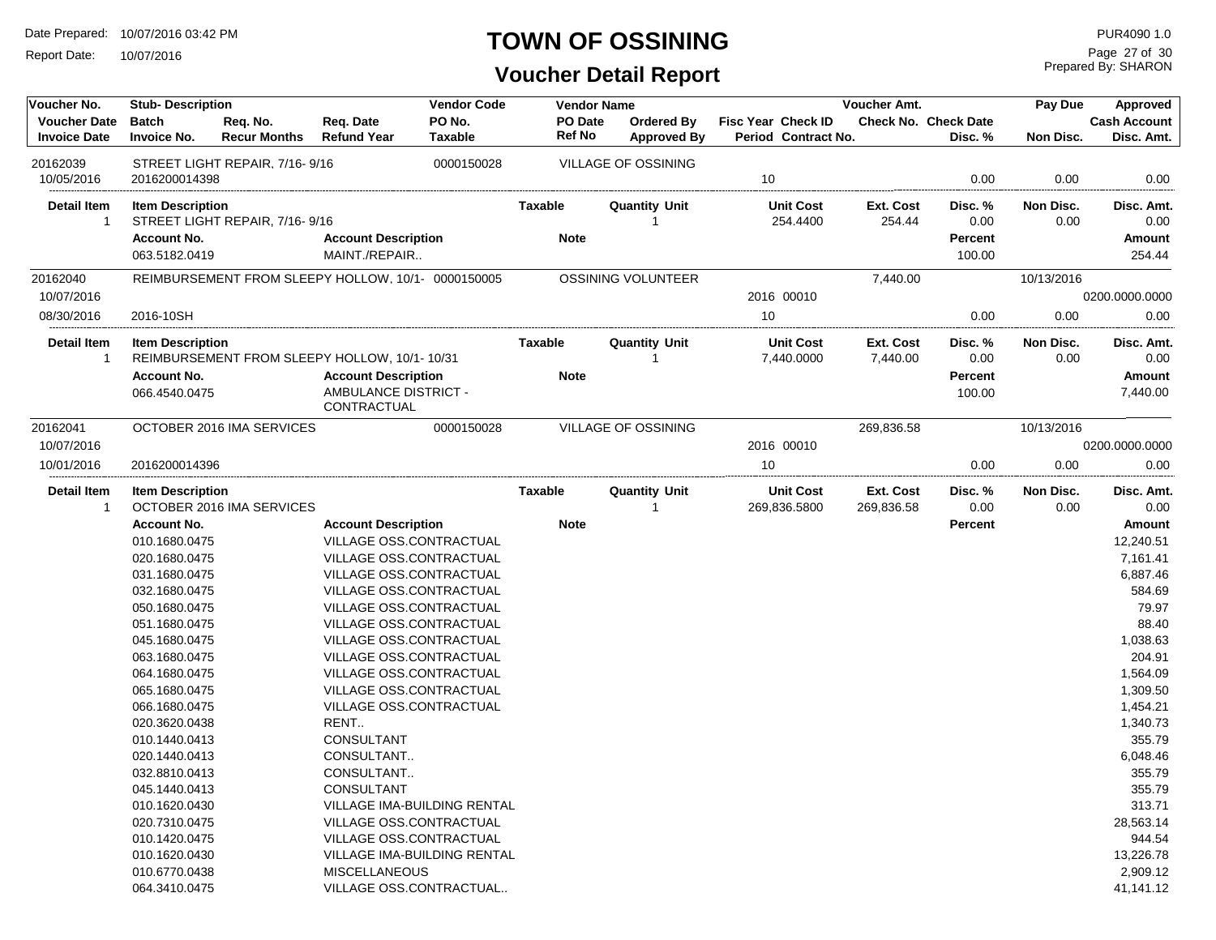# TOWN OF OSSINING

## Voucher Detail Report

Date Prepared: 10/07/2016 03:42 PM
Report Date: 10/07/2016

PUR4090 1.0
Prepared By: SHARON

| Voucher No. / Voucher Date / Invoice Date | Stub- Description / Batch / Invoice No. | Req. No. / Recur Months | Req. Date / Refund Year | Vendor Code / PO No. / Taxable | Vendor Name / PO Date / Ref No | Ordered By / Approved By | Fisc Year / Period | Check ID / Contract No. | Voucher Amt. / Check No. | Check Date / Disc. % | Pay Due / Non Disc. | Approved / Cash Account / Disc. Amt. |
|---|---|---|---|---|---|---|---|---|---|---|---|---|
| 20162039 | STREET LIGHT REPAIR, 7/16- 9/16 | | | 0000150028 | VILLAGE OF OSSINING | | | | | | | |
| 10/05/2016 | 2016200014398 | | | | | | 10 | | | 0.00 | 0.00 | 0.00 |

| Detail Item | Item Description | Taxable | Quantity Unit | Unit Cost | Ext. Cost | Disc. % | Non Disc. | Disc. Amt. |
|---|---|---|---|---|---|---|---|---|
| 1 | STREET LIGHT REPAIR, 7/16- 9/16 | | 1 | 254.4400 | 254.44 | 0.00 | 0.00 | 0.00 |

| Account No. | Account Description | Note | Percent | Amount |
|---|---|---|---|---|
| 063.5182.0419 | MAINT./REPAIR.. | | 100.00 | 254.44 |

| Voucher No. / Voucher Date / Invoice Date | Stub- Description / Batch / Invoice No. | Req. No. / Recur Months | Req. Date / Refund Year | Vendor Code / PO No. / Taxable | Vendor Name / PO Date / Ref No | Ordered By / Approved By | Fisc Year / Period | Check ID / Contract No. | Voucher Amt. / Check No. | Check Date / Disc. % | Pay Due / Non Disc. | Approved / Cash Account / Disc. Amt. |
|---|---|---|---|---|---|---|---|---|---|---|---|---|
| 20162040 | REIMBURSEMENT FROM SLEEPY HOLLOW, 10/1- | | | 0000150005 | OSSINING VOLUNTEER | | | | 7,440.00 | | 10/13/2016 | |
| 10/07/2016 | | | | | | | 2016 | 00010 | | | | 0200.0000.0000 |
| 08/30/2016 | 2016-10SH | | | | | | 10 | | | 0.00 | 0.00 | 0.00 |

| Detail Item | Item Description | Taxable | Quantity Unit | Unit Cost | Ext. Cost | Disc. % | Non Disc. | Disc. Amt. |
|---|---|---|---|---|---|---|---|---|
| 1 | REIMBURSEMENT FROM SLEEPY HOLLOW, 10/1- 10/31 | | 1 | 7,440.0000 | 7,440.00 | 0.00 | 0.00 | 0.00 |

| Account No. | Account Description | Note | Percent | Amount |
|---|---|---|---|---|
| 066.4540.0475 | AMBULANCE DISTRICT - CONTRACTUAL | | 100.00 | 7,440.00 |

| Voucher No. / Voucher Date / Invoice Date | Stub- Description / Batch / Invoice No. | Req. No. / Recur Months | Req. Date / Refund Year | Vendor Code / PO No. / Taxable | Vendor Name / PO Date / Ref No | Ordered By / Approved By | Fisc Year / Period | Check ID / Contract No. | Voucher Amt. / Check No. | Check Date / Disc. % | Pay Due / Non Disc. | Approved / Cash Account / Disc. Amt. |
|---|---|---|---|---|---|---|---|---|---|---|---|---|
| 20162041 | OCTOBER 2016 IMA SERVICES | | | 0000150028 | VILLAGE OF OSSINING | | | | 269,836.58 | | 10/13/2016 | |
| 10/07/2016 | | | | | | | 2016 | 00010 | | | | 0200.0000.0000 |
| 10/01/2016 | 2016200014396 | | | | | | 10 | | | 0.00 | 0.00 | 0.00 |

| Detail Item | Item Description | Taxable | Quantity Unit | Unit Cost | Ext. Cost | Disc. % | Non Disc. | Disc. Amt. |
|---|---|---|---|---|---|---|---|---|
| 1 | OCTOBER 2016 IMA SERVICES | | 1 | 269,836.5800 | 269,836.58 | 0.00 | 0.00 | 0.00 |

| Account No. | Account Description | Note | Percent | Amount |
|---|---|---|---|---|
| 010.1680.0475 | VILLAGE OSS.CONTRACTUAL | | | 12,240.51 |
| 020.1680.0475 | VILLAGE OSS.CONTRACTUAL | | | 7,161.41 |
| 031.1680.0475 | VILLAGE OSS.CONTRACTUAL | | | 6,887.46 |
| 032.1680.0475 | VILLAGE OSS.CONTRACTUAL | | | 584.69 |
| 050.1680.0475 | VILLAGE OSS.CONTRACTUAL | | | 79.97 |
| 051.1680.0475 | VILLAGE OSS.CONTRACTUAL | | | 88.40 |
| 045.1680.0475 | VILLAGE OSS.CONTRACTUAL | | | 1,038.63 |
| 063.1680.0475 | VILLAGE OSS.CONTRACTUAL | | | 204.91 |
| 064.1680.0475 | VILLAGE OSS.CONTRACTUAL | | | 1,564.09 |
| 065.1680.0475 | VILLAGE OSS.CONTRACTUAL | | | 1,309.50 |
| 066.1680.0475 | VILLAGE OSS.CONTRACTUAL | | | 1,454.21 |
| 020.3620.0438 | RENT.. | | | 1,340.73 |
| 010.1440.0413 | CONSULTANT | | | 355.79 |
| 020.1440.0413 | CONSULTANT.. | | | 6,048.46 |
| 032.8810.0413 | CONSULTANT.. | | | 355.79 |
| 045.1440.0413 | CONSULTANT | | | 355.79 |
| 010.1620.0430 | VILLAGE IMA-BUILDING RENTAL | | | 313.71 |
| 020.7310.0475 | VILLAGE OSS.CONTRACTUAL | | | 28,563.14 |
| 010.1420.0475 | VILLAGE OSS.CONTRACTUAL | | | 944.54 |
| 010.1620.0430 | VILLAGE IMA-BUILDING RENTAL | | | 13,226.78 |
| 010.6770.0438 | MISCELLANEOUS | | | 2,909.12 |
| 064.3410.0475 | VILLAGE OSS.CONTRACTUAL.. | | | 41,141.12 |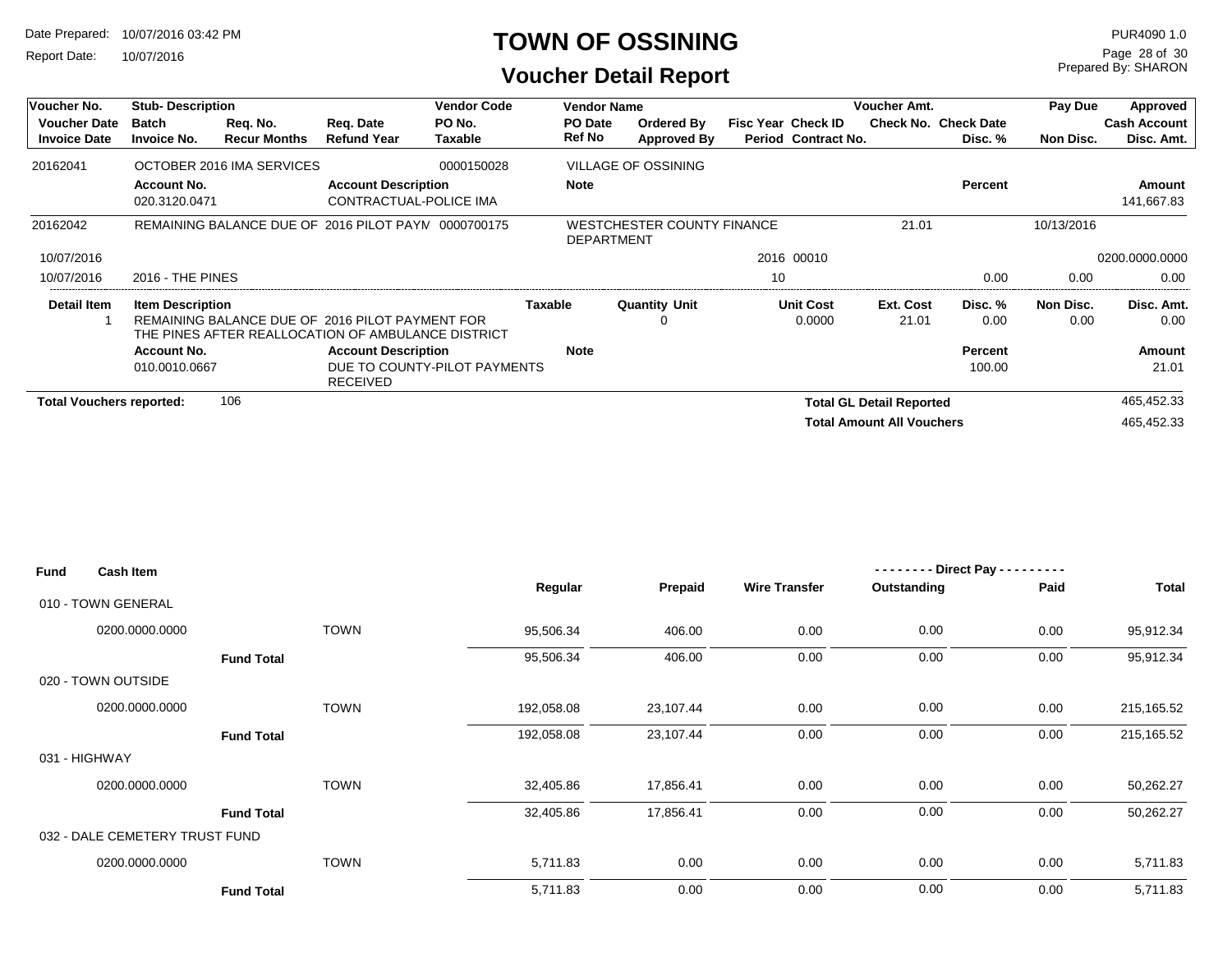# TOWN OF OSSINING

## Voucher Detail Report

Date Prepared: 10/07/2016 03:42 PM
Report Date: 10/07/2016

PUR4090 1.0
Prepared By: SHARON

| Voucher No. | Stub- Description | | | Vendor Code | Vendor Name | | | | Voucher Amt. | | Pay Due | Approved |
|---|---|---|---|---|---|---|---|---|---|---|---|---|
| Voucher Date | Batch | Req. No. | Req. Date | PO No. | PO Date | Ordered By | Fisc Year | Check ID | Check No. | Check Date | | Cash Account |
| Invoice Date | Invoice No. | Recur Months | Refund Year | Taxable | Ref No | Approved By | Period | Contract No. | | Disc. % | Non Disc. | Disc. Amt. |
| 20162041 | OCTOBER 2016 IMA SERVICES | | | 0000150028 | VILLAGE OF OSSINING | | | | | | | |
| | Account No. | | Account Description | | Note | | | | | Percent | | Amount |
| | 020.3120.0471 | | CONTRACTUAL-POLICE IMA | | | | | | | | | 141,667.83 |
| 20162042 | REMAINING BALANCE DUE OF 2016 PILOT PAYM | | | 0000700175 | WESTCHESTER COUNTY FINANCE DEPARTMENT | | | | 21.01 | | 10/13/2016 | |
| 10/07/2016 | | | | | | | 2016 | 00010 | | | | 0200.0000.0000 |
| 10/07/2016 | 2016 - THE PINES | | | | | | 10 | | | 0.00 | 0.00 | 0.00 |

| Detail Item | Item Description | Taxable | Quantity | Unit | Unit Cost | Ext. Cost | Disc. % | Non Disc. | Disc. Amt. |
|---|---|---|---|---|---|---|---|---|---|
| 1 | REMAINING BALANCE DUE OF 2016 PILOT PAYMENT FOR THE PINES AFTER REALLOCATION OF AMBULANCE DISTRICT | | 0 | | 0.0000 | 21.01 | 0.00 | 0.00 | 0.00 |

| Account No. | Account Description | Note | Percent | Amount |
|---|---|---|---|---|
| 010.0010.0667 | DUE TO COUNTY-PILOT PAYMENTS RECEIVED | | 100.00 | 21.01 |

**Total Vouchers reported:** 106

**Total GL Detail Reported** 465,452.33

**Total Amount All Vouchers** 465,452.33

| Fund | Cash Item | | Regular | Prepaid | Wire Transfer | Direct Pay - Outstanding | Direct Pay - Paid | Total |
|---|---|---|---|---|---|---|---|---|
| 010 - TOWN GENERAL | | | | | | | | |
| | 0200.0000.0000 | TOWN | 95,506.34 | 406.00 | 0.00 | 0.00 | 0.00 | 95,912.34 |
| | **Fund Total** | | 95,506.34 | 406.00 | 0.00 | 0.00 | 0.00 | 95,912.34 |
| 020 - TOWN OUTSIDE | | | | | | | | |
| | 0200.0000.0000 | TOWN | 192,058.08 | 23,107.44 | 0.00 | 0.00 | 0.00 | 215,165.52 |
| | **Fund Total** | | 192,058.08 | 23,107.44 | 0.00 | 0.00 | 0.00 | 215,165.52 |
| 031 - HIGHWAY | | | | | | | | |
| | 0200.0000.0000 | TOWN | 32,405.86 | 17,856.41 | 0.00 | 0.00 | 0.00 | 50,262.27 |
| | **Fund Total** | | 32,405.86 | 17,856.41 | 0.00 | 0.00 | 0.00 | 50,262.27 |
| 032 - DALE CEMETERY TRUST FUND | | | | | | | | |
| | 0200.0000.0000 | TOWN | 5,711.83 | 0.00 | 0.00 | 0.00 | 0.00 | 5,711.83 |
| | **Fund Total** | | 5,711.83 | 0.00 | 0.00 | 0.00 | 0.00 | 5,711.83 |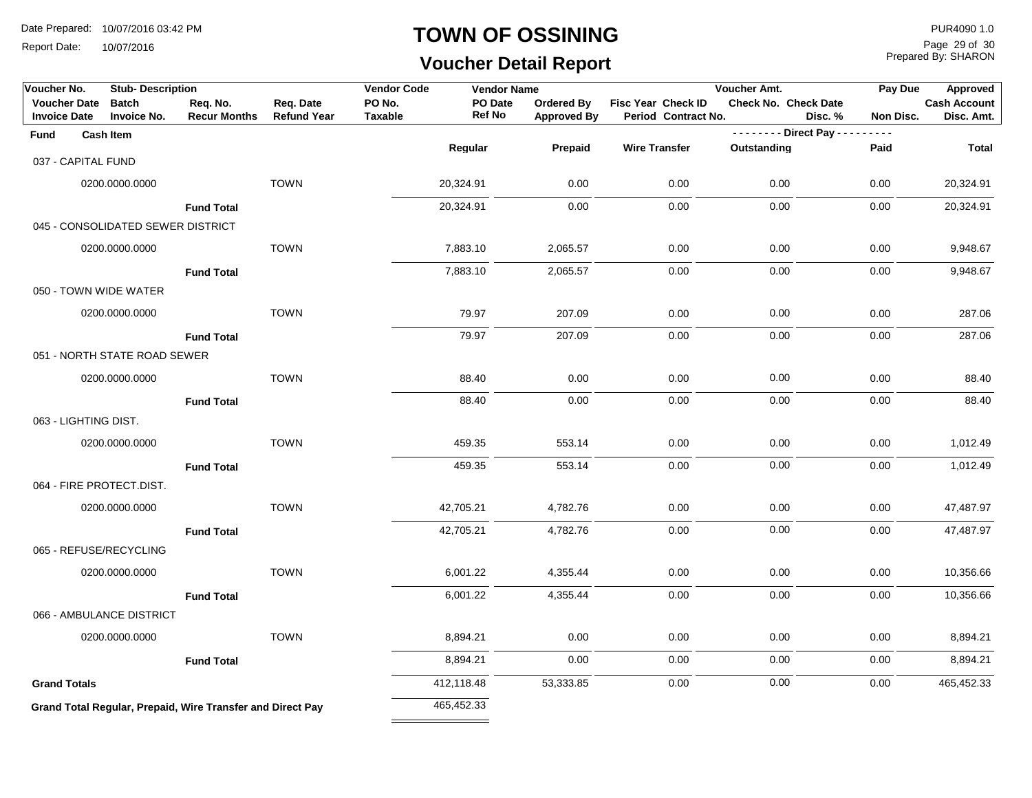# TOWN OF OSSINING

## Voucher Detail Report

Date Prepared: 10/07/2016 03:42 PM
Report Date: 10/07/2016

PUR4090 1.0
Prepared By: SHARON

| Voucher No. | Stub- Description | | | Vendor Code | Vendor Name | | | Voucher Amt. | | Pay Due | Approved |
|---|---|---|---|---|---|---|---|---|---|---|---|
| Voucher Date | Batch | Req. No. | Req. Date | PO No. | PO Date | Ordered By | Fisc Year Check ID | Check No. Check Date | | | Cash Account |
| Invoice Date | Invoice No. | Recur Months | Refund Year | Taxable | Ref No | Approved By | Period Contract No. | | Disc. % | Non Disc. | Disc. Amt. |

| Fund | Cash Item | | Regular | Prepaid | Wire Transfer | Direct Pay Outstanding | Direct Pay Paid | Total |
|---|---|---|---|---|---|---|---|---|
| 037 - CAPITAL FUND | | | | | | | | |
| | 0200.0000.0000 | TOWN | 20,324.91 | 0.00 | 0.00 | 0.00 | 0.00 | 20,324.91 |
| | Fund Total | | 20,324.91 | 0.00 | 0.00 | 0.00 | 0.00 | 20,324.91 |
| 045 - CONSOLIDATED SEWER DISTRICT | | | | | | | | |
| | 0200.0000.0000 | TOWN | 7,883.10 | 2,065.57 | 0.00 | 0.00 | 0.00 | 9,948.67 |
| | Fund Total | | 7,883.10 | 2,065.57 | 0.00 | 0.00 | 0.00 | 9,948.67 |
| 050 - TOWN WIDE WATER | | | | | | | | |
| | 0200.0000.0000 | TOWN | 79.97 | 207.09 | 0.00 | 0.00 | 0.00 | 287.06 |
| | Fund Total | | 79.97 | 207.09 | 0.00 | 0.00 | 0.00 | 287.06 |
| 051 - NORTH STATE ROAD SEWER | | | | | | | | |
| | 0200.0000.0000 | TOWN | 88.40 | 0.00 | 0.00 | 0.00 | 0.00 | 88.40 |
| | Fund Total | | 88.40 | 0.00 | 0.00 | 0.00 | 0.00 | 88.40 |
| 063 - LIGHTING DIST. | | | | | | | | |
| | 0200.0000.0000 | TOWN | 459.35 | 553.14 | 0.00 | 0.00 | 0.00 | 1,012.49 |
| | Fund Total | | 459.35 | 553.14 | 0.00 | 0.00 | 0.00 | 1,012.49 |
| 064 - FIRE PROTECT.DIST. | | | | | | | | |
| | 0200.0000.0000 | TOWN | 42,705.21 | 4,782.76 | 0.00 | 0.00 | 0.00 | 47,487.97 |
| | Fund Total | | 42,705.21 | 4,782.76 | 0.00 | 0.00 | 0.00 | 47,487.97 |
| 065 - REFUSE/RECYCLING | | | | | | | | |
| | 0200.0000.0000 | TOWN | 6,001.22 | 4,355.44 | 0.00 | 0.00 | 0.00 | 10,356.66 |
| | Fund Total | | 6,001.22 | 4,355.44 | 0.00 | 0.00 | 0.00 | 10,356.66 |
| 066 - AMBULANCE DISTRICT | | | | | | | | |
| | 0200.0000.0000 | TOWN | 8,894.21 | 0.00 | 0.00 | 0.00 | 0.00 | 8,894.21 |
| | Fund Total | | 8,894.21 | 0.00 | 0.00 | 0.00 | 0.00 | 8,894.21 |
| **Grand Totals** | | | 412,118.48 | 53,333.85 | 0.00 | 0.00 | 0.00 | 465,452.33 |
| **Grand Total Regular, Prepaid, Wire Transfer and Direct Pay** | | | 465,452.33 | | | | | |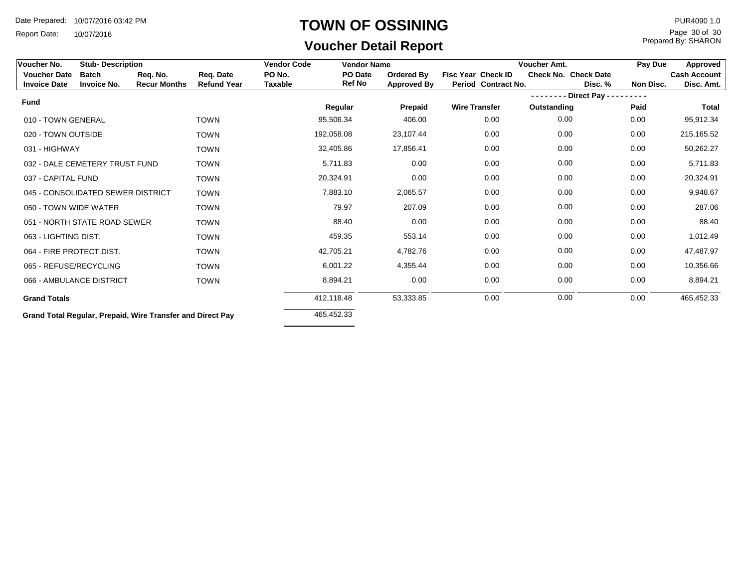# TOWN OF OSSINING

## Voucher Detail Report

Date Prepared: 10/07/2016 03:42 PM
Report Date: 10/07/2016

PUR4090 1.0
Prepared By: SHARON

| Voucher No. | Stub- Description | | | Vendor Code | Vendor Name | | | | Voucher Amt. | | Pay Due | Approved |
|---|---|---|---|---|---|---|---|---|---|---|---|---|
| Voucher Date | Batch | Req. No. | Req. Date | PO No. | PO Date | Ordered By | Fisc Year | Check ID | Check No. | Check Date | | Cash Account |
| Invoice Date | Invoice No. | Recur Months | Refund Year | Taxable | Ref No | Approved By | Period | Contract No. | | Disc. % | Non Disc. | Disc. Amt. |

| Fund | | Regular | Prepaid | Wire Transfer | Direct Pay Outstanding | Direct Pay Paid | Total |
|---|---|---|---|---|---|---|---|
| 010 - TOWN GENERAL | TOWN | 95,506.34 | 406.00 | 0.00 | 0.00 | 0.00 | 95,912.34 |
| 020 - TOWN OUTSIDE | TOWN | 192,058.08 | 23,107.44 | 0.00 | 0.00 | 0.00 | 215,165.52 |
| 031 - HIGHWAY | TOWN | 32,405.86 | 17,856.41 | 0.00 | 0.00 | 0.00 | 50,262.27 |
| 032 - DALE CEMETERY TRUST FUND | TOWN | 5,711.83 | 0.00 | 0.00 | 0.00 | 0.00 | 5,711.83 |
| 037 - CAPITAL FUND | TOWN | 20,324.91 | 0.00 | 0.00 | 0.00 | 0.00 | 20,324.91 |
| 045 - CONSOLIDATED SEWER DISTRICT | TOWN | 7,883.10 | 2,065.57 | 0.00 | 0.00 | 0.00 | 9,948.67 |
| 050 - TOWN WIDE WATER | TOWN | 79.97 | 207.09 | 0.00 | 0.00 | 0.00 | 287.06 |
| 051 - NORTH STATE ROAD SEWER | TOWN | 88.40 | 0.00 | 0.00 | 0.00 | 0.00 | 88.40 |
| 063 - LIGHTING DIST. | TOWN | 459.35 | 553.14 | 0.00 | 0.00 | 0.00 | 1,012.49 |
| 064 - FIRE PROTECT.DIST. | TOWN | 42,705.21 | 4,782.76 | 0.00 | 0.00 | 0.00 | 47,487.97 |
| 065 - REFUSE/RECYCLING | TOWN | 6,001.22 | 4,355.44 | 0.00 | 0.00 | 0.00 | 10,356.66 |
| 066 - AMBULANCE DISTRICT | TOWN | 8,894.21 | 0.00 | 0.00 | 0.00 | 0.00 | 8,894.21 |
| **Grand Totals** | | 412,118.48 | 53,333.85 | 0.00 | 0.00 | 0.00 | 465,452.33 |
| **Grand Total Regular, Prepaid, Wire Transfer and Direct Pay** | | 465,452.33 | | | | | |